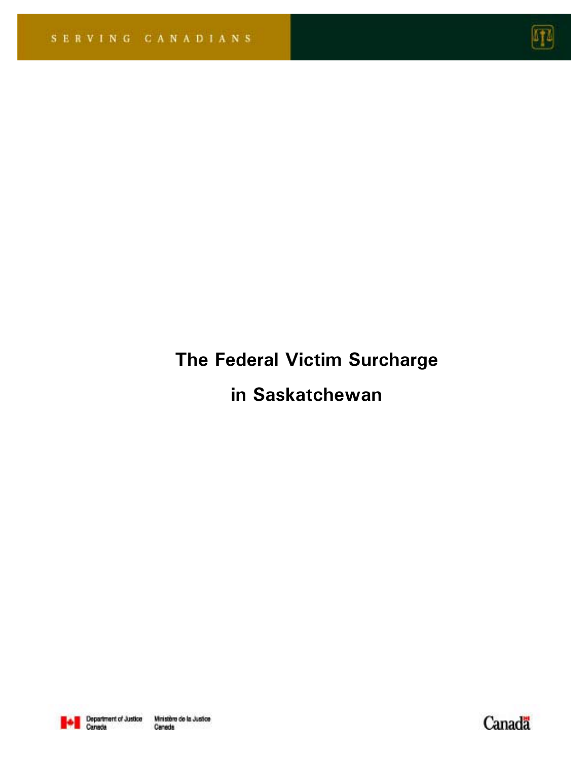SERVING CANADIANS

# The Federal Victim Surcharge in Saskatchewan

Department of Justice Canada

Ministère de la Justice Canada

Canada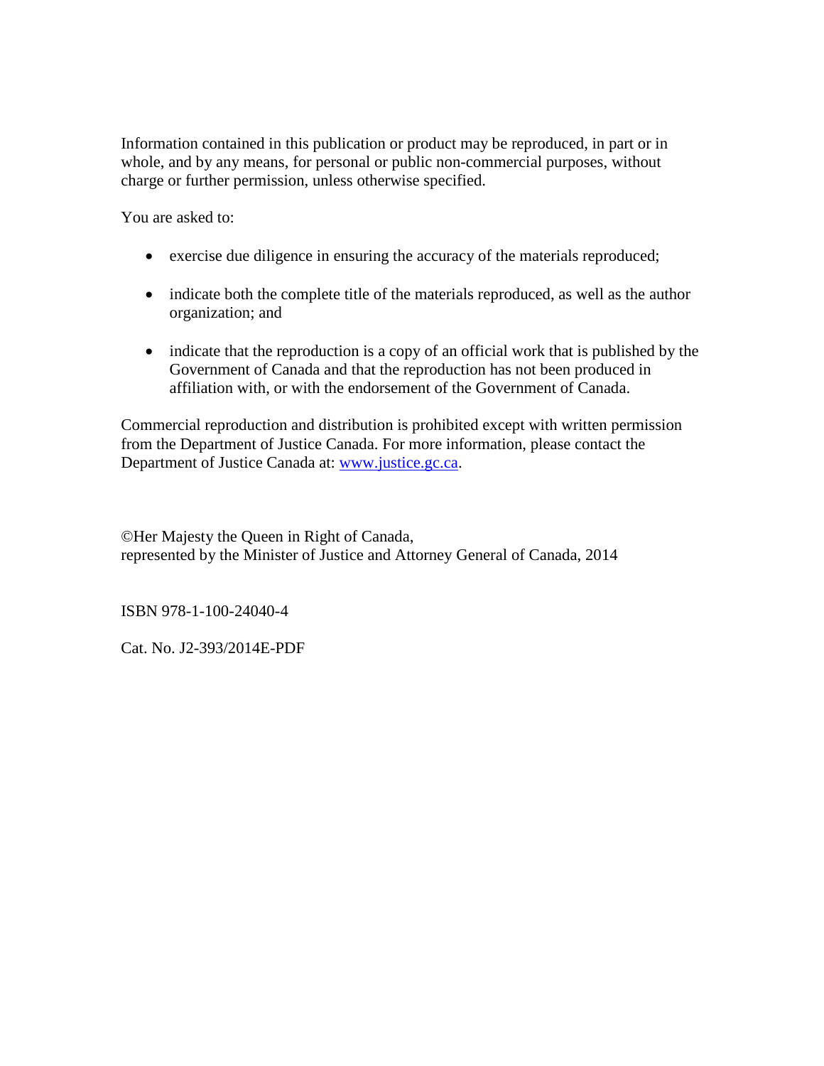Information contained in this publication or product may be reproduced, in part or in whole, and by any means, for personal or public non-commercial purposes, without charge or further permission, unless otherwise specified.

You are asked to:

- exercise due diligence in ensuring the accuracy of the materials reproduced;
- indicate both the complete title of the materials reproduced, as well as the author organization; and
- indicate that the reproduction is a copy of an official work that is published by the Government of Canada and that the reproduction has not been produced in affiliation with, or with the endorsement of the Government of Canada.

Commercial reproduction and distribution is prohibited except with written permission from the Department of Justice Canada. For more information, please contact the Department of Justice Canada at: [www.justice.gc.ca](http://www.justice.gc.ca).

©Her Majesty the Queen in Right of Canada,
represented by the Minister of Justice and Attorney General of Canada, 2014

ISBN 978-1-100-24040-4

Cat. No. J2-393/2014E-PDF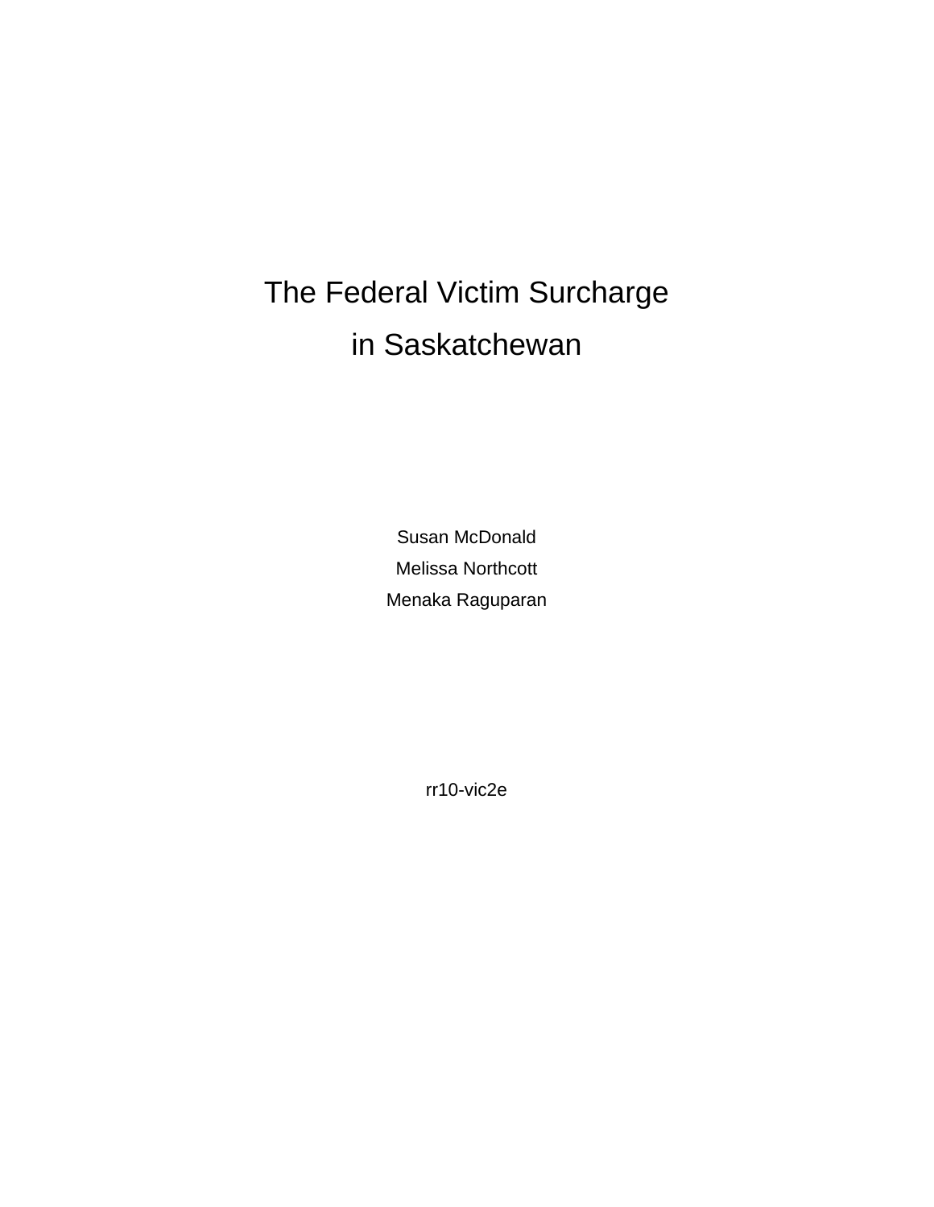# The Federal Victim Surcharge in Saskatchewan

Susan McDonald

Melissa Northcott

Menaka Raguparan

rr10-vic2e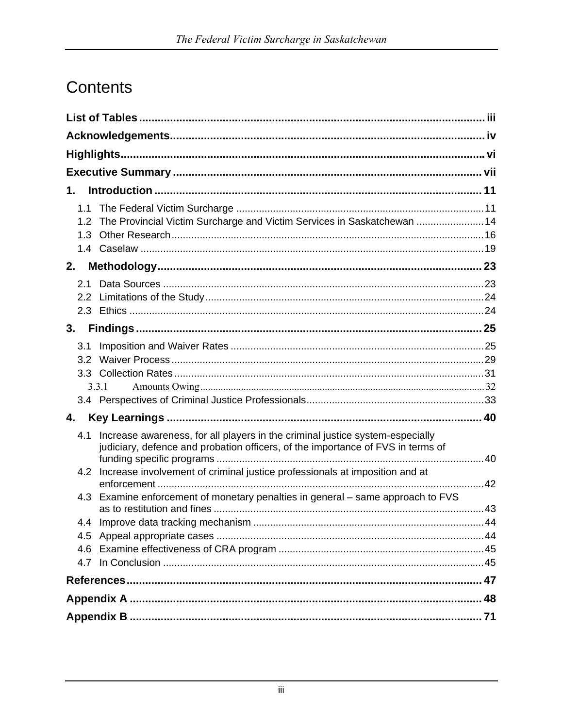# Contents

**List of Tables** ..... iii

**Acknowledgements** ..... iv

**Highlights** ..... vi

**Executive Summary** ..... vii

**1. Introduction** ..... 11

- 1.1 The Federal Victim Surcharge ..... 11
- 1.2 The Provincial Victim Surcharge and Victim Services in Saskatchewan ..... 14
- 1.3 Other Research ..... 16
- 1.4 Caselaw ..... 19

**2. Methodology** ..... 23

- 2.1 Data Sources ..... 23
- 2.2 Limitations of the Study ..... 24
- 2.3 Ethics ..... 24

**3. Findings** ..... 25

- 3.1 Imposition and Waiver Rates ..... 25
- 3.2 Waiver Process ..... 29
- 3.3 Collection Rates ..... 31
  - 3.3.1 Amounts Owing ..... 32
- 3.4 Perspectives of Criminal Justice Professionals ..... 33

**4. Key Learnings** ..... 40

- 4.1 Increase awareness, for all players in the criminal justice system-especially judiciary, defence and probation officers, of the importance of FVS in terms of funding specific programs ..... 40
- 4.2 Increase involvement of criminal justice professionals at imposition and at enforcement ..... 42
- 4.3 Examine enforcement of monetary penalties in general – same approach to FVS as to restitution and fines ..... 43
- 4.4 Improve data tracking mechanism ..... 44
- 4.5 Appeal appropriate cases ..... 44
- 4.6 Examine effectiveness of CRA program ..... 45
- 4.7 In Conclusion ..... 45

**References** ..... 47

**Appendix A** ..... 48

**Appendix B** ..... 71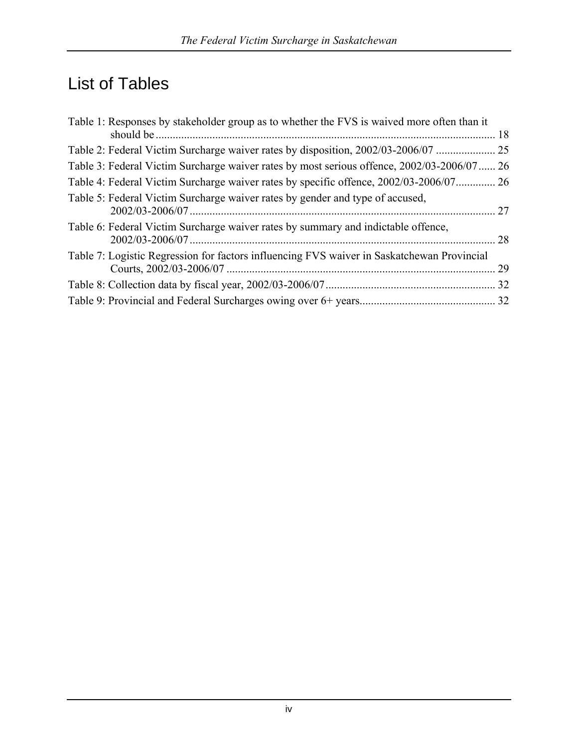# List of Tables

Table 1: Responses by stakeholder group as to whether the FVS is waived more often than it should be ........................................................................................................................ 18

Table 2: Federal Victim Surcharge waiver rates by disposition, 2002/03-2006/07 ..................... 25

Table 3: Federal Victim Surcharge waiver rates by most serious offence, 2002/03-2006/07 ...... 26

Table 4: Federal Victim Surcharge waiver rates by specific offence, 2002/03-2006/07.............. 26

Table 5: Federal Victim Surcharge waiver rates by gender and type of accused, 2002/03-2006/07 ........................................................................................................... 27

Table 6: Federal Victim Surcharge waiver rates by summary and indictable offence, 2002/03-2006/07 ........................................................................................................... 28

Table 7: Logistic Regression for factors influencing FVS waiver in Saskatchewan Provincial Courts, 2002/03-2006/07 .............................................................................................. 29

Table 8: Collection data by fiscal year, 2002/03-2006/07 ........................................................... 32

Table 9: Provincial and Federal Surcharges owing over 6+ years................................................ 32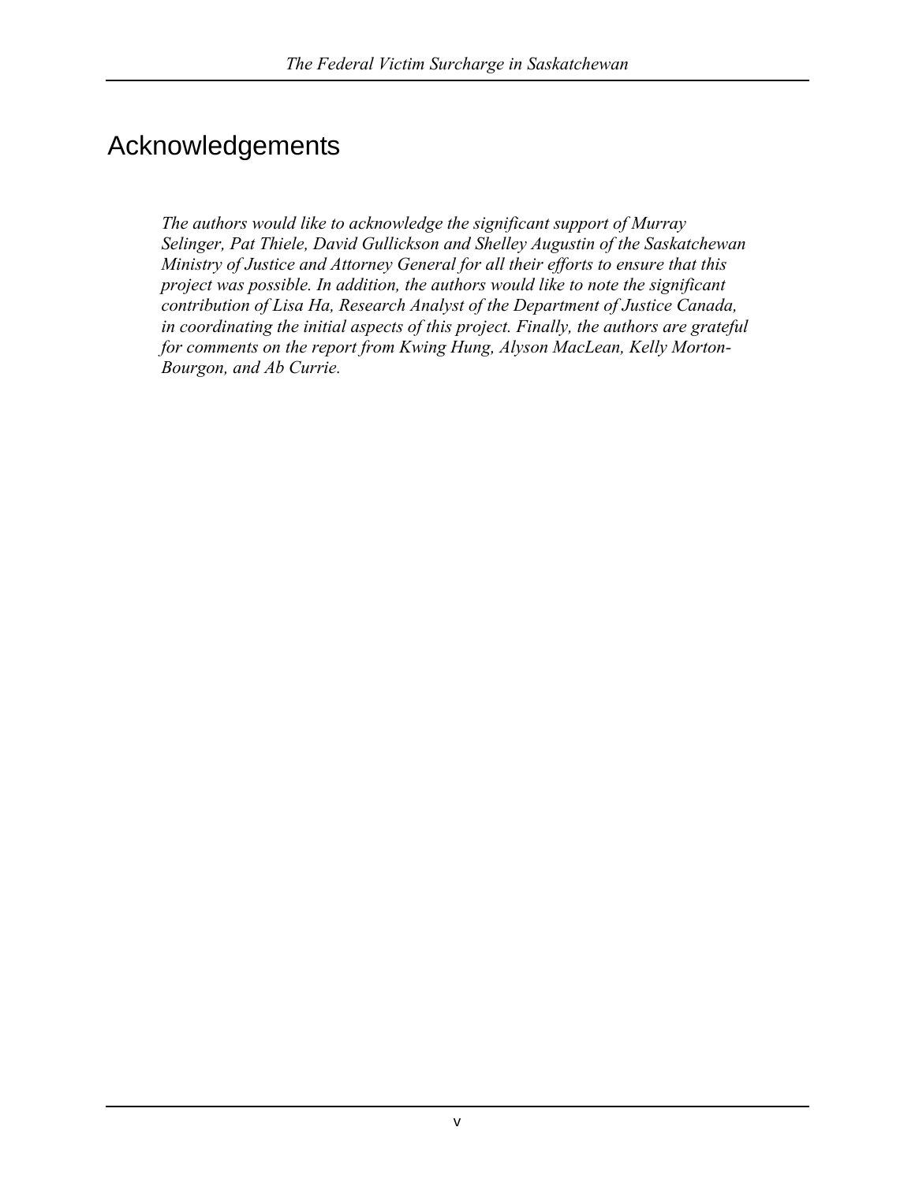# Acknowledgements

*The authors would like to acknowledge the significant support of Murray Selinger, Pat Thiele, David Gullickson and Shelley Augustin of the Saskatchewan Ministry of Justice and Attorney General for all their efforts to ensure that this project was possible. In addition, the authors would like to note the significant contribution of Lisa Ha, Research Analyst of the Department of Justice Canada, in coordinating the initial aspects of this project. Finally, the authors are grateful for comments on the report from Kwing Hung, Alyson MacLean, Kelly Morton-Bourgon, and Ab Currie.*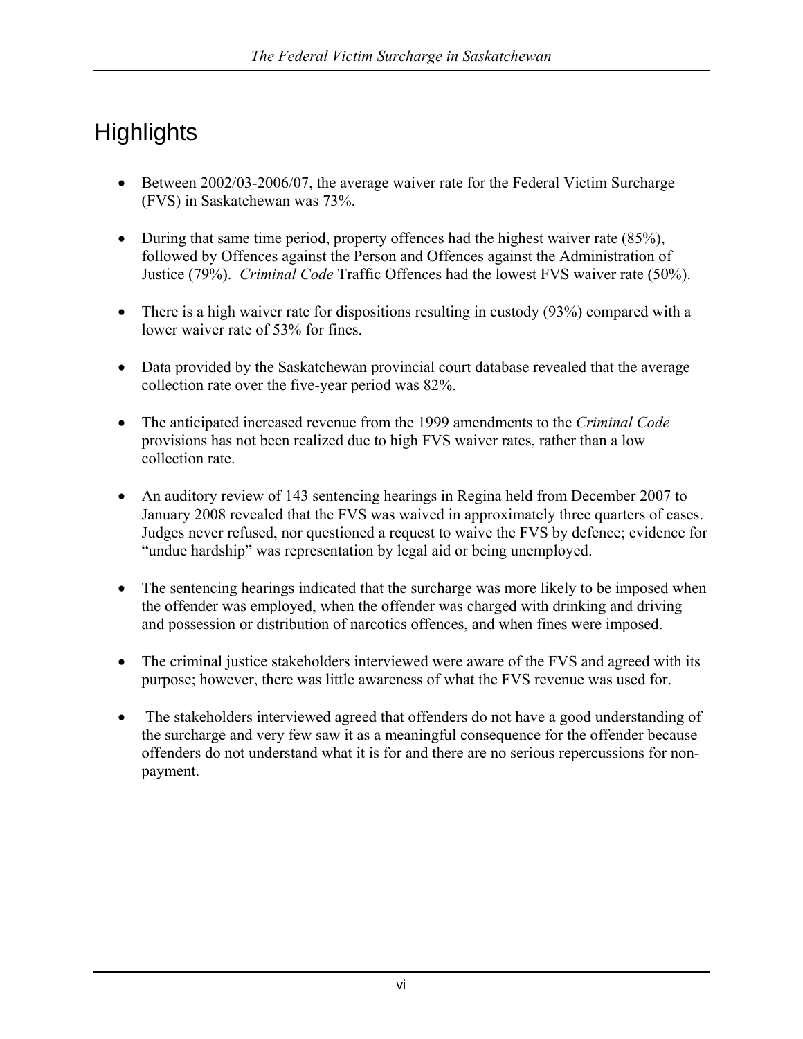# Highlights

- Between 2002/03-2006/07, the average waiver rate for the Federal Victim Surcharge (FVS) in Saskatchewan was 73%.
- During that same time period, property offences had the highest waiver rate (85%), followed by Offences against the Person and Offences against the Administration of Justice (79%). *Criminal Code* Traffic Offences had the lowest FVS waiver rate (50%).
- There is a high waiver rate for dispositions resulting in custody (93%) compared with a lower waiver rate of 53% for fines.
- Data provided by the Saskatchewan provincial court database revealed that the average collection rate over the five-year period was 82%.
- The anticipated increased revenue from the 1999 amendments to the *Criminal Code* provisions has not been realized due to high FVS waiver rates, rather than a low collection rate.
- An auditory review of 143 sentencing hearings in Regina held from December 2007 to January 2008 revealed that the FVS was waived in approximately three quarters of cases. Judges never refused, nor questioned a request to waive the FVS by defence; evidence for "undue hardship" was representation by legal aid or being unemployed.
- The sentencing hearings indicated that the surcharge was more likely to be imposed when the offender was employed, when the offender was charged with drinking and driving and possession or distribution of narcotics offences, and when fines were imposed.
- The criminal justice stakeholders interviewed were aware of the FVS and agreed with its purpose; however, there was little awareness of what the FVS revenue was used for.
- The stakeholders interviewed agreed that offenders do not have a good understanding of the surcharge and very few saw it as a meaningful consequence for the offender because offenders do not understand what it is for and there are no serious repercussions for non-payment.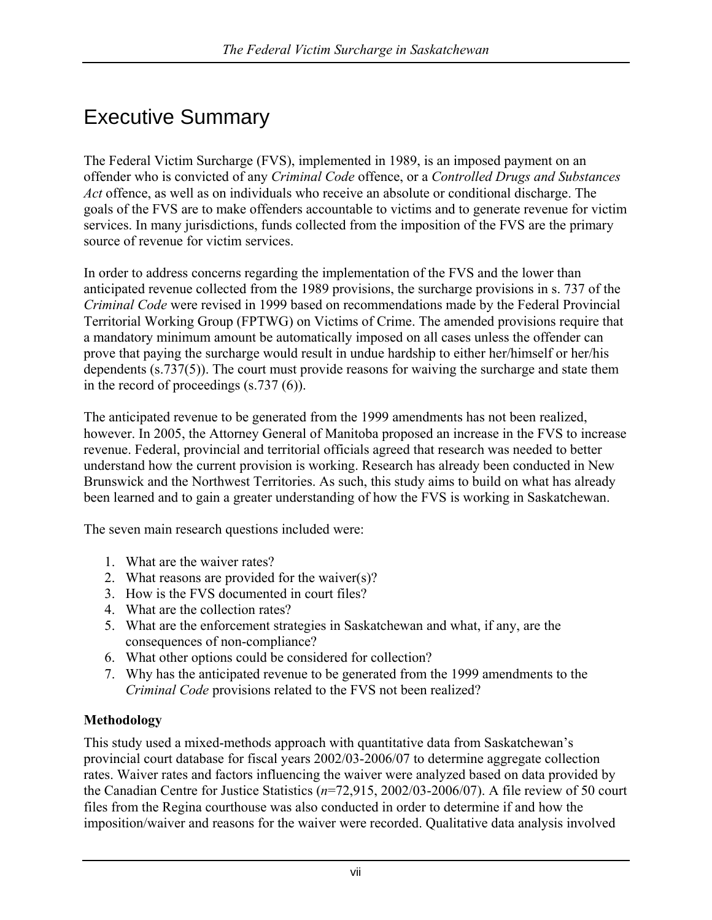# Executive Summary

The Federal Victim Surcharge (FVS), implemented in 1989, is an imposed payment on an offender who is convicted of any *Criminal Code* offence, or a *Controlled Drugs and Substances Act* offence, as well as on individuals who receive an absolute or conditional discharge. The goals of the FVS are to make offenders accountable to victims and to generate revenue for victim services. In many jurisdictions, funds collected from the imposition of the FVS are the primary source of revenue for victim services.

In order to address concerns regarding the implementation of the FVS and the lower than anticipated revenue collected from the 1989 provisions, the surcharge provisions in s. 737 of the *Criminal Code* were revised in 1999 based on recommendations made by the Federal Provincial Territorial Working Group (FPTWG) on Victims of Crime. The amended provisions require that a mandatory minimum amount be automatically imposed on all cases unless the offender can prove that paying the surcharge would result in undue hardship to either her/himself or her/his dependents (s.737(5)). The court must provide reasons for waiving the surcharge and state them in the record of proceedings (s.737 (6)).

The anticipated revenue to be generated from the 1999 amendments has not been realized, however. In 2005, the Attorney General of Manitoba proposed an increase in the FVS to increase revenue. Federal, provincial and territorial officials agreed that research was needed to better understand how the current provision is working. Research has already been conducted in New Brunswick and the Northwest Territories. As such, this study aims to build on what has already been learned and to gain a greater understanding of how the FVS is working in Saskatchewan.

The seven main research questions included were:

1. What are the waiver rates?
2. What reasons are provided for the waiver(s)?
3. How is the FVS documented in court files?
4. What are the collection rates?
5. What are the enforcement strategies in Saskatchewan and what, if any, are the consequences of non-compliance?
6. What other options could be considered for collection?
7. Why has the anticipated revenue to be generated from the 1999 amendments to the *Criminal Code* provisions related to the FVS not been realized?

**Methodology**

This study used a mixed-methods approach with quantitative data from Saskatchewan's provincial court database for fiscal years 2002/03-2006/07 to determine aggregate collection rates. Waiver rates and factors influencing the waiver were analyzed based on data provided by the Canadian Centre for Justice Statistics (*n*=72,915, 2002/03-2006/07). A file review of 50 court files from the Regina courthouse was also conducted in order to determine if and how the imposition/waiver and reasons for the waiver were recorded. Qualitative data analysis involved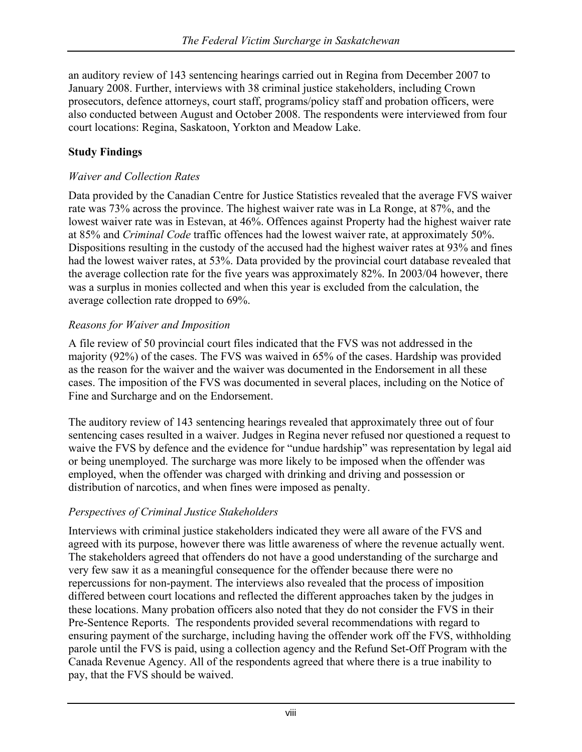an auditory review of 143 sentencing hearings carried out in Regina from December 2007 to January 2008. Further, interviews with 38 criminal justice stakeholders, including Crown prosecutors, defence attorneys, court staff, programs/policy staff and probation officers, were also conducted between August and October 2008. The respondents were interviewed from four court locations: Regina, Saskatoon, Yorkton and Meadow Lake.

**Study Findings**

*Waiver and Collection Rates*

Data provided by the Canadian Centre for Justice Statistics revealed that the average FVS waiver rate was 73% across the province. The highest waiver rate was in La Ronge, at 87%, and the lowest waiver rate was in Estevan, at 46%. Offences against Property had the highest waiver rate at 85% and *Criminal Code* traffic offences had the lowest waiver rate, at approximately 50%. Dispositions resulting in the custody of the accused had the highest waiver rates at 93% and fines had the lowest waiver rates, at 53%. Data provided by the provincial court database revealed that the average collection rate for the five years was approximately 82%. In 2003/04 however, there was a surplus in monies collected and when this year is excluded from the calculation, the average collection rate dropped to 69%.

*Reasons for Waiver and Imposition*

A file review of 50 provincial court files indicated that the FVS was not addressed in the majority (92%) of the cases. The FVS was waived in 65% of the cases. Hardship was provided as the reason for the waiver and the waiver was documented in the Endorsement in all these cases. The imposition of the FVS was documented in several places, including on the Notice of Fine and Surcharge and on the Endorsement.

The auditory review of 143 sentencing hearings revealed that approximately three out of four sentencing cases resulted in a waiver. Judges in Regina never refused nor questioned a request to waive the FVS by defence and the evidence for "undue hardship" was representation by legal aid or being unemployed. The surcharge was more likely to be imposed when the offender was employed, when the offender was charged with drinking and driving and possession or distribution of narcotics, and when fines were imposed as penalty.

*Perspectives of Criminal Justice Stakeholders*

Interviews with criminal justice stakeholders indicated they were all aware of the FVS and agreed with its purpose, however there was little awareness of where the revenue actually went. The stakeholders agreed that offenders do not have a good understanding of the surcharge and very few saw it as a meaningful consequence for the offender because there were no repercussions for non-payment. The interviews also revealed that the process of imposition differed between court locations and reflected the different approaches taken by the judges in these locations. Many probation officers also noted that they do not consider the FVS in their Pre-Sentence Reports. The respondents provided several recommendations with regard to ensuring payment of the surcharge, including having the offender work off the FVS, withholding parole until the FVS is paid, using a collection agency and the Refund Set-Off Program with the Canada Revenue Agency. All of the respondents agreed that where there is a true inability to pay, that the FVS should be waived.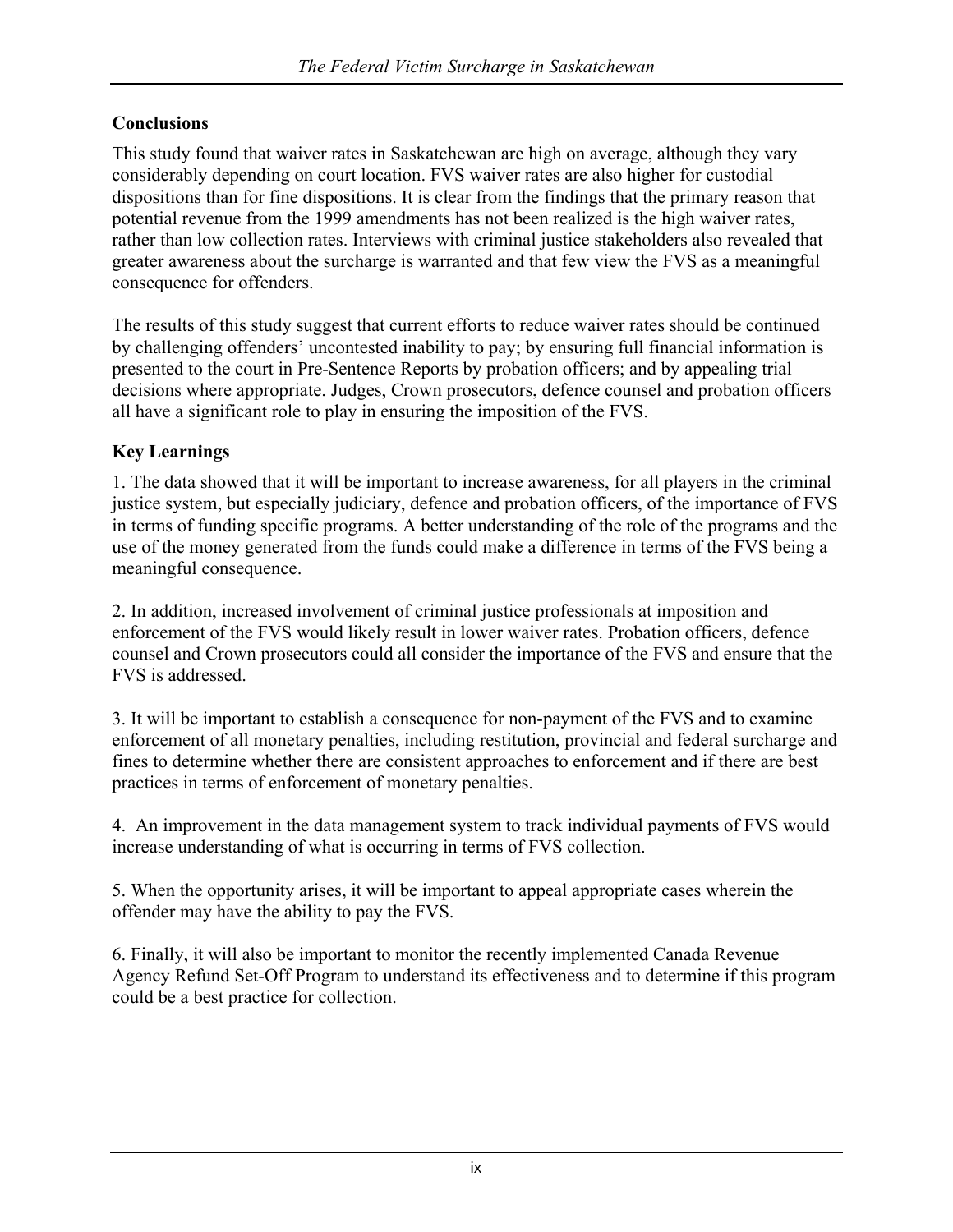**Conclusions**

This study found that waiver rates in Saskatchewan are high on average, although they vary considerably depending on court location. FVS waiver rates are also higher for custodial dispositions than for fine dispositions. It is clear from the findings that the primary reason that potential revenue from the 1999 amendments has not been realized is the high waiver rates, rather than low collection rates. Interviews with criminal justice stakeholders also revealed that greater awareness about the surcharge is warranted and that few view the FVS as a meaningful consequence for offenders.

The results of this study suggest that current efforts to reduce waiver rates should be continued by challenging offenders' uncontested inability to pay; by ensuring full financial information is presented to the court in Pre-Sentence Reports by probation officers; and by appealing trial decisions where appropriate. Judges, Crown prosecutors, defence counsel and probation officers all have a significant role to play in ensuring the imposition of the FVS.

**Key Learnings**

1. The data showed that it will be important to increase awareness, for all players in the criminal justice system, but especially judiciary, defence and probation officers, of the importance of FVS in terms of funding specific programs. A better understanding of the role of the programs and the use of the money generated from the funds could make a difference in terms of the FVS being a meaningful consequence.

2. In addition, increased involvement of criminal justice professionals at imposition and enforcement of the FVS would likely result in lower waiver rates. Probation officers, defence counsel and Crown prosecutors could all consider the importance of the FVS and ensure that the FVS is addressed.

3. It will be important to establish a consequence for non-payment of the FVS and to examine enforcement of all monetary penalties, including restitution, provincial and federal surcharge and fines to determine whether there are consistent approaches to enforcement and if there are best practices in terms of enforcement of monetary penalties.

4. An improvement in the data management system to track individual payments of FVS would increase understanding of what is occurring in terms of FVS collection.

5. When the opportunity arises, it will be important to appeal appropriate cases wherein the offender may have the ability to pay the FVS.

6. Finally, it will also be important to monitor the recently implemented Canada Revenue Agency Refund Set-Off Program to understand its effectiveness and to determine if this program could be a best practice for collection.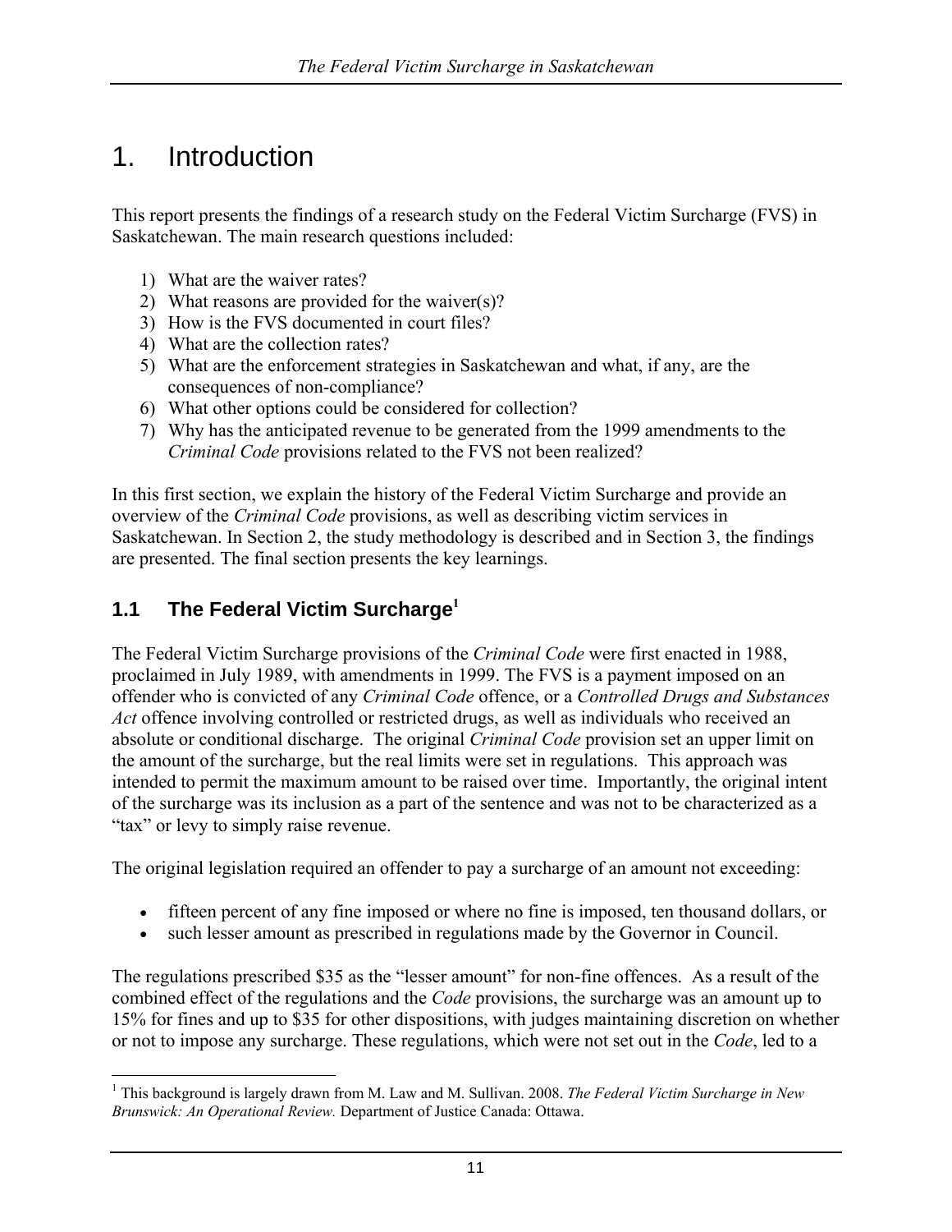# 1. Introduction

This report presents the findings of a research study on the Federal Victim Surcharge (FVS) in Saskatchewan. The main research questions included:

1) What are the waiver rates?
2) What reasons are provided for the waiver(s)?
3) How is the FVS documented in court files?
4) What are the collection rates?
5) What are the enforcement strategies in Saskatchewan and what, if any, are the consequences of non-compliance?
6) What other options could be considered for collection?
7) Why has the anticipated revenue to be generated from the 1999 amendments to the *Criminal Code* provisions related to the FVS not been realized?

In this first section, we explain the history of the Federal Victim Surcharge and provide an overview of the *Criminal Code* provisions, as well as describing victim services in Saskatchewan. In Section 2, the study methodology is described and in Section 3, the findings are presented. The final section presents the key learnings.

## 1.1 The Federal Victim Surcharge[1]

The Federal Victim Surcharge provisions of the *Criminal Code* were first enacted in 1988, proclaimed in July 1989, with amendments in 1999. The FVS is a payment imposed on an offender who is convicted of any *Criminal Code* offence, or a *Controlled Drugs and Substances Act* offence involving controlled or restricted drugs, as well as individuals who received an absolute or conditional discharge. The original *Criminal Code* provision set an upper limit on the amount of the surcharge, but the real limits were set in regulations. This approach was intended to permit the maximum amount to be raised over time. Importantly, the original intent of the surcharge was its inclusion as a part of the sentence and was not to be characterized as a "tax" or levy to simply raise revenue.

The original legislation required an offender to pay a surcharge of an amount not exceeding:

- fifteen percent of any fine imposed or where no fine is imposed, ten thousand dollars, or
- such lesser amount as prescribed in regulations made by the Governor in Council.

The regulations prescribed $35 as the "lesser amount" for non-fine offences. As a result of the combined effect of the regulations and the *Code* provisions, the surcharge was an amount up to 15% for fines and up to $35 for other dispositions, with judges maintaining discretion on whether or not to impose any surcharge. These regulations, which were not set out in the *Code*, led to a

[1] This background is largely drawn from M. Law and M. Sullivan. 2008. *The Federal Victim Surcharge in New Brunswick: An Operational Review.* Department of Justice Canada: Ottawa.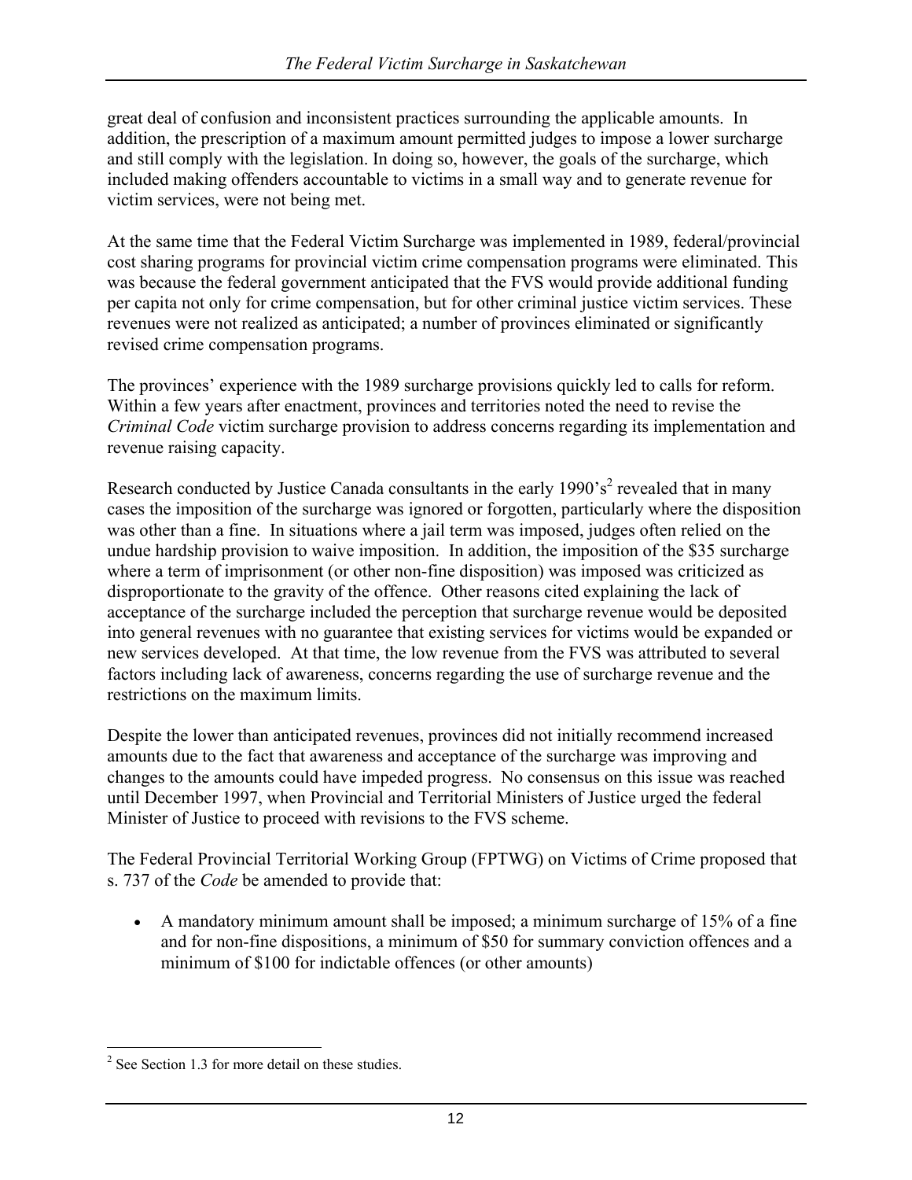great deal of confusion and inconsistent practices surrounding the applicable amounts. In addition, the prescription of a maximum amount permitted judges to impose a lower surcharge and still comply with the legislation. In doing so, however, the goals of the surcharge, which included making offenders accountable to victims in a small way and to generate revenue for victim services, were not being met.

At the same time that the Federal Victim Surcharge was implemented in 1989, federal/provincial cost sharing programs for provincial victim crime compensation programs were eliminated. This was because the federal government anticipated that the FVS would provide additional funding per capita not only for crime compensation, but for other criminal justice victim services. These revenues were not realized as anticipated; a number of provinces eliminated or significantly revised crime compensation programs.

The provinces' experience with the 1989 surcharge provisions quickly led to calls for reform. Within a few years after enactment, provinces and territories noted the need to revise the *Criminal Code* victim surcharge provision to address concerns regarding its implementation and revenue raising capacity.

Research conducted by Justice Canada consultants in the early 1990's[2] revealed that in many cases the imposition of the surcharge was ignored or forgotten, particularly where the disposition was other than a fine. In situations where a jail term was imposed, judges often relied on the undue hardship provision to waive imposition. In addition, the imposition of the $35 surcharge where a term of imprisonment (or other non-fine disposition) was imposed was criticized as disproportionate to the gravity of the offence. Other reasons cited explaining the lack of acceptance of the surcharge included the perception that surcharge revenue would be deposited into general revenues with no guarantee that existing services for victims would be expanded or new services developed. At that time, the low revenue from the FVS was attributed to several factors including lack of awareness, concerns regarding the use of surcharge revenue and the restrictions on the maximum limits.

Despite the lower than anticipated revenues, provinces did not initially recommend increased amounts due to the fact that awareness and acceptance of the surcharge was improving and changes to the amounts could have impeded progress. No consensus on this issue was reached until December 1997, when Provincial and Territorial Ministers of Justice urged the federal Minister of Justice to proceed with revisions to the FVS scheme.

The Federal Provincial Territorial Working Group (FPTWG) on Victims of Crime proposed that s. 737 of the *Code* be amended to provide that:

- A mandatory minimum amount shall be imposed; a minimum surcharge of 15% of a fine and for non-fine dispositions, a minimum of $50 for summary conviction offences and a minimum of $100 for indictable offences (or other amounts)

[2] See Section 1.3 for more detail on these studies.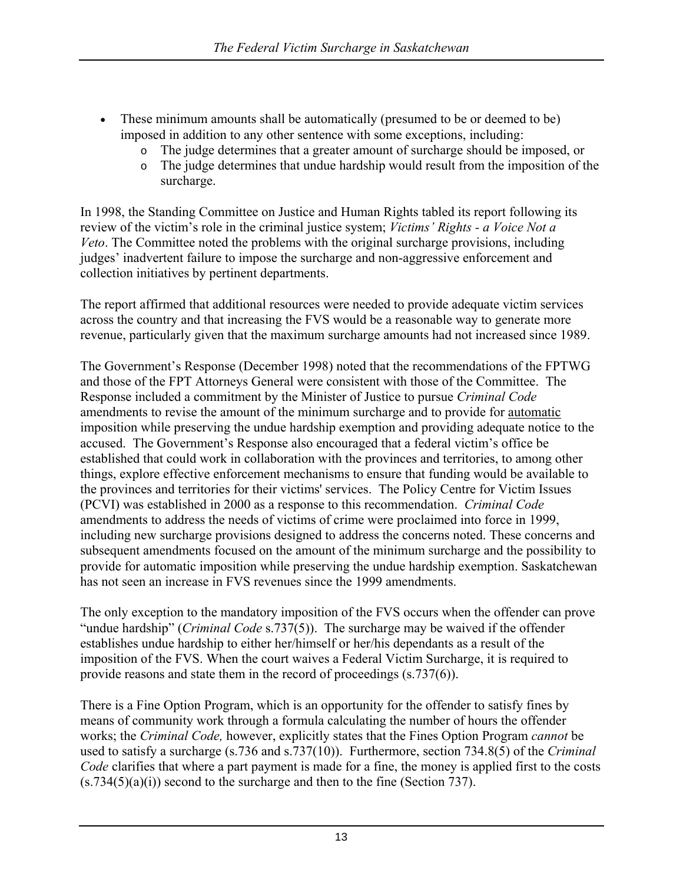- These minimum amounts shall be automatically (presumed to be or deemed to be) imposed in addition to any other sentence with some exceptions, including:
  - The judge determines that a greater amount of surcharge should be imposed, or
  - The judge determines that undue hardship would result from the imposition of the surcharge.

In 1998, the Standing Committee on Justice and Human Rights tabled its report following its review of the victim's role in the criminal justice system; *Victims' Rights - a Voice Not a Veto*. The Committee noted the problems with the original surcharge provisions, including judges' inadvertent failure to impose the surcharge and non-aggressive enforcement and collection initiatives by pertinent departments.

The report affirmed that additional resources were needed to provide adequate victim services across the country and that increasing the FVS would be a reasonable way to generate more revenue, particularly given that the maximum surcharge amounts had not increased since 1989.

The Government's Response (December 1998) noted that the recommendations of the FPTWG and those of the FPT Attorneys General were consistent with those of the Committee. The Response included a commitment by the Minister of Justice to pursue *Criminal Code* amendments to revise the amount of the minimum surcharge and to provide for <u>automatic</u> imposition while preserving the undue hardship exemption and providing adequate notice to the accused. The Government's Response also encouraged that a federal victim's office be established that could work in collaboration with the provinces and territories, to among other things, explore effective enforcement mechanisms to ensure that funding would be available to the provinces and territories for their victims' services. The Policy Centre for Victim Issues (PCVI) was established in 2000 as a response to this recommendation. *Criminal Code* amendments to address the needs of victims of crime were proclaimed into force in 1999, including new surcharge provisions designed to address the concerns noted. These concerns and subsequent amendments focused on the amount of the minimum surcharge and the possibility to provide for automatic imposition while preserving the undue hardship exemption. Saskatchewan has not seen an increase in FVS revenues since the 1999 amendments.

The only exception to the mandatory imposition of the FVS occurs when the offender can prove "undue hardship" (*Criminal Code* s.737(5)). The surcharge may be waived if the offender establishes undue hardship to either her/himself or her/his dependants as a result of the imposition of the FVS. When the court waives a Federal Victim Surcharge, it is required to provide reasons and state them in the record of proceedings (s.737(6)).

There is a Fine Option Program, which is an opportunity for the offender to satisfy fines by means of community work through a formula calculating the number of hours the offender works; the *Criminal Code,* however, explicitly states that the Fines Option Program *cannot* be used to satisfy a surcharge (s.736 and s.737(10)). Furthermore, section 734.8(5) of the *Criminal Code* clarifies that where a part payment is made for a fine, the money is applied first to the costs (s.734(5)(a)(i)) second to the surcharge and then to the fine (Section 737).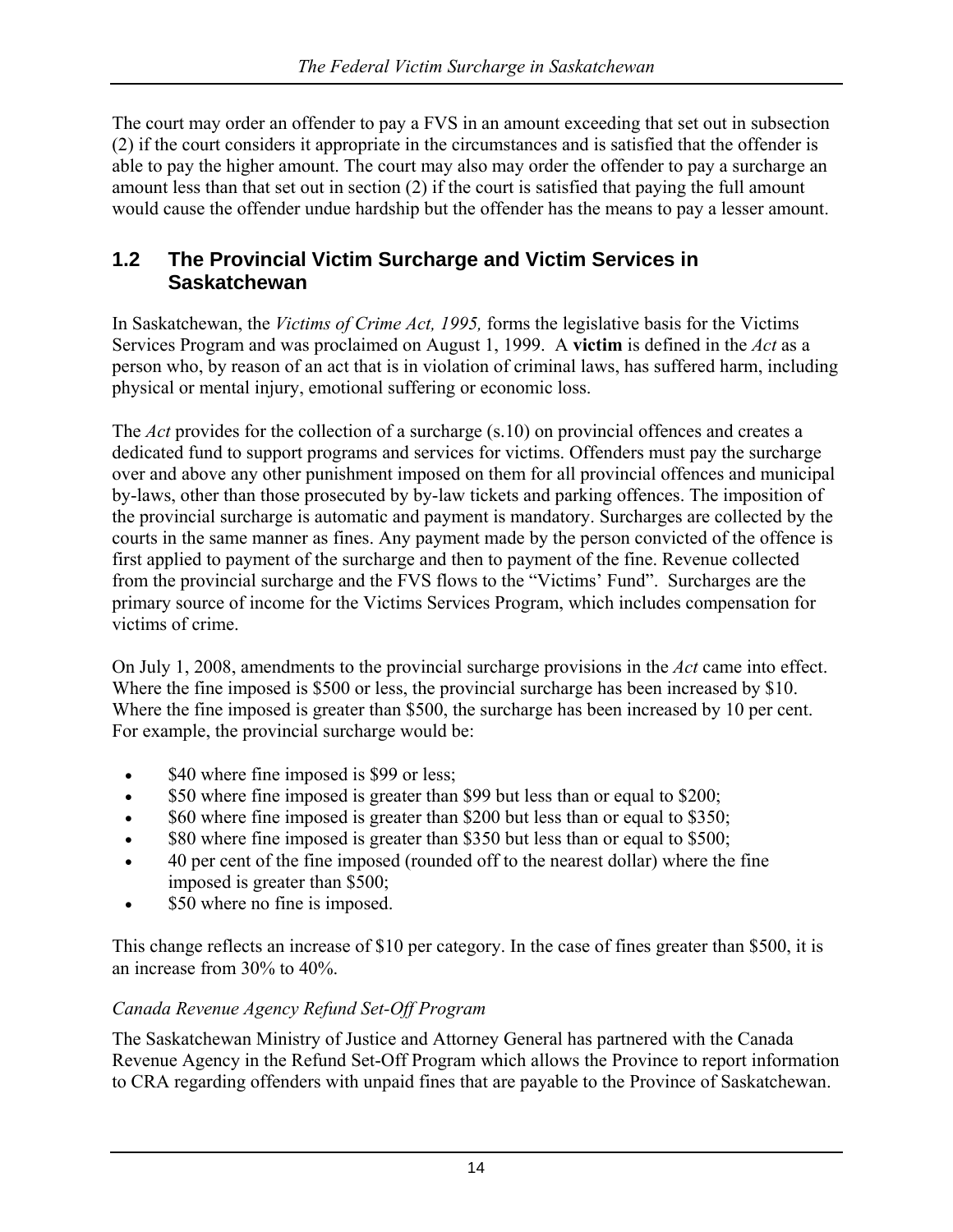The court may order an offender to pay a FVS in an amount exceeding that set out in subsection (2) if the court considers it appropriate in the circumstances and is satisfied that the offender is able to pay the higher amount. The court may also may order the offender to pay a surcharge an amount less than that set out in section (2) if the court is satisfied that paying the full amount would cause the offender undue hardship but the offender has the means to pay a lesser amount.

## 1.2 The Provincial Victim Surcharge and Victim Services in Saskatchewan

In Saskatchewan, the *Victims of Crime Act, 1995,* forms the legislative basis for the Victims Services Program and was proclaimed on August 1, 1999. A **victim** is defined in the *Act* as a person who, by reason of an act that is in violation of criminal laws, has suffered harm, including physical or mental injury, emotional suffering or economic loss.

The *Act* provides for the collection of a surcharge (s.10) on provincial offences and creates a dedicated fund to support programs and services for victims. Offenders must pay the surcharge over and above any other punishment imposed on them for all provincial offences and municipal by-laws, other than those prosecuted by by-law tickets and parking offences. The imposition of the provincial surcharge is automatic and payment is mandatory. Surcharges are collected by the courts in the same manner as fines. Any payment made by the person convicted of the offence is first applied to payment of the surcharge and then to payment of the fine. Revenue collected from the provincial surcharge and the FVS flows to the "Victims' Fund". Surcharges are the primary source of income for the Victims Services Program, which includes compensation for victims of crime.

On July 1, 2008, amendments to the provincial surcharge provisions in the *Act* came into effect. Where the fine imposed is $500 or less, the provincial surcharge has been increased by $10. Where the fine imposed is greater than $500, the surcharge has been increased by 10 per cent. For example, the provincial surcharge would be:

- $40 where fine imposed is $99 or less;
- $50 where fine imposed is greater than $99 but less than or equal to $200;
- $60 where fine imposed is greater than $200 but less than or equal to $350;
- $80 where fine imposed is greater than $350 but less than or equal to $500;
- 40 per cent of the fine imposed (rounded off to the nearest dollar) where the fine imposed is greater than $500;
- $50 where no fine is imposed.

This change reflects an increase of $10 per category. In the case of fines greater than $500, it is an increase from 30% to 40%.

*Canada Revenue Agency Refund Set-Off Program*

The Saskatchewan Ministry of Justice and Attorney General has partnered with the Canada Revenue Agency in the Refund Set-Off Program which allows the Province to report information to CRA regarding offenders with unpaid fines that are payable to the Province of Saskatchewan.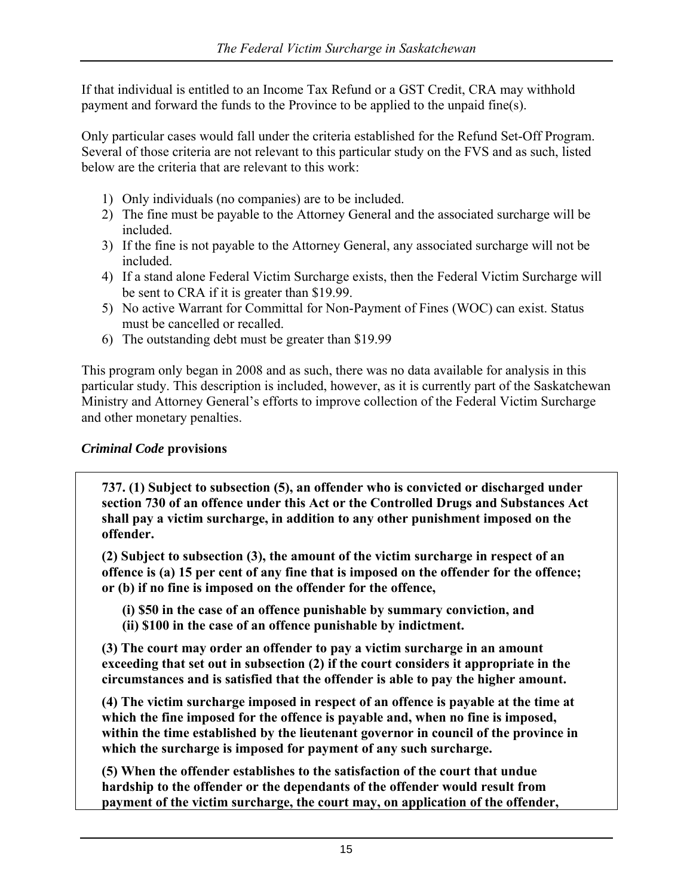If that individual is entitled to an Income Tax Refund or a GST Credit, CRA may withhold payment and forward the funds to the Province to be applied to the unpaid fine(s).

Only particular cases would fall under the criteria established for the Refund Set-Off Program. Several of those criteria are not relevant to this particular study on the FVS and as such, listed below are the criteria that are relevant to this work:

1) Only individuals (no companies) are to be included.
2) The fine must be payable to the Attorney General and the associated surcharge will be included.
3) If the fine is not payable to the Attorney General, any associated surcharge will not be included.
4) If a stand alone Federal Victim Surcharge exists, then the Federal Victim Surcharge will be sent to CRA if it is greater than $19.99.
5) No active Warrant for Committal for Non-Payment of Fines (WOC) can exist. Status must be cancelled or recalled.
6) The outstanding debt must be greater than $19.99

This program only began in 2008 and as such, there was no data available for analysis in this particular study. This description is included, however, as it is currently part of the Saskatchewan Ministry and Attorney General's efforts to improve collection of the Federal Victim Surcharge and other monetary penalties.

### *Criminal Code* provisions

**737. (1) Subject to subsection (5), an offender who is convicted or discharged under section 730 of an offence under this Act or the Controlled Drugs and Substances Act shall pay a victim surcharge, in addition to any other punishment imposed on the offender.**

**(2) Subject to subsection (3), the amount of the victim surcharge in respect of an offence is (a) 15 per cent of any fine that is imposed on the offender for the offence; or (b) if no fine is imposed on the offender for the offence,**

**(i) $50 in the case of an offence punishable by summary conviction, and**
**(ii) $100 in the case of an offence punishable by indictment.**

**(3) The court may order an offender to pay a victim surcharge in an amount exceeding that set out in subsection (2) if the court considers it appropriate in the circumstances and is satisfied that the offender is able to pay the higher amount.**

**(4) The victim surcharge imposed in respect of an offence is payable at the time at which the fine imposed for the offence is payable and, when no fine is imposed, within the time established by the lieutenant governor in council of the province in which the surcharge is imposed for payment of any such surcharge.**

**(5) When the offender establishes to the satisfaction of the court that undue hardship to the offender or the dependants of the offender would result from payment of the victim surcharge, the court may, on application of the offender,**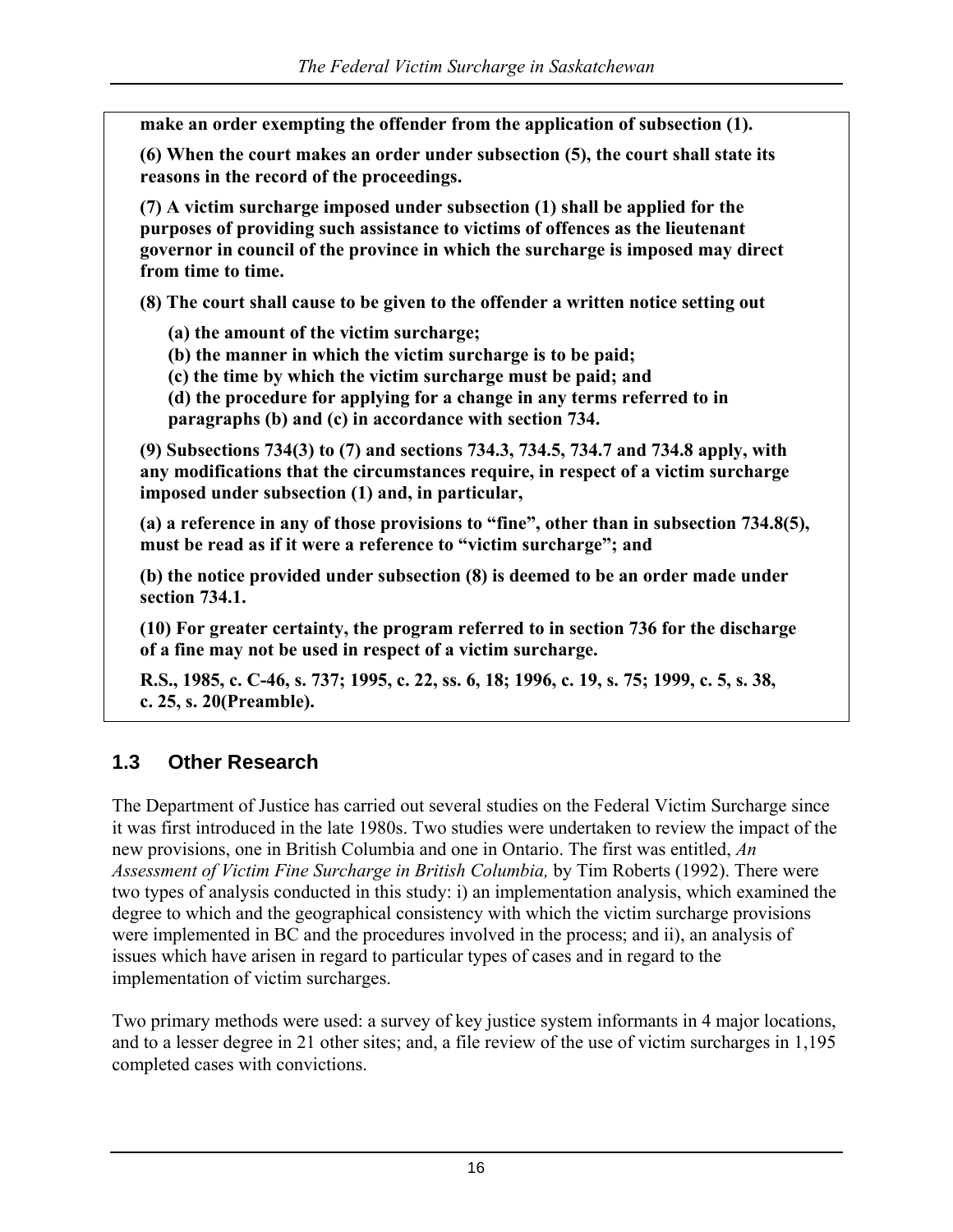**make an order exempting the offender from the application of subsection (1).**

**(6) When the court makes an order under subsection (5), the court shall state its reasons in the record of the proceedings.**

**(7) A victim surcharge imposed under subsection (1) shall be applied for the purposes of providing such assistance to victims of offences as the lieutenant governor in council of the province in which the surcharge is imposed may direct from time to time.**

**(8) The court shall cause to be given to the offender a written notice setting out**

> **(a) the amount of the victim surcharge;**
> **(b) the manner in which the victim surcharge is to be paid;**
> **(c) the time by which the victim surcharge must be paid; and**
> **(d) the procedure for applying for a change in any terms referred to in paragraphs (b) and (c) in accordance with section 734.**

**(9) Subsections 734(3) to (7) and sections 734.3, 734.5, 734.7 and 734.8 apply, with any modifications that the circumstances require, in respect of a victim surcharge imposed under subsection (1) and, in particular,**

**(a) a reference in any of those provisions to "fine", other than in subsection 734.8(5), must be read as if it were a reference to "victim surcharge"; and**

**(b) the notice provided under subsection (8) is deemed to be an order made under section 734.1.**

**(10) For greater certainty, the program referred to in section 736 for the discharge of a fine may not be used in respect of a victim surcharge.**

**R.S., 1985, c. C-46, s. 737; 1995, c. 22, ss. 6, 18; 1996, c. 19, s. 75; 1999, c. 5, s. 38, c. 25, s. 20(Preamble).**

## 1.3 Other Research

The Department of Justice has carried out several studies on the Federal Victim Surcharge since it was first introduced in the late 1980s. Two studies were undertaken to review the impact of the new provisions, one in British Columbia and one in Ontario. The first was entitled, *An Assessment of Victim Fine Surcharge in British Columbia,* by Tim Roberts (1992). There were two types of analysis conducted in this study: i) an implementation analysis, which examined the degree to which and the geographical consistency with which the victim surcharge provisions were implemented in BC and the procedures involved in the process; and ii), an analysis of issues which have arisen in regard to particular types of cases and in regard to the implementation of victim surcharges.

Two primary methods were used: a survey of key justice system informants in 4 major locations, and to a lesser degree in 21 other sites; and, a file review of the use of victim surcharges in 1,195 completed cases with convictions.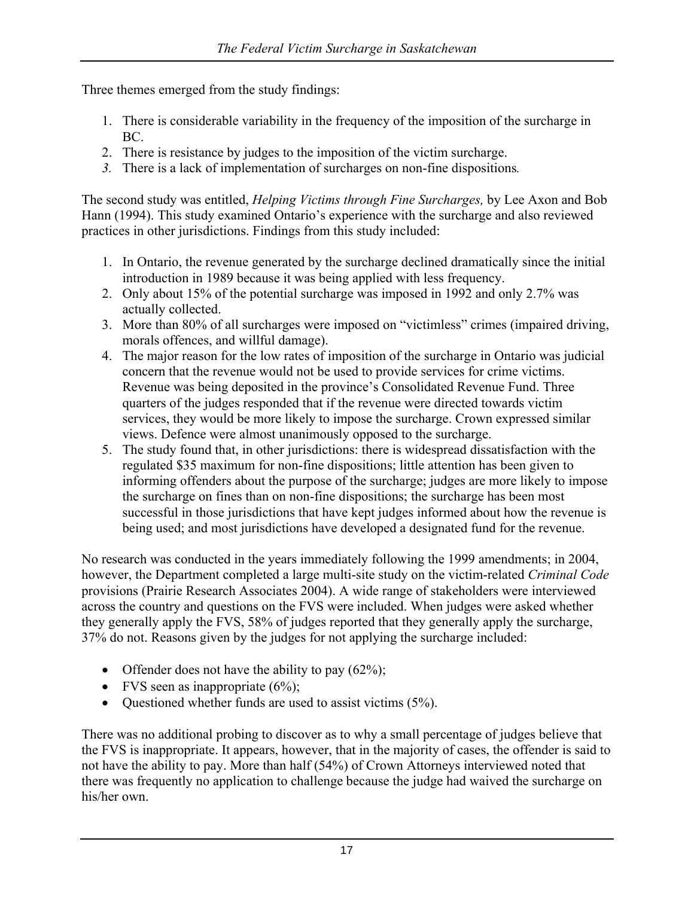Three themes emerged from the study findings:

1. There is considerable variability in the frequency of the imposition of the surcharge in BC.
2. There is resistance by judges to the imposition of the victim surcharge.
3. *There is a lack of implementation of surcharges on non-fine dispositions.*

The second study was entitled, *Helping Victims through Fine Surcharges,* by Lee Axon and Bob Hann (1994). This study examined Ontario's experience with the surcharge and also reviewed practices in other jurisdictions. Findings from this study included:

1. In Ontario, the revenue generated by the surcharge declined dramatically since the initial introduction in 1989 because it was being applied with less frequency.
2. Only about 15% of the potential surcharge was imposed in 1992 and only 2.7% was actually collected.
3. More than 80% of all surcharges were imposed on "victimless" crimes (impaired driving, morals offences, and willful damage).
4. The major reason for the low rates of imposition of the surcharge in Ontario was judicial concern that the revenue would not be used to provide services for crime victims. Revenue was being deposited in the province's Consolidated Revenue Fund. Three quarters of the judges responded that if the revenue were directed towards victim services, they would be more likely to impose the surcharge. Crown expressed similar views. Defence were almost unanimously opposed to the surcharge.
5. The study found that, in other jurisdictions: there is widespread dissatisfaction with the regulated $35 maximum for non-fine dispositions; little attention has been given to informing offenders about the purpose of the surcharge; judges are more likely to impose the surcharge on fines than on non-fine dispositions; the surcharge has been most successful in those jurisdictions that have kept judges informed about how the revenue is being used; and most jurisdictions have developed a designated fund for the revenue.

No research was conducted in the years immediately following the 1999 amendments; in 2004, however, the Department completed a large multi-site study on the victim-related *Criminal Code* provisions (Prairie Research Associates 2004). A wide range of stakeholders were interviewed across the country and questions on the FVS were included. When judges were asked whether they generally apply the FVS, 58% of judges reported that they generally apply the surcharge, 37% do not. Reasons given by the judges for not applying the surcharge included:

- Offender does not have the ability to pay (62%);
- FVS seen as inappropriate (6%);
- Questioned whether funds are used to assist victims (5%).

There was no additional probing to discover as to why a small percentage of judges believe that the FVS is inappropriate. It appears, however, that in the majority of cases, the offender is said to not have the ability to pay. More than half (54%) of Crown Attorneys interviewed noted that there was frequently no application to challenge because the judge had waived the surcharge on his/her own.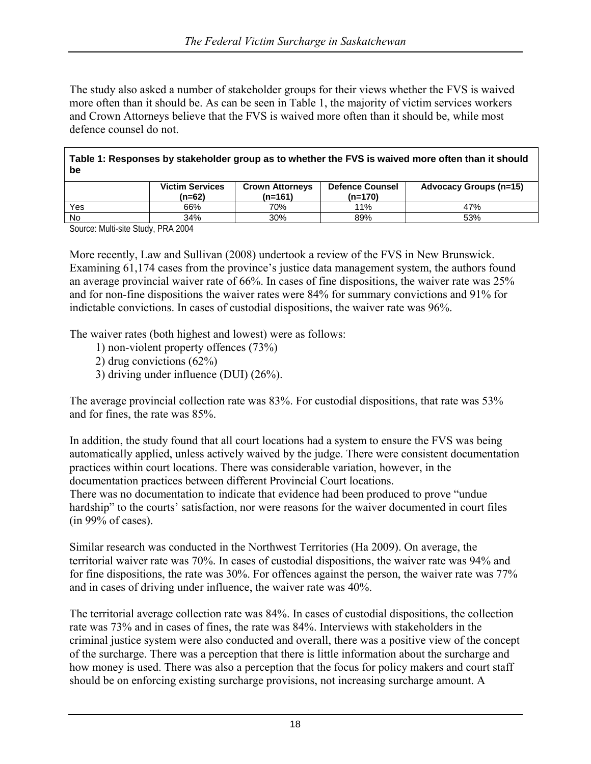The study also asked a number of stakeholder groups for their views whether the FVS is waived more often than it should be. As can be seen in Table 1, the majority of victim services workers and Crown Attorneys believe that the FVS is waived more often than it should be, while most defence counsel do not.

**Table 1: Responses by stakeholder group as to whether the FVS is waived more often than it should be**

| | Victim Services (n=62) | Crown Attorneys (n=161) | Defence Counsel (n=170) | Advocacy Groups (n=15) |
|---|---|---|---|---|
| Yes | 66% | 70% | 11% | 47% |
| No | 34% | 30% | 89% | 53% |

Source: Multi-site Study, PRA 2004

More recently, Law and Sullivan (2008) undertook a review of the FVS in New Brunswick. Examining 61,174 cases from the province's justice data management system, the authors found an average provincial waiver rate of 66%. In cases of fine dispositions, the waiver rate was 25% and for non-fine dispositions the waiver rates were 84% for summary convictions and 91% for indictable convictions. In cases of custodial dispositions, the waiver rate was 96%.

The waiver rates (both highest and lowest) were as follows:

1) non-violent property offences (73%)
2) drug convictions (62%)
3) driving under influence (DUI) (26%).

The average provincial collection rate was 83%. For custodial dispositions, that rate was 53% and for fines, the rate was 85%.

In addition, the study found that all court locations had a system to ensure the FVS was being automatically applied, unless actively waived by the judge. There were consistent documentation practices within court locations. There was considerable variation, however, in the documentation practices between different Provincial Court locations.
There was no documentation to indicate that evidence had been produced to prove "undue hardship" to the courts' satisfaction, nor were reasons for the waiver documented in court files (in 99% of cases).

Similar research was conducted in the Northwest Territories (Ha 2009). On average, the territorial waiver rate was 70%. In cases of custodial dispositions, the waiver rate was 94% and for fine dispositions, the rate was 30%. For offences against the person, the waiver rate was 77% and in cases of driving under influence, the waiver rate was 40%.

The territorial average collection rate was 84%. In cases of custodial dispositions, the collection rate was 73% and in cases of fines, the rate was 84%. Interviews with stakeholders in the criminal justice system were also conducted and overall, there was a positive view of the concept of the surcharge. There was a perception that there is little information about the surcharge and how money is used. There was also a perception that the focus for policy makers and court staff should be on enforcing existing surcharge provisions, not increasing surcharge amount. A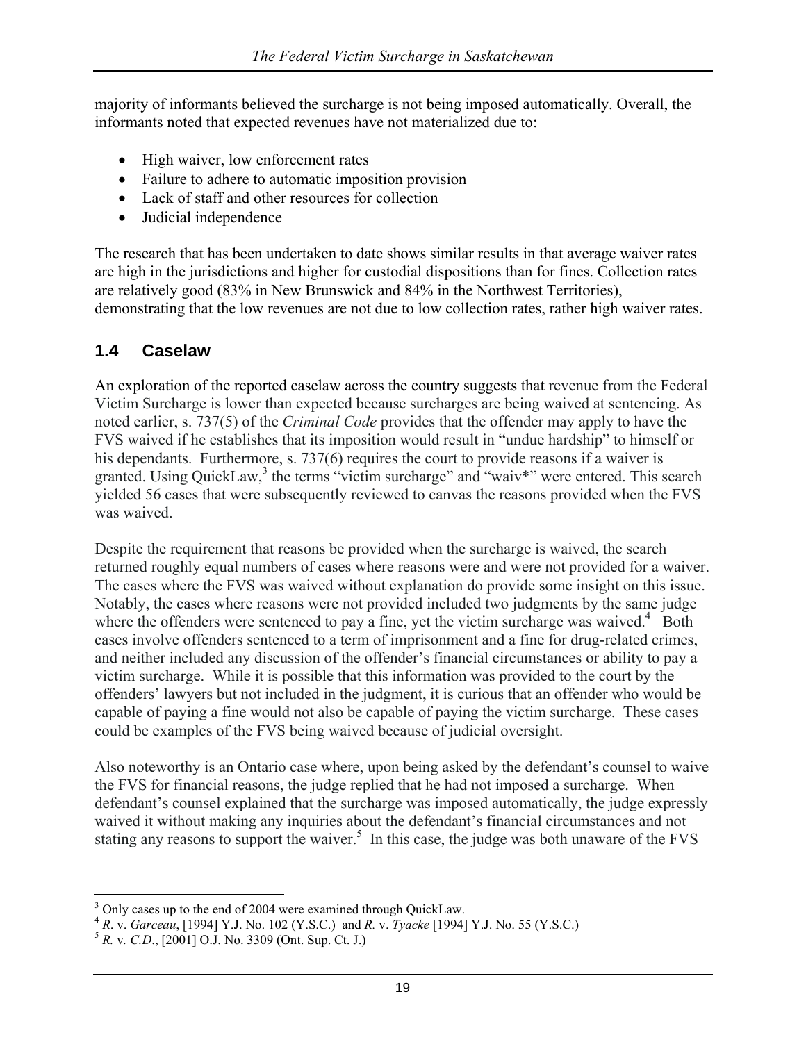majority of informants believed the surcharge is not being imposed automatically. Overall, the informants noted that expected revenues have not materialized due to:

- High waiver, low enforcement rates
- Failure to adhere to automatic imposition provision
- Lack of staff and other resources for collection
- Judicial independence

The research that has been undertaken to date shows similar results in that average waiver rates are high in the jurisdictions and higher for custodial dispositions than for fines. Collection rates are relatively good (83% in New Brunswick and 84% in the Northwest Territories), demonstrating that the low revenues are not due to low collection rates, rather high waiver rates.

## 1.4 Caselaw

An exploration of the reported caselaw across the country suggests that revenue from the Federal Victim Surcharge is lower than expected because surcharges are being waived at sentencing. As noted earlier, s. 737(5) of the *Criminal Code* provides that the offender may apply to have the FVS waived if he establishes that its imposition would result in "undue hardship" to himself or his dependants. Furthermore, s. 737(6) requires the court to provide reasons if a waiver is granted. Using QuickLaw,[3] the terms "victim surcharge" and "waiv*" were entered. This search yielded 56 cases that were subsequently reviewed to canvas the reasons provided when the FVS was waived.

Despite the requirement that reasons be provided when the surcharge is waived, the search returned roughly equal numbers of cases where reasons were and were not provided for a waiver. The cases where the FVS was waived without explanation do provide some insight on this issue. Notably, the cases where reasons were not provided included two judgments by the same judge where the offenders were sentenced to pay a fine, yet the victim surcharge was waived.[4] Both cases involve offenders sentenced to a term of imprisonment and a fine for drug-related crimes, and neither included any discussion of the offender's financial circumstances or ability to pay a victim surcharge. While it is possible that this information was provided to the court by the offenders' lawyers but not included in the judgment, it is curious that an offender who would be capable of paying a fine would not also be capable of paying the victim surcharge. These cases could be examples of the FVS being waived because of judicial oversight.

Also noteworthy is an Ontario case where, upon being asked by the defendant's counsel to waive the FVS for financial reasons, the judge replied that he had not imposed a surcharge. When defendant's counsel explained that the surcharge was imposed automatically, the judge expressly waived it without making any inquiries about the defendant's financial circumstances and not stating any reasons to support the waiver.[5] In this case, the judge was both unaware of the FVS

---

[3] Only cases up to the end of 2004 were examined through QuickLaw.

[4] *R*. v. *Garceau*, [1994] Y.J. No. 102 (Y.S.C.) and *R*. v. *Tyacke* [1994] Y.J. No. 55 (Y.S.C.)

[5] *R.* v*. C.D*., [2001] O.J. No. 3309 (Ont. Sup. Ct. J.)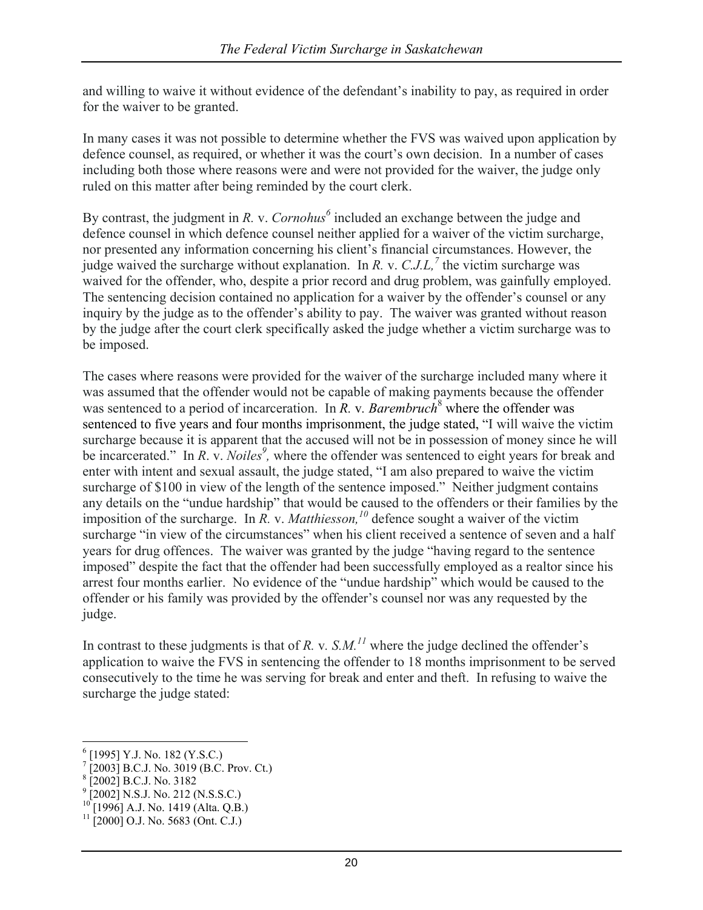and willing to waive it without evidence of the defendant's inability to pay, as required in order for the waiver to be granted.

In many cases it was not possible to determine whether the FVS was waived upon application by defence counsel, as required, or whether it was the court's own decision. In a number of cases including both those where reasons were and were not provided for the waiver, the judge only ruled on this matter after being reminded by the court clerk.

By contrast, the judgment in *R.* v. *Cornohus*[6] included an exchange between the judge and defence counsel in which defence counsel neither applied for a waiver of the victim surcharge, nor presented any information concerning his client's financial circumstances. However, the judge waived the surcharge without explanation. In *R.* v. *C.J.L,*[7] the victim surcharge was waived for the offender, who, despite a prior record and drug problem, was gainfully employed. The sentencing decision contained no application for a waiver by the offender's counsel or any inquiry by the judge as to the offender's ability to pay. The waiver was granted without reason by the judge after the court clerk specifically asked the judge whether a victim surcharge was to be imposed.

The cases where reasons were provided for the waiver of the surcharge included many where it was assumed that the offender would not be capable of making payments because the offender was sentenced to a period of incarceration. In *R.* v. *Barembruch*[8] where the offender was sentenced to five years and four months imprisonment, the judge stated, "I will waive the victim surcharge because it is apparent that the accused will not be in possession of money since he will be incarcerated." In *R*. v. *Noiles*[9]*,* where the offender was sentenced to eight years for break and enter with intent and sexual assault, the judge stated, "I am also prepared to waive the victim surcharge of $100 in view of the length of the sentence imposed." Neither judgment contains any details on the "undue hardship" that would be caused to the offenders or their families by the imposition of the surcharge. In *R.* v. *Matthiesson,*[10] defence sought a waiver of the victim surcharge "in view of the circumstances" when his client received a sentence of seven and a half years for drug offences. The waiver was granted by the judge "having regard to the sentence imposed" despite the fact that the offender had been successfully employed as a realtor since his arrest four months earlier. No evidence of the "undue hardship" which would be caused to the offender or his family was provided by the offender's counsel nor was any requested by the judge.

In contrast to these judgments is that of *R.* v. *S.M.*[11] where the judge declined the offender's application to waive the FVS in sentencing the offender to 18 months imprisonment to be served consecutively to the time he was serving for break and enter and theft. In refusing to waive the surcharge the judge stated:

---

[6] [1995] Y.J. No. 182 (Y.S.C.)

[7] [2003] B.C.J. No. 3019 (B.C. Prov. Ct.)

[8] [2002] B.C.J. No. 3182

[9] [2002] N.S.J. No. 212 (N.S.S.C.)

[10] [1996] A.J. No. 1419 (Alta. Q.B.)

[11] [2000] O.J. No. 5683 (Ont. C.J.)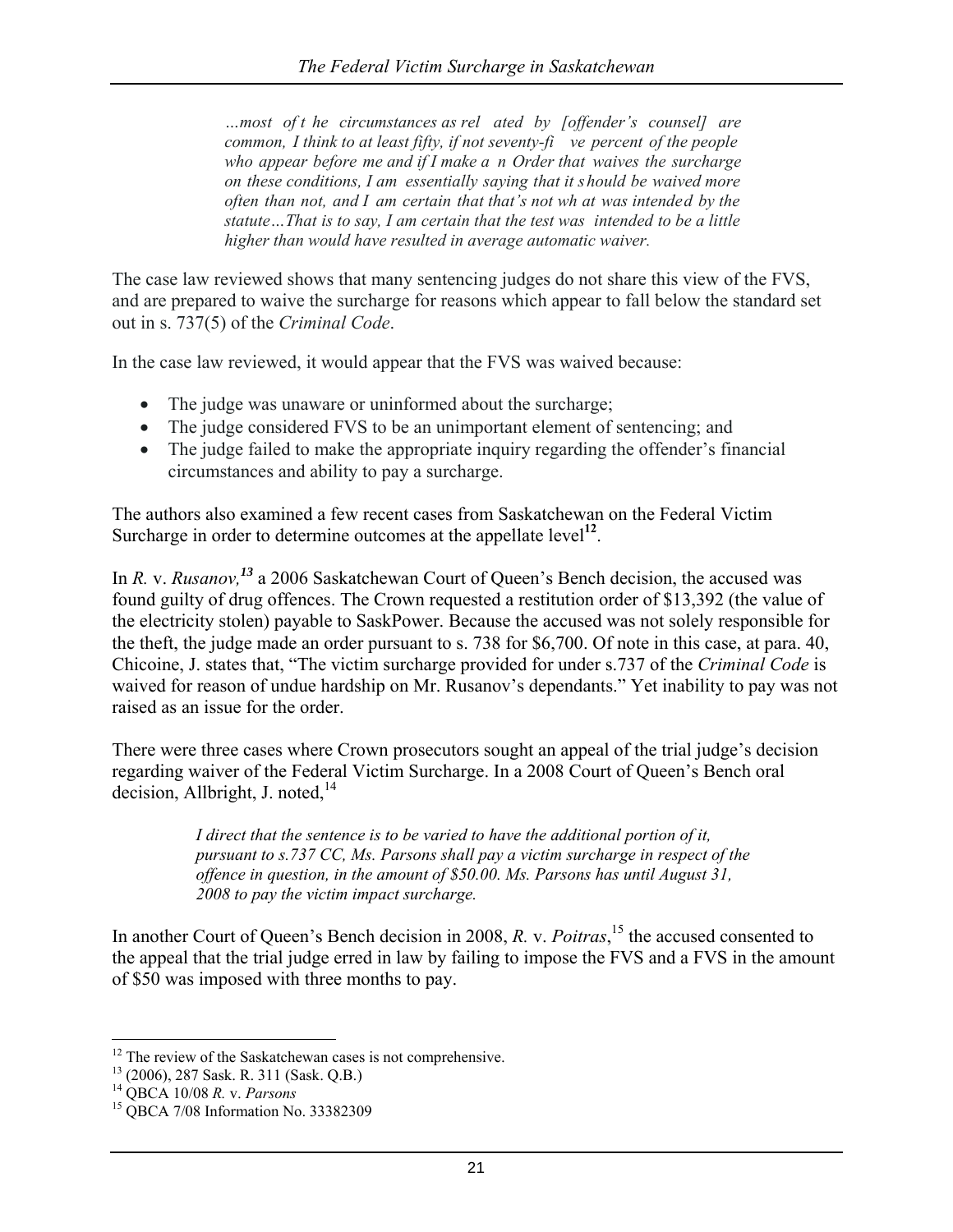> *…most of the circumstances as related by [offender's counsel] are common, I think to at least fifty, if not seventy-five percent of the people who appear before me and if I make an Order that waives the surcharge on these conditions, I am essentially saying that it should be waived more often than not, and I am certain that that's not what was intended by the statute…That is to say, I am certain that the test was intended to be a little higher than would have resulted in average automatic waiver.*

The case law reviewed shows that many sentencing judges do not share this view of the FVS, and are prepared to waive the surcharge for reasons which appear to fall below the standard set out in s. 737(5) of the *Criminal Code*.

In the case law reviewed, it would appear that the FVS was waived because:

- The judge was unaware or uninformed about the surcharge;
- The judge considered FVS to be an unimportant element of sentencing; and
- The judge failed to make the appropriate inquiry regarding the offender's financial circumstances and ability to pay a surcharge.

The authors also examined a few recent cases from Saskatchewan on the Federal Victim Surcharge in order to determine outcomes at the appellate level[12].

In *R.* v. *Rusanov,*[13] a 2006 Saskatchewan Court of Queen's Bench decision, the accused was found guilty of drug offences. The Crown requested a restitution order of $13,392 (the value of the electricity stolen) payable to SaskPower. Because the accused was not solely responsible for the theft, the judge made an order pursuant to s. 738 for $6,700. Of note in this case, at para. 40, Chicoine, J. states that, "The victim surcharge provided for under s.737 of the *Criminal Code* is waived for reason of undue hardship on Mr. Rusanov's dependants." Yet inability to pay was not raised as an issue for the order.

There were three cases where Crown prosecutors sought an appeal of the trial judge's decision regarding waiver of the Federal Victim Surcharge. In a 2008 Court of Queen's Bench oral decision, Allbright, J. noted,[14]

> *I direct that the sentence is to be varied to have the additional portion of it, pursuant to s.737 CC, Ms. Parsons shall pay a victim surcharge in respect of the offence in question, in the amount of $50.00. Ms. Parsons has until August 31, 2008 to pay the victim impact surcharge.*

In another Court of Queen's Bench decision in 2008, *R.* v. *Poitras*,[15] the accused consented to the appeal that the trial judge erred in law by failing to impose the FVS and a FVS in the amount of $50 was imposed with three months to pay.

---

[12] The review of the Saskatchewan cases is not comprehensive.

[13] (2006), 287 Sask. R. 311 (Sask. Q.B.)

[14] QBCA 10/08 *R.* v. *Parsons*

[15] QBCA 7/08 Information No. 33382309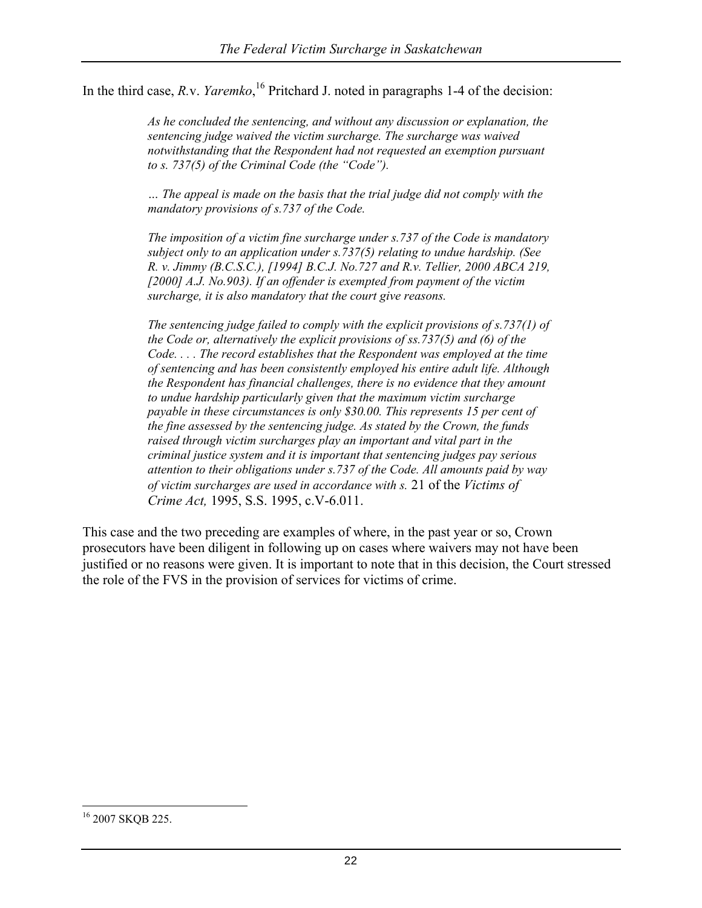In the third case, *R.*v. *Yaremko*,[16] Pritchard J. noted in paragraphs 1-4 of the decision:

> *As he concluded the sentencing, and without any discussion or explanation, the sentencing judge waived the victim surcharge. The surcharge was waived notwithstanding that the Respondent had not requested an exemption pursuant to s. 737(5) of the Criminal Code (the "Code").*
>
> *… The appeal is made on the basis that the trial judge did not comply with the mandatory provisions of s.737 of the Code.*
>
> *The imposition of a victim fine surcharge under s.737 of the Code is mandatory subject only to an application under s.737(5) relating to undue hardship. (See R. v. Jimmy (B.C.S.C.), [1994] B.C.J. No.727 and R.v. Tellier, 2000 ABCA 219, [2000] A.J. No.903). If an offender is exempted from payment of the victim surcharge, it is also mandatory that the court give reasons.*
>
> *The sentencing judge failed to comply with the explicit provisions of s.737(1) of the Code or, alternatively the explicit provisions of ss.737(5) and (6) of the Code. . . . The record establishes that the Respondent was employed at the time of sentencing and has been consistently employed his entire adult life. Although the Respondent has financial challenges, there is no evidence that they amount to undue hardship particularly given that the maximum victim surcharge payable in these circumstances is only $30.00. This represents 15 per cent of the fine assessed by the sentencing judge. As stated by the Crown, the funds raised through victim surcharges play an important and vital part in the criminal justice system and it is important that sentencing judges pay serious attention to their obligations under s.737 of the Code. All amounts paid by way of victim surcharges are used in accordance with s.* 21 of the *Victims of Crime Act,* 1995, S.S. 1995, c.V-6.011.

This case and the two preceding are examples of where, in the past year or so, Crown prosecutors have been diligent in following up on cases where waivers may not have been justified or no reasons were given. It is important to note that in this decision, the Court stressed the role of the FVS in the provision of services for victims of crime.

[16] 2007 SKQB 225.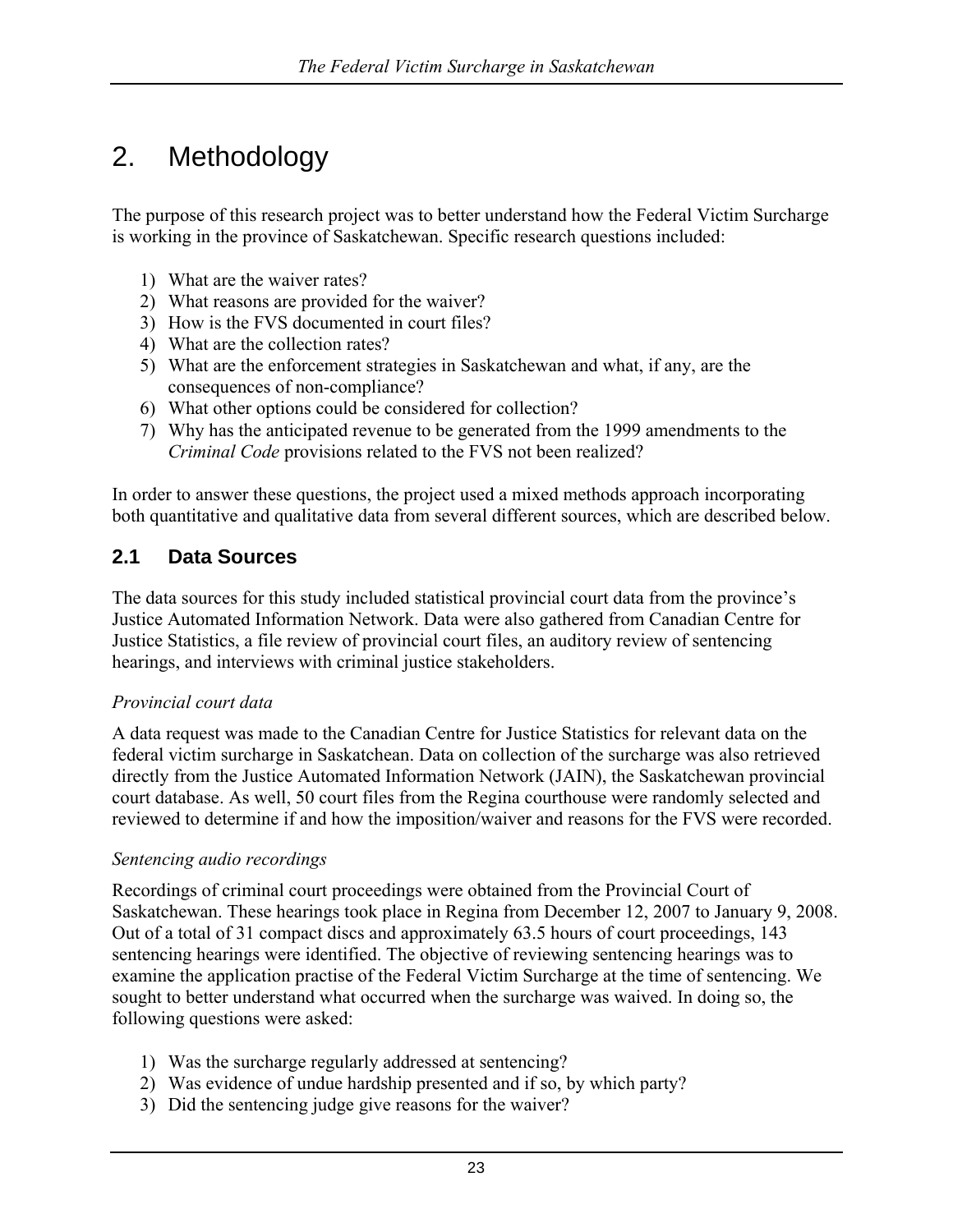# 2. Methodology

The purpose of this research project was to better understand how the Federal Victim Surcharge is working in the province of Saskatchewan. Specific research questions included:

1) What are the waiver rates?
2) What reasons are provided for the waiver?
3) How is the FVS documented in court files?
4) What are the collection rates?
5) What are the enforcement strategies in Saskatchewan and what, if any, are the consequences of non-compliance?
6) What other options could be considered for collection?
7) Why has the anticipated revenue to be generated from the 1999 amendments to the *Criminal Code* provisions related to the FVS not been realized?

In order to answer these questions, the project used a mixed methods approach incorporating both quantitative and qualitative data from several different sources, which are described below.

## 2.1 Data Sources

The data sources for this study included statistical provincial court data from the province's Justice Automated Information Network. Data were also gathered from Canadian Centre for Justice Statistics, a file review of provincial court files, an auditory review of sentencing hearings, and interviews with criminal justice stakeholders.

### *Provincial court data*

A data request was made to the Canadian Centre for Justice Statistics for relevant data on the federal victim surcharge in Saskatchean. Data on collection of the surcharge was also retrieved directly from the Justice Automated Information Network (JAIN), the Saskatchewan provincial court database. As well, 50 court files from the Regina courthouse were randomly selected and reviewed to determine if and how the imposition/waiver and reasons for the FVS were recorded.

### *Sentencing audio recordings*

Recordings of criminal court proceedings were obtained from the Provincial Court of Saskatchewan. These hearings took place in Regina from December 12, 2007 to January 9, 2008. Out of a total of 31 compact discs and approximately 63.5 hours of court proceedings, 143 sentencing hearings were identified. The objective of reviewing sentencing hearings was to examine the application practise of the Federal Victim Surcharge at the time of sentencing. We sought to better understand what occurred when the surcharge was waived. In doing so, the following questions were asked:

1) Was the surcharge regularly addressed at sentencing?
2) Was evidence of undue hardship presented and if so, by which party?
3) Did the sentencing judge give reasons for the waiver?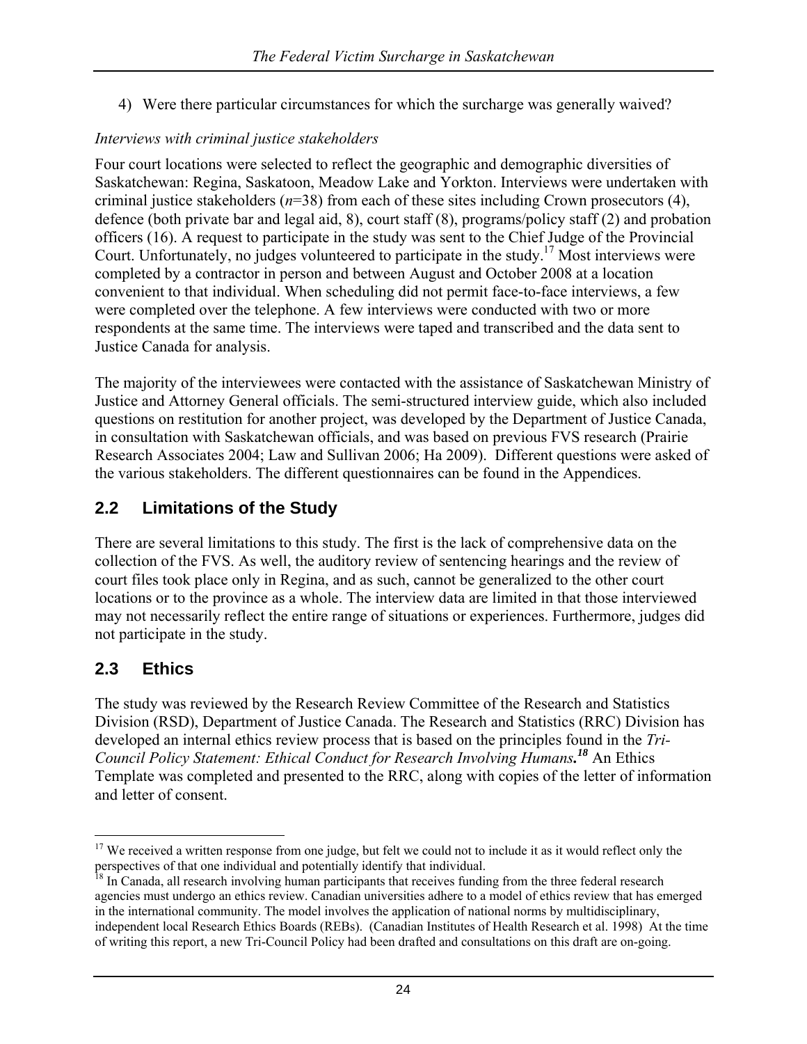4) Were there particular circumstances for which the surcharge was generally waived?

*Interviews with criminal justice stakeholders*

Four court locations were selected to reflect the geographic and demographic diversities of Saskatchewan: Regina, Saskatoon, Meadow Lake and Yorkton. Interviews were undertaken with criminal justice stakeholders (*n*=38) from each of these sites including Crown prosecutors (4), defence (both private bar and legal aid, 8), court staff (8), programs/policy staff (2) and probation officers (16). A request to participate in the study was sent to the Chief Judge of the Provincial Court. Unfortunately, no judges volunteered to participate in the study.[17] Most interviews were completed by a contractor in person and between August and October 2008 at a location convenient to that individual. When scheduling did not permit face-to-face interviews, a few were completed over the telephone. A few interviews were conducted with two or more respondents at the same time. The interviews were taped and transcribed and the data sent to Justice Canada for analysis.

The majority of the interviewees were contacted with the assistance of Saskatchewan Ministry of Justice and Attorney General officials. The semi-structured interview guide, which also included questions on restitution for another project, was developed by the Department of Justice Canada, in consultation with Saskatchewan officials, and was based on previous FVS research (Prairie Research Associates 2004; Law and Sullivan 2006; Ha 2009). Different questions were asked of the various stakeholders. The different questionnaires can be found in the Appendices.

## 2.2 Limitations of the Study

There are several limitations to this study. The first is the lack of comprehensive data on the collection of the FVS. As well, the auditory review of sentencing hearings and the review of court files took place only in Regina, and as such, cannot be generalized to the other court locations or to the province as a whole. The interview data are limited in that those interviewed may not necessarily reflect the entire range of situations or experiences. Furthermore, judges did not participate in the study.

## 2.3 Ethics

The study was reviewed by the Research Review Committee of the Research and Statistics Division (RSD), Department of Justice Canada. The Research and Statistics (RRC) Division has developed an internal ethics review process that is based on the principles found in the *Tri-Council Policy Statement: Ethical Conduct for Research Involving Humans*.[18] An Ethics Template was completed and presented to the RRC, along with copies of the letter of information and letter of consent.

---

[17] We received a written response from one judge, but felt we could not to include it as it would reflect only the perspectives of that one individual and potentially identify that individual.

[18] In Canada, all research involving human participants that receives funding from the three federal research agencies must undergo an ethics review. Canadian universities adhere to a model of ethics review that has emerged in the international community. The model involves the application of national norms by multidisciplinary, independent local Research Ethics Boards (REBs). (Canadian Institutes of Health Research et al. 1998) At the time of writing this report, a new Tri-Council Policy had been drafted and consultations on this draft are on-going.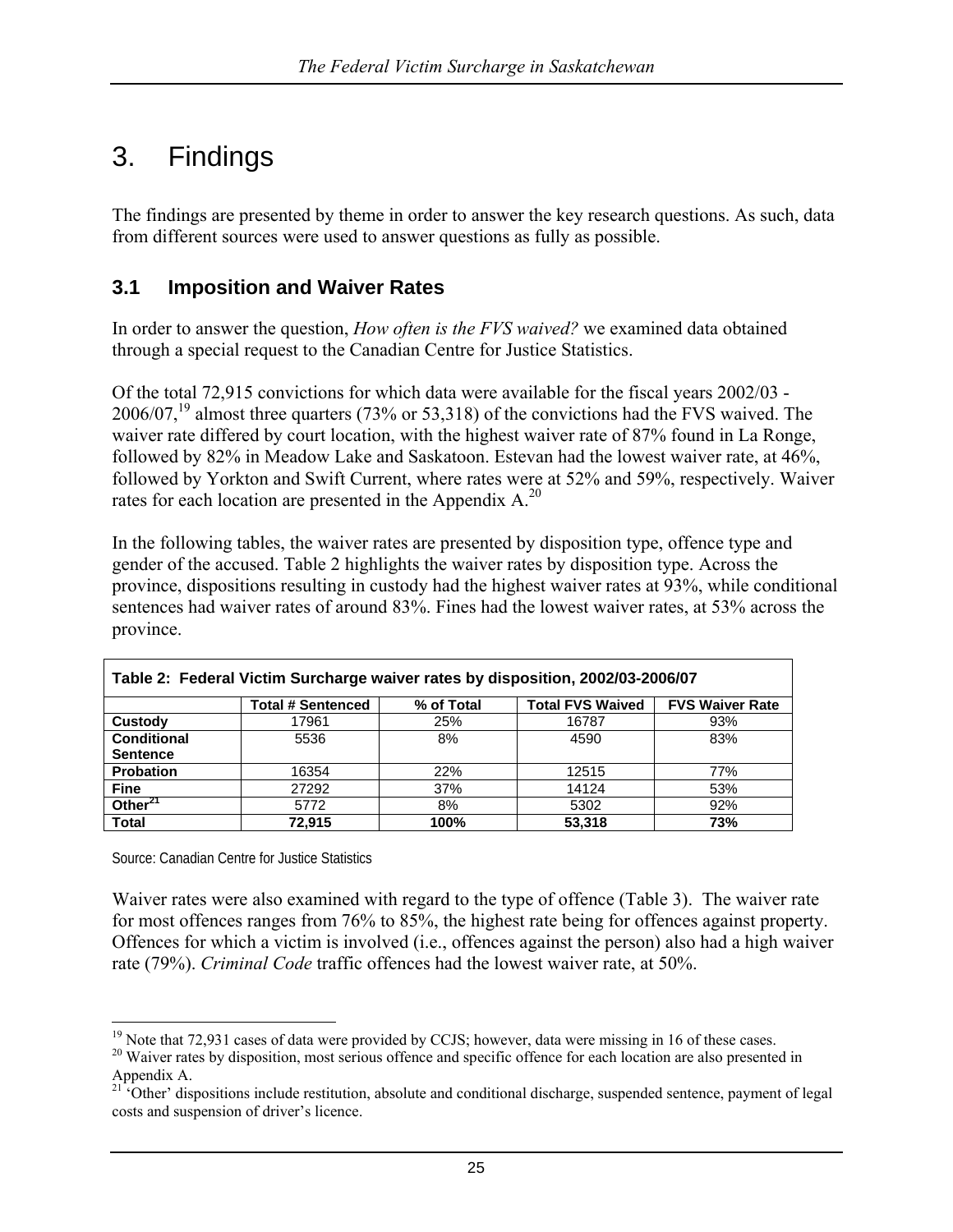// The Federal Victim Surcharge in Saskatchewan, page 25: header and page number omitted as running elements

# 3. Findings

The findings are presented by theme in order to answer the key research questions. As such, data from different sources were used to answer questions as fully as possible.

## 3.1 Imposition and Waiver Rates

In order to answer the question, *How often is the FVS waived?* we examined data obtained through a special request to the Canadian Centre for Justice Statistics.

Of the total 72,915 convictions for which data were available for the fiscal years 2002/03 - 2006/07,[19] almost three quarters (73% or 53,318) of the convictions had the FVS waived. The waiver rate differed by court location, with the highest waiver rate of 87% found in La Ronge, followed by 82% in Meadow Lake and Saskatoon. Estevan had the lowest waiver rate, at 46%, followed by Yorkton and Swift Current, where rates were at 52% and 59%, respectively. Waiver rates for each location are presented in the Appendix A.[20]

In the following tables, the waiver rates are presented by disposition type, offence type and gender of the accused. Table 2 highlights the waiver rates by disposition type. Across the province, dispositions resulting in custody had the highest waiver rates at 93%, while conditional sentences had waiver rates of around 83%. Fines had the lowest waiver rates, at 53% across the province.

**Table 2: Federal Victim Surcharge waiver rates by disposition, 2002/03-2006/07**

| | Total # Sentenced | % of Total | Total FVS Waived | FVS Waiver Rate |
|---|---|---|---|---|
| **Custody** | 17961 | 25% | 16787 | 93% |
| **Conditional Sentence** | 5536 | 8% | 4590 | 83% |
| **Probation** | 16354 | 22% | 12515 | 77% |
| **Fine** | 27292 | 37% | 14124 | 53% |
| **Other[21]** | 5772 | 8% | 5302 | 92% |
| **Total** | **72,915** | **100%** | **53,318** | **73%** |

Source: Canadian Centre for Justice Statistics

Waiver rates were also examined with regard to the type of offence (Table 3). The waiver rate for most offences ranges from 76% to 85%, the highest rate being for offences against property. Offences for which a victim is involved (i.e., offences against the person) also had a high waiver rate (79%). *Criminal Code* traffic offences had the lowest waiver rate, at 50%.

---

[19] Note that 72,931 cases of data were provided by CCJS; however, data were missing in 16 of these cases.

[20] Waiver rates by disposition, most serious offence and specific offence for each location are also presented in Appendix A.

[21] 'Other' dispositions include restitution, absolute and conditional discharge, suspended sentence, payment of legal costs and suspension of driver's licence.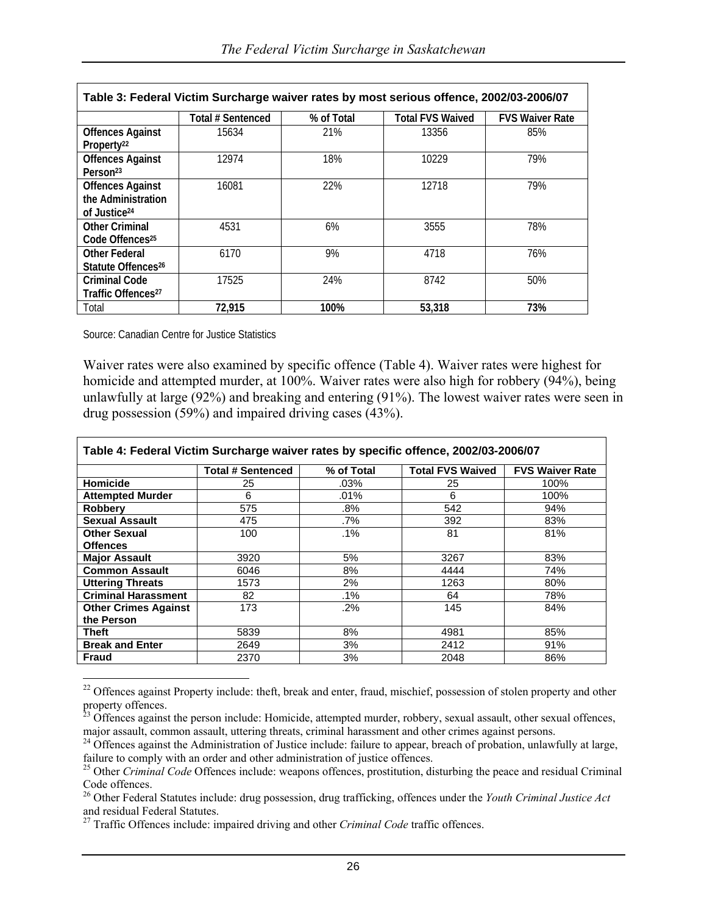| Table 3: Federal Victim Surcharge waiver rates by most serious offence, 2002/03-2006/07 | | | | |
|---|---|---|---|---|
| | Total # Sentenced | % of Total | Total FVS Waived | FVS Waiver Rate |
| Offences Against Property[22] | 15634 | 21% | 13356 | 85% |
| Offences Against Person[23] | 12974 | 18% | 10229 | 79% |
| Offences Against the Administration of Justice[24] | 16081 | 22% | 12718 | 79% |
| Other Criminal Code Offences[25] | 4531 | 6% | 3555 | 78% |
| Other Federal Statute Offences[26] | 6170 | 9% | 4718 | 76% |
| Criminal Code Traffic Offences[27] | 17525 | 24% | 8742 | 50% |
| Total | **72,915** | **100%** | **53,318** | **73%** |

Source: Canadian Centre for Justice Statistics

Waiver rates were also examined by specific offence (Table 4). Waiver rates were highest for homicide and attempted murder, at 100%. Waiver rates were also high for robbery (94%), being unlawfully at large (92%) and breaking and entering (91%). The lowest waiver rates were seen in drug possession (59%) and impaired driving cases (43%).

| Table 4: Federal Victim Surcharge waiver rates by specific offence, 2002/03-2006/07 | | | | |
|---|---|---|---|---|
| | Total # Sentenced | % of Total | Total FVS Waived | FVS Waiver Rate |
| **Homicide** | 25 | .03% | 25 | 100% |
| **Attempted Murder** | 6 | .01% | 6 | 100% |
| **Robbery** | 575 | .8% | 542 | 94% |
| **Sexual Assault** | 475 | .7% | 392 | 83% |
| **Other Sexual Offences** | 100 | .1% | 81 | 81% |
| **Major Assault** | 3920 | 5% | 3267 | 83% |
| **Common Assault** | 6046 | 8% | 4444 | 74% |
| **Uttering Threats** | 1573 | 2% | 1263 | 80% |
| **Criminal Harassment** | 82 | .1% | 64 | 78% |
| **Other Crimes Against the Person** | 173 | .2% | 145 | 84% |
| **Theft** | 5839 | 8% | 4981 | 85% |
| **Break and Enter** | 2649 | 3% | 2412 | 91% |
| **Fraud** | 2370 | 3% | 2048 | 86% |

[22] Offences against Property include: theft, break and enter, fraud, mischief, possession of stolen property and other property offences.

[23] Offences against the person include: Homicide, attempted murder, robbery, sexual assault, other sexual offences, major assault, common assault, uttering threats, criminal harassment and other crimes against persons.

[24] Offences against the Administration of Justice include: failure to appear, breach of probation, unlawfully at large, failure to comply with an order and other administration of justice offences.

[25] Other *Criminal Code* Offences include: weapons offences, prostitution, disturbing the peace and residual Criminal Code offences.

[26] Other Federal Statutes include: drug possession, drug trafficking, offences under the *Youth Criminal Justice Act* and residual Federal Statutes.

[27] Traffic Offences include: impaired driving and other *Criminal Code* traffic offences.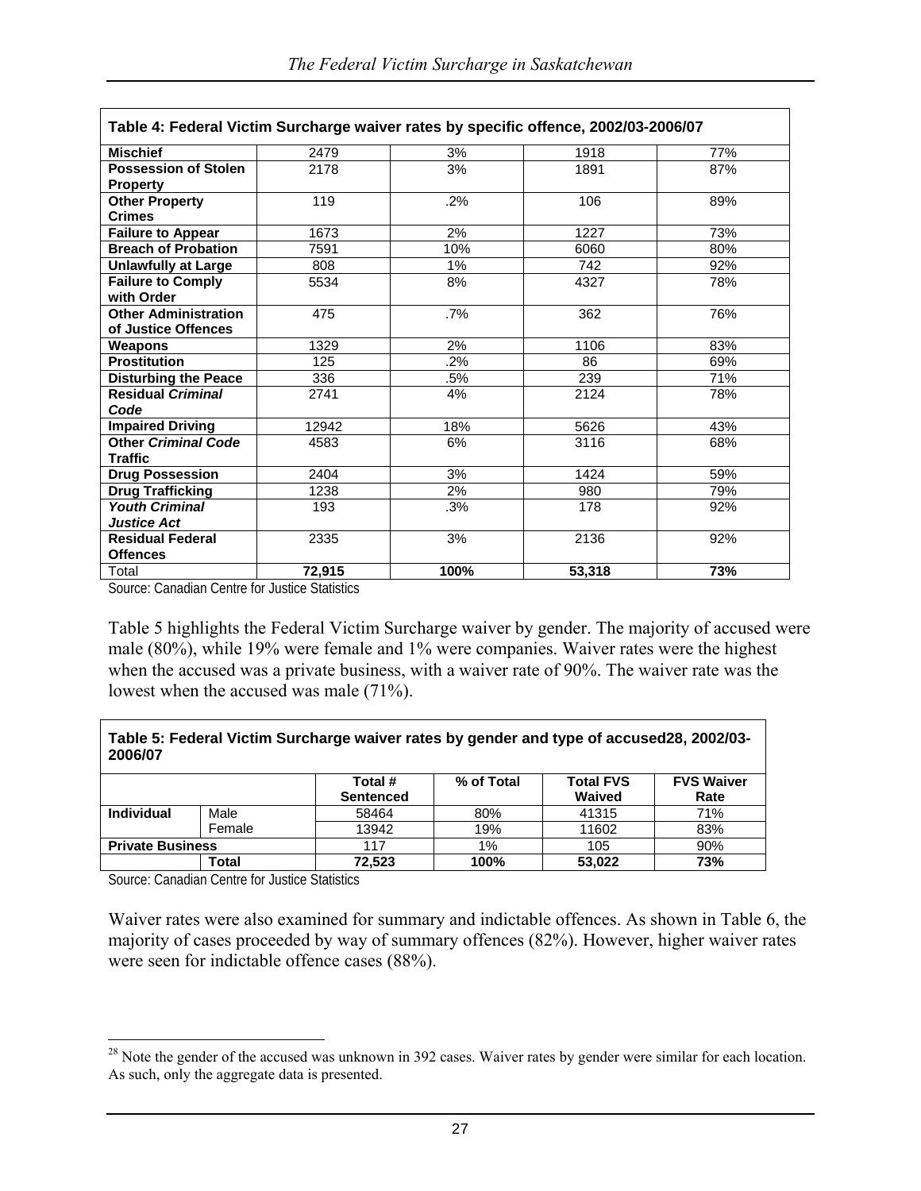**Table 4: Federal Victim Surcharge waiver rates by specific offence, 2002/03-2006/07**

| | | | | |
|---|---|---|---|---|
| **Mischief** | 2479 | 3% | 1918 | 77% |
| **Possession of Stolen Property** | 2178 | 3% | 1891 | 87% |
| **Other Property Crimes** | 119 | .2% | 106 | 89% |
| **Failure to Appear** | 1673 | 2% | 1227 | 73% |
| **Breach of Probation** | 7591 | 10% | 6060 | 80% |
| **Unlawfully at Large** | 808 | 1% | 742 | 92% |
| **Failure to Comply with Order** | 5534 | 8% | 4327 | 78% |
| **Other Administration of Justice Offences** | 475 | .7% | 362 | 76% |
| **Weapons** | 1329 | 2% | 1106 | 83% |
| **Prostitution** | 125 | .2% | 86 | 69% |
| **Disturbing the Peace** | 336 | .5% | 239 | 71% |
| **Residual *Criminal Code*** | 2741 | 4% | 2124 | 78% |
| **Impaired Driving** | 12942 | 18% | 5626 | 43% |
| **Other *Criminal Code* Traffic** | 4583 | 6% | 3116 | 68% |
| **Drug Possession** | 2404 | 3% | 1424 | 59% |
| **Drug Trafficking** | 1238 | 2% | 980 | 79% |
| ***Youth Criminal Justice Act*** | 193 | .3% | 178 | 92% |
| **Residual Federal Offences** | 2335 | 3% | 2136 | 92% |
| Total | **72,915** | **100%** | **53,318** | **73%** |

Source: Canadian Centre for Justice Statistics

Table 5 highlights the Federal Victim Surcharge waiver by gender. The majority of accused were male (80%), while 19% were female and 1% were companies. Waiver rates were the highest when the accused was a private business, with a waiver rate of 90%. The waiver rate was the lowest when the accused was male (71%).

**Table 5: Federal Victim Surcharge waiver rates by gender and type of accused[28], 2002/03-2006/07**

| | | Total # Sentenced | % of Total | Total FVS Waived | FVS Waiver Rate |
|---|---|---|---|---|---|
| **Individual** | Male | 58464 | 80% | 41315 | 71% |
| | Female | 13942 | 19% | 11602 | 83% |
| **Private Business** | | 117 | 1% | 105 | 90% |
| | **Total** | **72,523** | **100%** | **53,022** | **73%** |

Source: Canadian Centre for Justice Statistics

Waiver rates were also examined for summary and indictable offences. As shown in Table 6, the majority of cases proceeded by way of summary offences (82%). However, higher waiver rates were seen for indictable offence cases (88%).

[28] Note the gender of the accused was unknown in 392 cases. Waiver rates by gender were similar for each location. As such, only the aggregate data is presented.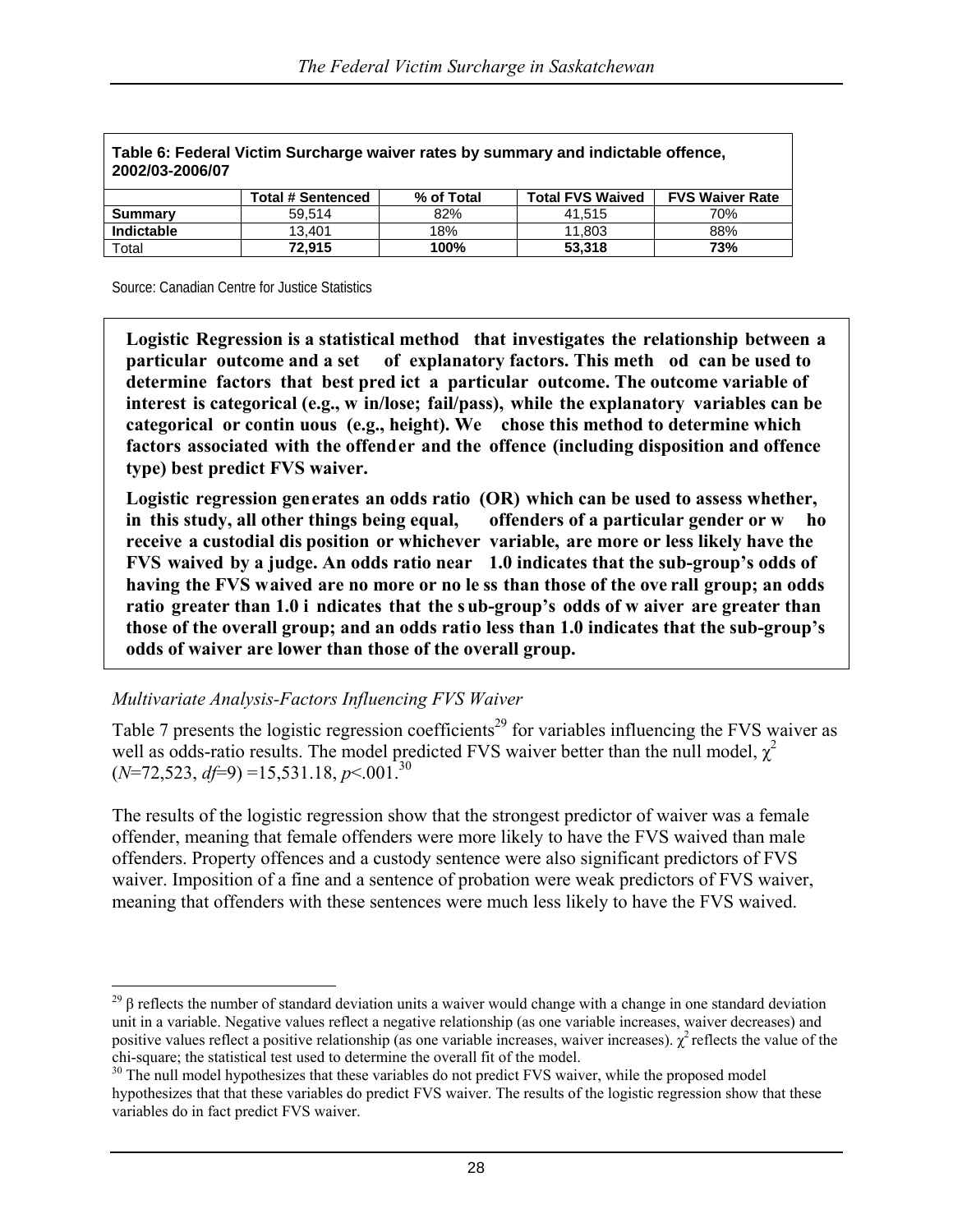**Table 6: Federal Victim Surcharge waiver rates by summary and indictable offence, 2002/03-2006/07**

| | Total # Sentenced | % of Total | Total FVS Waived | FVS Waiver Rate |
|---|---|---|---|---|
| **Summary** | 59,514 | 82% | 41,515 | 70% |
| **Indictable** | 13,401 | 18% | 11,803 | 88% |
| Total | **72,915** | **100%** | **53,318** | **73%** |

Source: Canadian Centre for Justice Statistics

**Logistic Regression is a statistical method that investigates the relationship between a particular outcome and a set of explanatory factors. This method can be used to determine factors that best predict a particular outcome. The outcome variable of interest is categorical (e.g., win/lose; fail/pass), while the explanatory variables can be categorical or continuous (e.g., height). We chose this method to determine which factors associated with the offender and the offence (including disposition and offence type) best predict FVS waiver.**

**Logistic regression generates an odds ratio (OR) which can be used to assess whether, in this study, all other things being equal, offenders of a particular gender or who receive a custodial disposition or whichever variable, are more or less likely have the FVS waived by a judge. An odds ratio near 1.0 indicates that the sub-group's odds of having the FVS waived are no more or no less than those of the overall group; an odds ratio greater than 1.0 indicates that the sub-group's odds of waiver are greater than those of the overall group; and an odds ratio less than 1.0 indicates that the sub-group's odds of waiver are lower than those of the overall group.**

*Multivariate Analysis-Factors Influencing FVS Waiver*

Table 7 presents the logistic regression coefficients[29] for variables influencing the FVS waiver as well as odds-ratio results. The model predicted FVS waiver better than the null model, $\chi^2$ ($N$=72,523, $df$=9) =15,531.18, $p$<.001.[30]

The results of the logistic regression show that the strongest predictor of waiver was a female offender, meaning that female offenders were more likely to have the FVS waived than male offenders. Property offences and a custody sentence were also significant predictors of FVS waiver. Imposition of a fine and a sentence of probation were weak predictors of FVS waiver, meaning that offenders with these sentences were much less likely to have the FVS waived.

---

[29] $\beta$ reflects the number of standard deviation units a waiver would change with a change in one standard deviation unit in a variable. Negative values reflect a negative relationship (as one variable increases, waiver decreases) and positive values reflect a positive relationship (as one variable increases, waiver increases). $\chi^2$ reflects the value of the chi-square; the statistical test used to determine the overall fit of the model.

[30] The null model hypothesizes that these variables do not predict FVS waiver, while the proposed model hypothesizes that that these variables do predict FVS waiver. The results of the logistic regression show that these variables do in fact predict FVS waiver.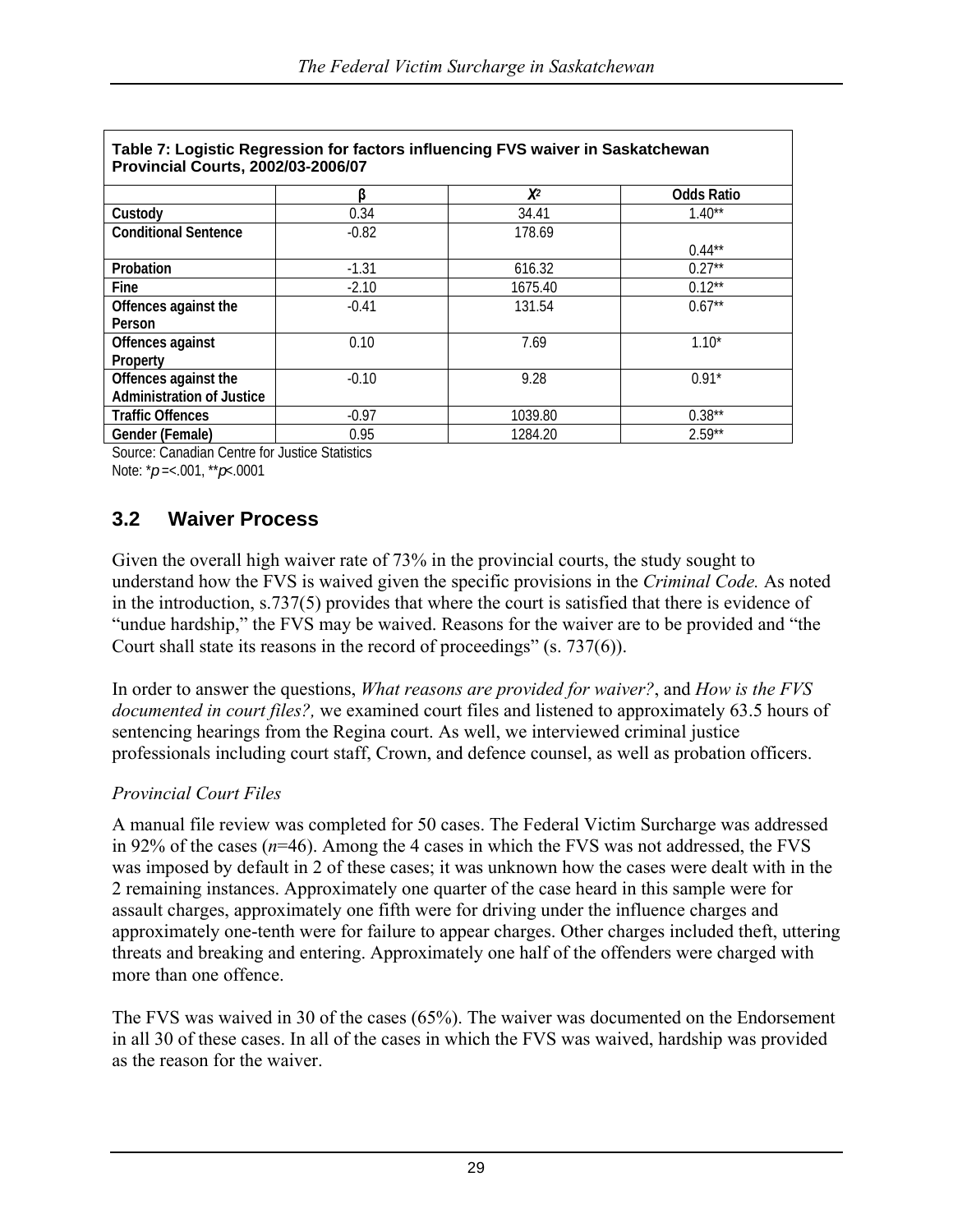**Table 7: Logistic Regression for factors influencing FVS waiver in Saskatchewan Provincial Courts, 2002/03-2006/07**

| | β | $X^2$ | Odds Ratio |
|---|---|---|---|
| Custody | 0.34 | 34.41 | 1.40** |
| Conditional Sentence | -0.82 | 178.69 | 0.44** |
| Probation | -1.31 | 616.32 | 0.27** |
| Fine | -2.10 | 1675.40 | 0.12** |
| Offences against the Person | -0.41 | 131.54 | 0.67** |
| Offences against Property | 0.10 | 7.69 | 1.10* |
| Offences against the Administration of Justice | -0.10 | 9.28 | 0.91* |
| Traffic Offences | -0.97 | 1039.80 | 0.38** |
| Gender (Female) | 0.95 | 1284.20 | 2.59** |

Source: Canadian Centre for Justice Statistics

Note: *$p$=<.001, **$p$<.0001

## 3.2 Waiver Process

Given the overall high waiver rate of 73% in the provincial courts, the study sought to understand how the FVS is waived given the specific provisions in the *Criminal Code.* As noted in the introduction, s.737(5) provides that where the court is satisfied that there is evidence of "undue hardship," the FVS may be waived. Reasons for the waiver are to be provided and "the Court shall state its reasons in the record of proceedings" (s. 737(6)).

In order to answer the questions, *What reasons are provided for waiver?*, and *How is the FVS documented in court files?,* we examined court files and listened to approximately 63.5 hours of sentencing hearings from the Regina court. As well, we interviewed criminal justice professionals including court staff, Crown, and defence counsel, as well as probation officers.

### *Provincial Court Files*

A manual file review was completed for 50 cases. The Federal Victim Surcharge was addressed in 92% of the cases ($n$=46). Among the 4 cases in which the FVS was not addressed, the FVS was imposed by default in 2 of these cases; it was unknown how the cases were dealt with in the 2 remaining instances. Approximately one quarter of the case heard in this sample were for assault charges, approximately one fifth were for driving under the influence charges and approximately one-tenth were for failure to appear charges. Other charges included theft, uttering threats and breaking and entering. Approximately one half of the offenders were charged with more than one offence.

The FVS was waived in 30 of the cases (65%). The waiver was documented on the Endorsement in all 30 of these cases. In all of the cases in which the FVS was waived, hardship was provided as the reason for the waiver.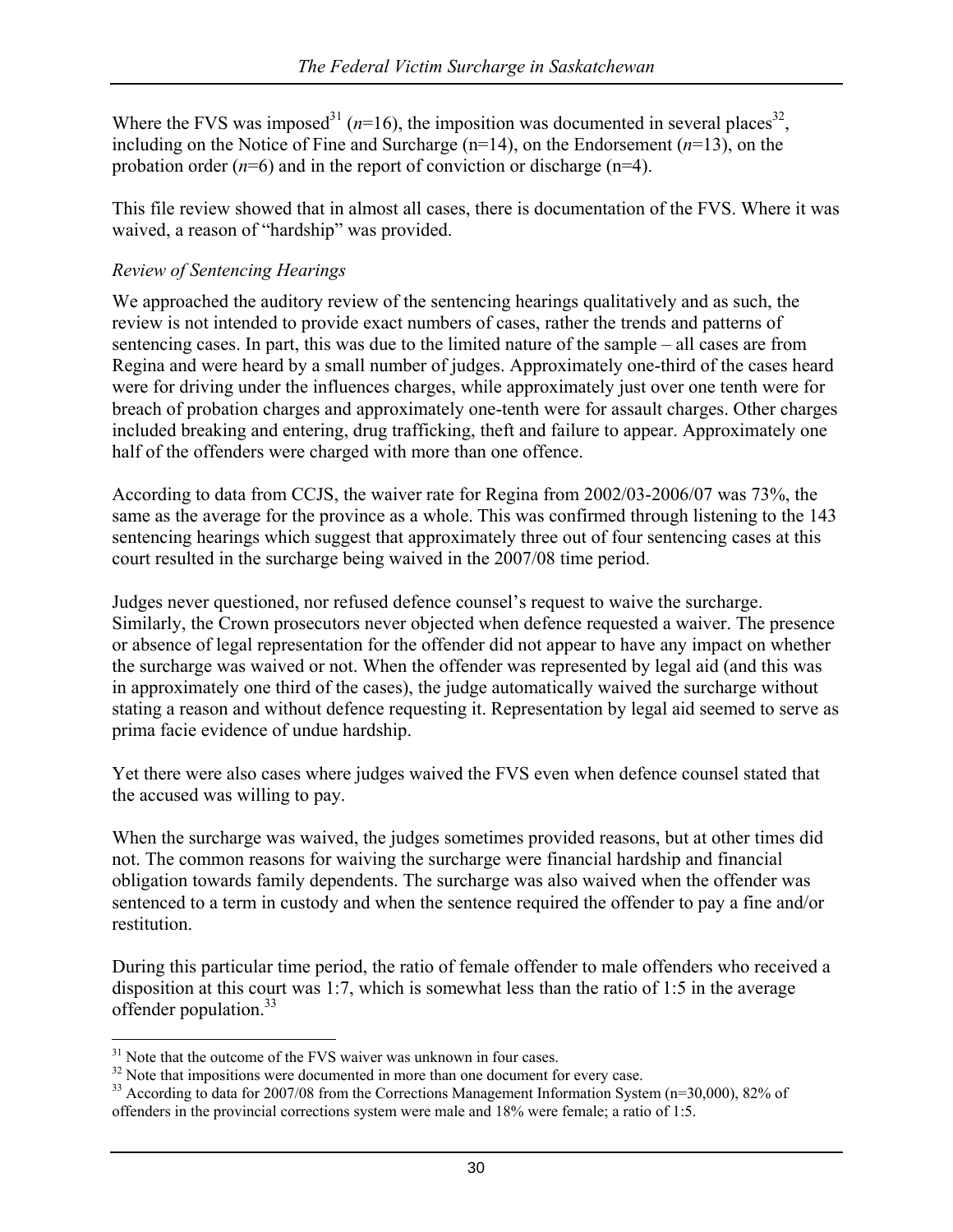Where the FVS was imposed[31] (*n*=16), the imposition was documented in several places[32], including on the Notice of Fine and Surcharge (n=14), on the Endorsement (*n*=13), on the probation order (*n*=6) and in the report of conviction or discharge (n=4).

This file review showed that in almost all cases, there is documentation of the FVS. Where it was waived, a reason of "hardship" was provided.

### *Review of Sentencing Hearings*

We approached the auditory review of the sentencing hearings qualitatively and as such, the review is not intended to provide exact numbers of cases, rather the trends and patterns of sentencing cases. In part, this was due to the limited nature of the sample – all cases are from Regina and were heard by a small number of judges. Approximately one-third of the cases heard were for driving under the influences charges, while approximately just over one tenth were for breach of probation charges and approximately one-tenth were for assault charges. Other charges included breaking and entering, drug trafficking, theft and failure to appear. Approximately one half of the offenders were charged with more than one offence.

According to data from CCJS, the waiver rate for Regina from 2002/03-2006/07 was 73%, the same as the average for the province as a whole. This was confirmed through listening to the 143 sentencing hearings which suggest that approximately three out of four sentencing cases at this court resulted in the surcharge being waived in the 2007/08 time period.

Judges never questioned, nor refused defence counsel's request to waive the surcharge. Similarly, the Crown prosecutors never objected when defence requested a waiver. The presence or absence of legal representation for the offender did not appear to have any impact on whether the surcharge was waived or not. When the offender was represented by legal aid (and this was in approximately one third of the cases), the judge automatically waived the surcharge without stating a reason and without defence requesting it. Representation by legal aid seemed to serve as prima facie evidence of undue hardship.

Yet there were also cases where judges waived the FVS even when defence counsel stated that the accused was willing to pay.

When the surcharge was waived, the judges sometimes provided reasons, but at other times did not. The common reasons for waiving the surcharge were financial hardship and financial obligation towards family dependents. The surcharge was also waived when the offender was sentenced to a term in custody and when the sentence required the offender to pay a fine and/or restitution.

During this particular time period, the ratio of female offender to male offenders who received a disposition at this court was 1:7, which is somewhat less than the ratio of 1:5 in the average offender population.[33]

---

[31] Note that the outcome of the FVS waiver was unknown in four cases.

[32] Note that impositions were documented in more than one document for every case.

[33] According to data for 2007/08 from the Corrections Management Information System (n=30,000), 82% of offenders in the provincial corrections system were male and 18% were female; a ratio of 1:5.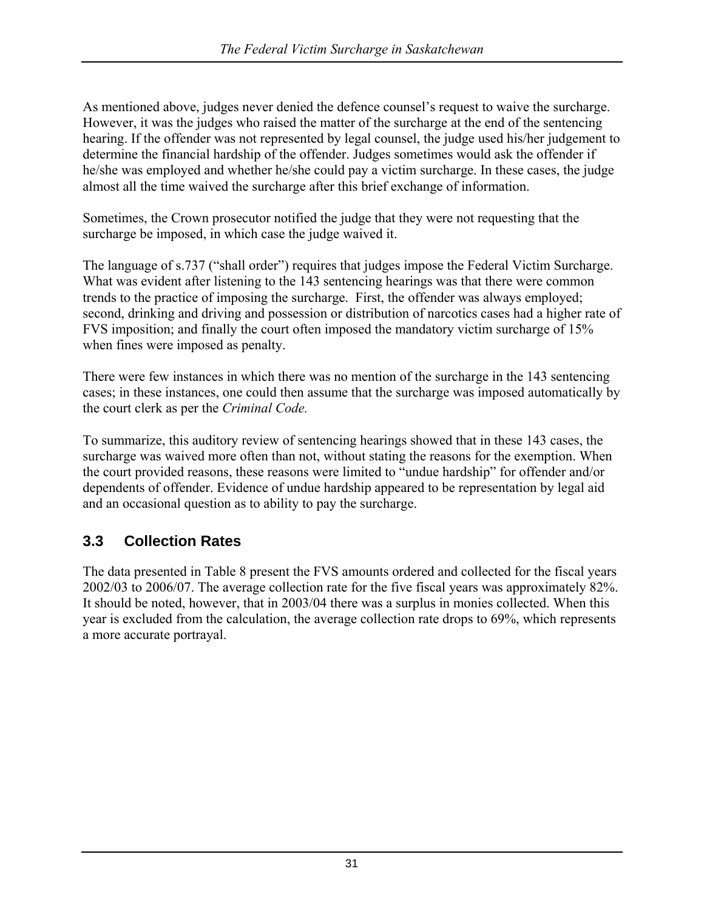As mentioned above, judges never denied the defence counsel's request to waive the surcharge. However, it was the judges who raised the matter of the surcharge at the end of the sentencing hearing. If the offender was not represented by legal counsel, the judge used his/her judgement to determine the financial hardship of the offender. Judges sometimes would ask the offender if he/she was employed and whether he/she could pay a victim surcharge. In these cases, the judge almost all the time waived the surcharge after this brief exchange of information.

Sometimes, the Crown prosecutor notified the judge that they were not requesting that the surcharge be imposed, in which case the judge waived it.

The language of s.737 ("shall order") requires that judges impose the Federal Victim Surcharge. What was evident after listening to the 143 sentencing hearings was that there were common trends to the practice of imposing the surcharge. First, the offender was always employed; second, drinking and driving and possession or distribution of narcotics cases had a higher rate of FVS imposition; and finally the court often imposed the mandatory victim surcharge of 15% when fines were imposed as penalty.

There were few instances in which there was no mention of the surcharge in the 143 sentencing cases; in these instances, one could then assume that the surcharge was imposed automatically by the court clerk as per the *Criminal Code.*

To summarize, this auditory review of sentencing hearings showed that in these 143 cases, the surcharge was waived more often than not, without stating the reasons for the exemption. When the court provided reasons, these reasons were limited to "undue hardship" for offender and/or dependents of offender. Evidence of undue hardship appeared to be representation by legal aid and an occasional question as to ability to pay the surcharge.

## 3.3 Collection Rates

The data presented in Table 8 present the FVS amounts ordered and collected for the fiscal years 2002/03 to 2006/07. The average collection rate for the five fiscal years was approximately 82%. It should be noted, however, that in 2003/04 there was a surplus in monies collected. When this year is excluded from the calculation, the average collection rate drops to 69%, which represents a more accurate portrayal.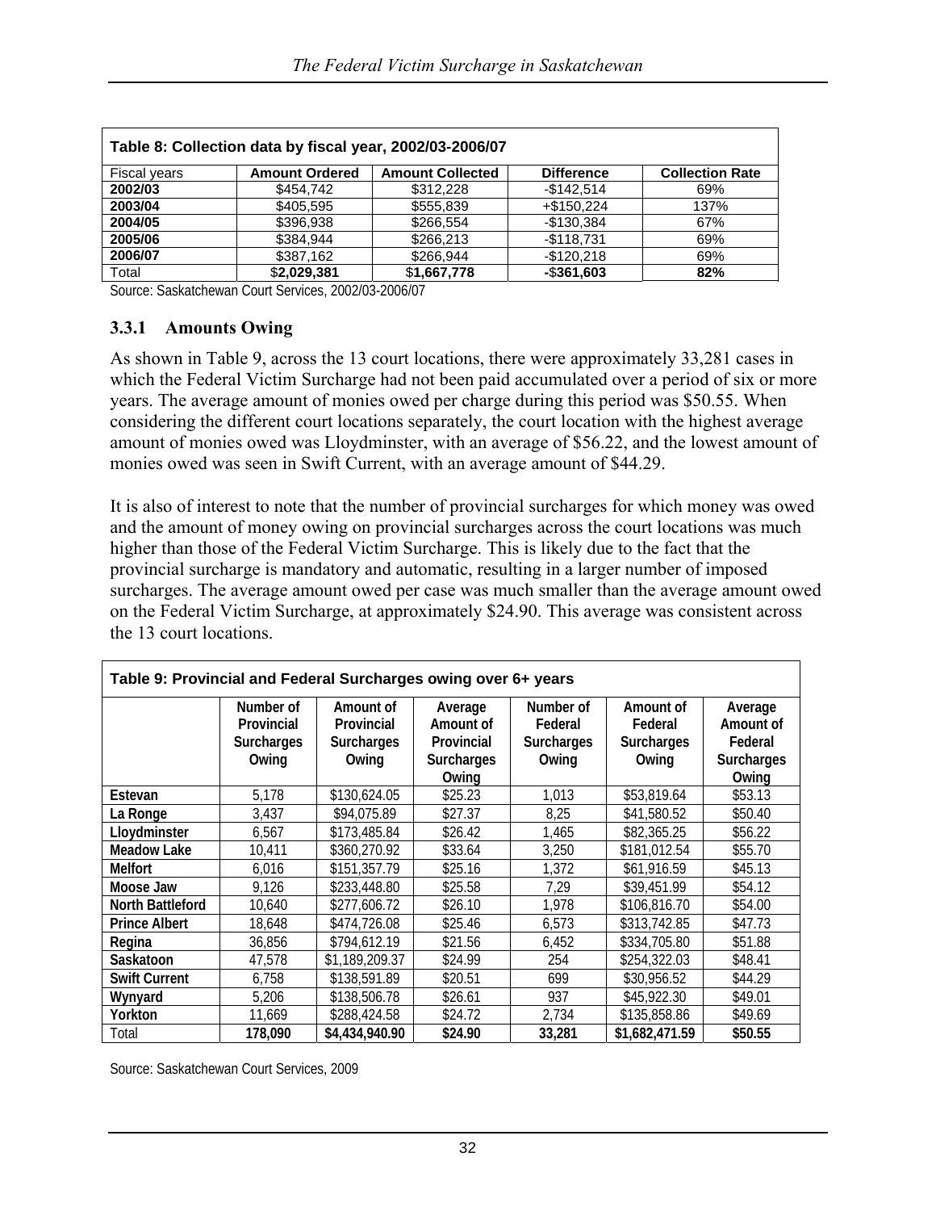| Table 8: Collection data by fiscal year, 2002/03-2006/07 | | | | |
|---|---|---|---|---|
| Fiscal years | **Amount Ordered** | **Amount Collected** | **Difference** | **Collection Rate** |
| **2002/03** | $454,742 | $312,228 | -$142,514 | 69% |
| **2003/04** | $405,595 | $555,839 | +$150,224 | 137% |
| **2004/05** | $396,938 | $266,554 | -$130,384 | 67% |
| **2005/06** | $384,944 | $266,213 | -$118,731 | 69% |
| **2006/07** | $387,162 | $266,944 | -$120,218 | 69% |
| Total | $**2,029,381** | $**1,667,778** | **-$361,603** | **82%** |

Source: Saskatchewan Court Services, 2002/03-2006/07

### 3.3.1 Amounts Owing

As shown in Table 9, across the 13 court locations, there were approximately 33,281 cases in which the Federal Victim Surcharge had not been paid accumulated over a period of six or more years. The average amount of monies owed per charge during this period was $50.55. When considering the different court locations separately, the court location with the highest average amount of monies owed was Lloydminster, with an average of $56.22, and the lowest amount of monies owed was seen in Swift Current, with an average amount of $44.29.

It is also of interest to note that the number of provincial surcharges for which money was owed and the amount of money owing on provincial surcharges across the court locations was much higher than those of the Federal Victim Surcharge. This is likely due to the fact that the provincial surcharge is mandatory and automatic, resulting in a larger number of imposed surcharges. The average amount owed per case was much smaller than the average amount owed on the Federal Victim Surcharge, at approximately $24.90. This average was consistent across the 13 court locations.

| Table 9: Provincial and Federal Surcharges owing over 6+ years | | | | | | |
|---|---|---|---|---|---|---|
| | Number of Provincial Surcharges Owing | Amount of Provincial Surcharges Owing | Average Amount of Provincial Surcharges Owing | Number of Federal Surcharges Owing | Amount of Federal Surcharges Owing | Average Amount of Federal Surcharges Owing |
| **Estevan** | 5,178 | $130,624.05 | $25.23 | 1,013 | $53,819.64 | $53.13 |
| **La Ronge** | 3,437 | $94,075.89 | $27.37 | 8,25 | $41,580.52 | $50.40 |
| **Lloydminster** | 6,567 | $173,485.84 | $26.42 | 1,465 | $82,365.25 | $56.22 |
| **Meadow Lake** | 10,411 | $360,270.92 | $33.64 | 3,250 | $181,012.54 | $55.70 |
| **Melfort** | 6,016 | $151,357.79 | $25.16 | 1,372 | $61,916.59 | $45.13 |
| **Moose Jaw** | 9,126 | $233,448.80 | $25.58 | 7,29 | $39,451.99 | $54.12 |
| **North Battleford** | 10,640 | $277,606.72 | $26.10 | 1,978 | $106,816.70 | $54.00 |
| **Prince Albert** | 18,648 | $474,726.08 | $25.46 | 6,573 | $313,742.85 | $47.73 |
| **Regina** | 36,856 | $794,612.19 | $21.56 | 6,452 | $334,705.80 | $51.88 |
| **Saskatoon** | 47,578 | $1,189,209.37 | $24.99 | 254 | $254,322.03 | $48.41 |
| **Swift Current** | 6,758 | $138,591.89 | $20.51 | 699 | $30,956.52 | $44.29 |
| **Wynyard** | 5,206 | $138,506.78 | $26.61 | 937 | $45,922.30 | $49.01 |
| **Yorkton** | 11,669 | $288,424.58 | $24.72 | 2,734 | $135,858.86 | $49.69 |
| Total | **178,090** | **$4,434,940.90** | **$24.90** | **33,281** | **$1,682,471.59** | **$50.55** |

Source: Saskatchewan Court Services, 2009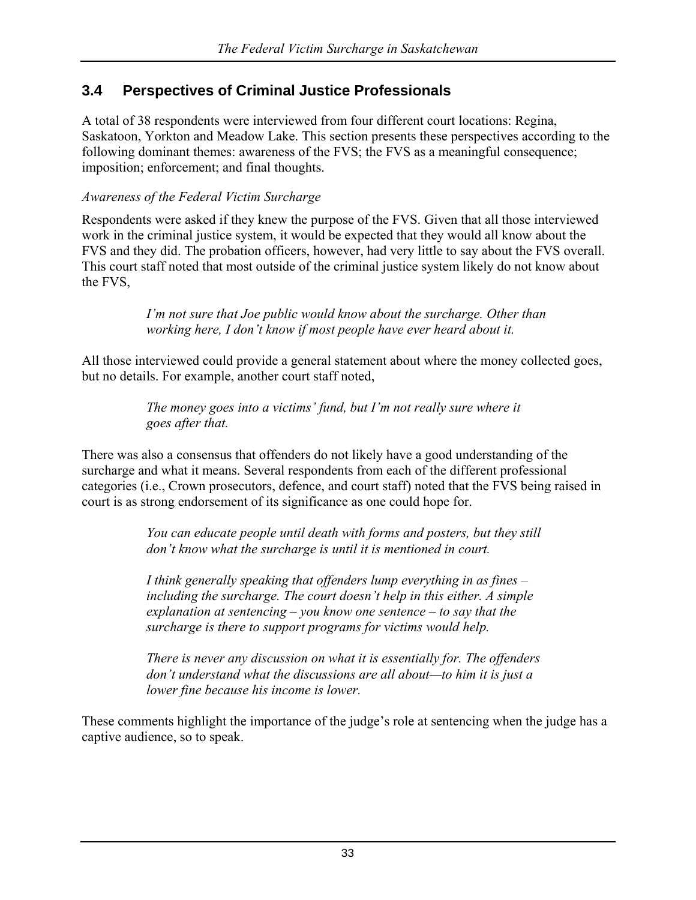## 3.4 Perspectives of Criminal Justice Professionals

A total of 38 respondents were interviewed from four different court locations: Regina, Saskatoon, Yorkton and Meadow Lake. This section presents these perspectives according to the following dominant themes: awareness of the FVS; the FVS as a meaningful consequence; imposition; enforcement; and final thoughts.

*Awareness of the Federal Victim Surcharge*

Respondents were asked if they knew the purpose of the FVS. Given that all those interviewed work in the criminal justice system, it would be expected that they would all know about the FVS and they did. The probation officers, however, had very little to say about the FVS overall. This court staff noted that most outside of the criminal justice system likely do not know about the FVS,

> *I'm not sure that Joe public would know about the surcharge. Other than working here, I don't know if most people have ever heard about it.*

All those interviewed could provide a general statement about where the money collected goes, but no details. For example, another court staff noted,

> *The money goes into a victims' fund, but I'm not really sure where it goes after that.*

There was also a consensus that offenders do not likely have a good understanding of the surcharge and what it means. Several respondents from each of the different professional categories (i.e., Crown prosecutors, defence, and court staff) noted that the FVS being raised in court is as strong endorsement of its significance as one could hope for.

> *You can educate people until death with forms and posters, but they still don't know what the surcharge is until it is mentioned in court.*
>
> *I think generally speaking that offenders lump everything in as fines – including the surcharge. The court doesn't help in this either. A simple explanation at sentencing – you know one sentence – to say that the surcharge is there to support programs for victims would help.*
>
> *There is never any discussion on what it is essentially for. The offenders don't understand what the discussions are all about—to him it is just a lower fine because his income is lower.*

These comments highlight the importance of the judge's role at sentencing when the judge has a captive audience, so to speak.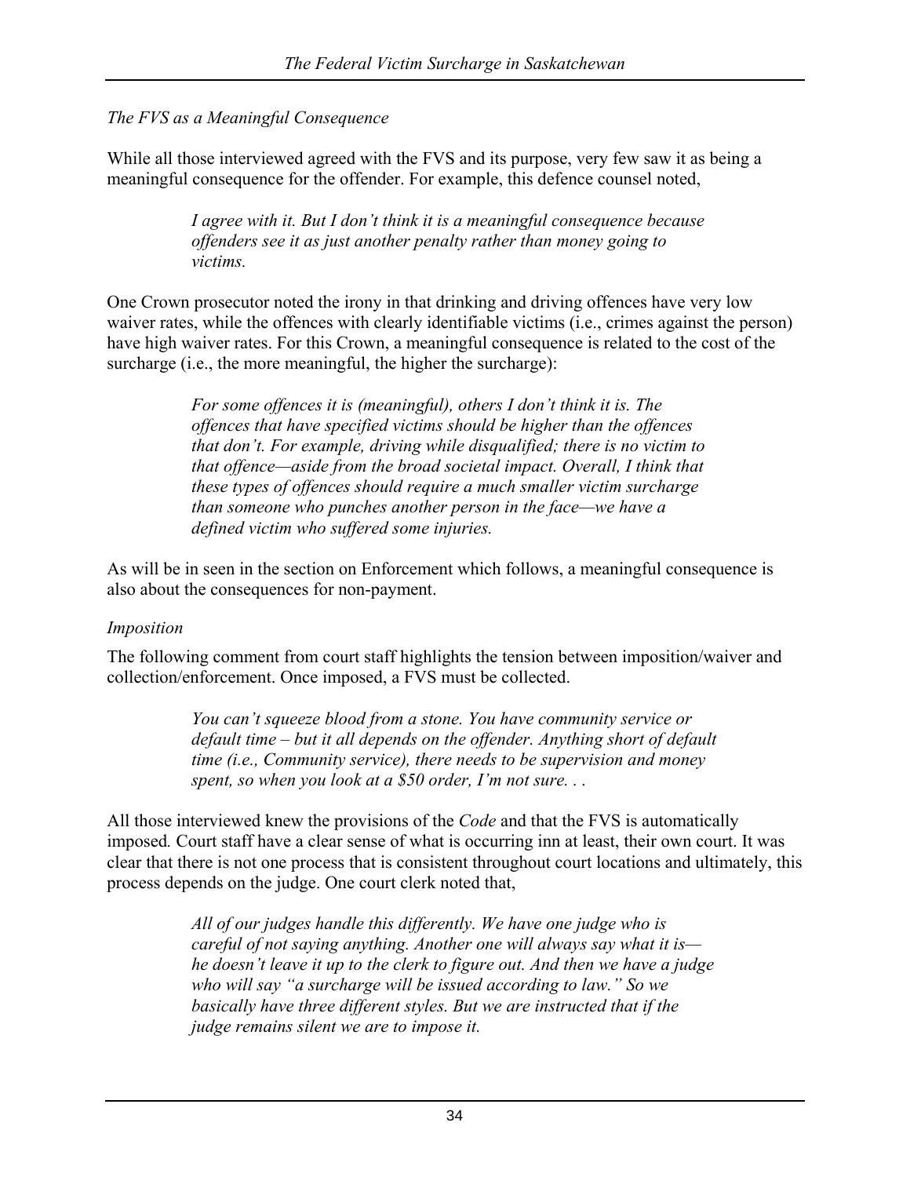*The FVS as a Meaningful Consequence*

While all those interviewed agreed with the FVS and its purpose, very few saw it as being a meaningful consequence for the offender. For example, this defence counsel noted,

> *I agree with it. But I don't think it is a meaningful consequence because offenders see it as just another penalty rather than money going to victims.*

One Crown prosecutor noted the irony in that drinking and driving offences have very low waiver rates, while the offences with clearly identifiable victims (i.e., crimes against the person) have high waiver rates. For this Crown, a meaningful consequence is related to the cost of the surcharge (i.e., the more meaningful, the higher the surcharge):

> *For some offences it is (meaningful), others I don't think it is. The offences that have specified victims should be higher than the offences that don't. For example, driving while disqualified; there is no victim to that offence—aside from the broad societal impact. Overall, I think that these types of offences should require a much smaller victim surcharge than someone who punches another person in the face—we have a defined victim who suffered some injuries.*

As will be in seen in the section on Enforcement which follows, a meaningful consequence is also about the consequences for non-payment.

*Imposition*

The following comment from court staff highlights the tension between imposition/waiver and collection/enforcement. Once imposed, a FVS must be collected.

> *You can't squeeze blood from a stone. You have community service or default time – but it all depends on the offender. Anything short of default time (i.e., Community service), there needs to be supervision and money spent, so when you look at a $50 order, I'm not sure. . .*

All those interviewed knew the provisions of the *Code* and that the FVS is automatically imposed. Court staff have a clear sense of what is occurring inn at least, their own court. It was clear that there is not one process that is consistent throughout court locations and ultimately, this process depends on the judge. One court clerk noted that,

> *All of our judges handle this differently. We have one judge who is careful of not saying anything. Another one will always say what it is—he doesn't leave it up to the clerk to figure out. And then we have a judge who will say "a surcharge will be issued according to law." So we basically have three different styles. But we are instructed that if the judge remains silent we are to impose it.*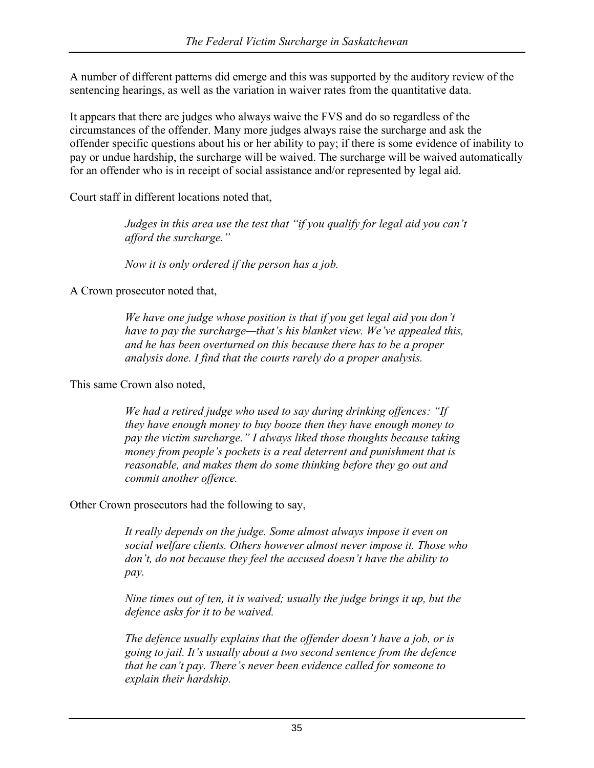A number of different patterns did emerge and this was supported by the auditory review of the sentencing hearings, as well as the variation in waiver rates from the quantitative data.

It appears that there are judges who always waive the FVS and do so regardless of the circumstances of the offender. Many more judges always raise the surcharge and ask the offender specific questions about his or her ability to pay; if there is some evidence of inability to pay or undue hardship, the surcharge will be waived. The surcharge will be waived automatically for an offender who is in receipt of social assistance and/or represented by legal aid.

Court staff in different locations noted that,

> *Judges in this area use the test that "if you qualify for legal aid you can't afford the surcharge."*
>
> *Now it is only ordered if the person has a job.*

A Crown prosecutor noted that,

> *We have one judge whose position is that if you get legal aid you don't have to pay the surcharge—that's his blanket view. We've appealed this, and he has been overturned on this because there has to be a proper analysis done. I find that the courts rarely do a proper analysis.*

This same Crown also noted,

> *We had a retired judge who used to say during drinking offences: "If they have enough money to buy booze then they have enough money to pay the victim surcharge." I always liked those thoughts because taking money from people's pockets is a real deterrent and punishment that is reasonable, and makes them do some thinking before they go out and commit another offence.*

Other Crown prosecutors had the following to say,

> *It really depends on the judge. Some almost always impose it even on social welfare clients. Others however almost never impose it. Those who don't, do not because they feel the accused doesn't have the ability to pay.*
>
> *Nine times out of ten, it is waived; usually the judge brings it up, but the defence asks for it to be waived.*
>
> *The defence usually explains that the offender doesn't have a job, or is going to jail. It's usually about a two second sentence from the defence that he can't pay. There's never been evidence called for someone to explain their hardship.*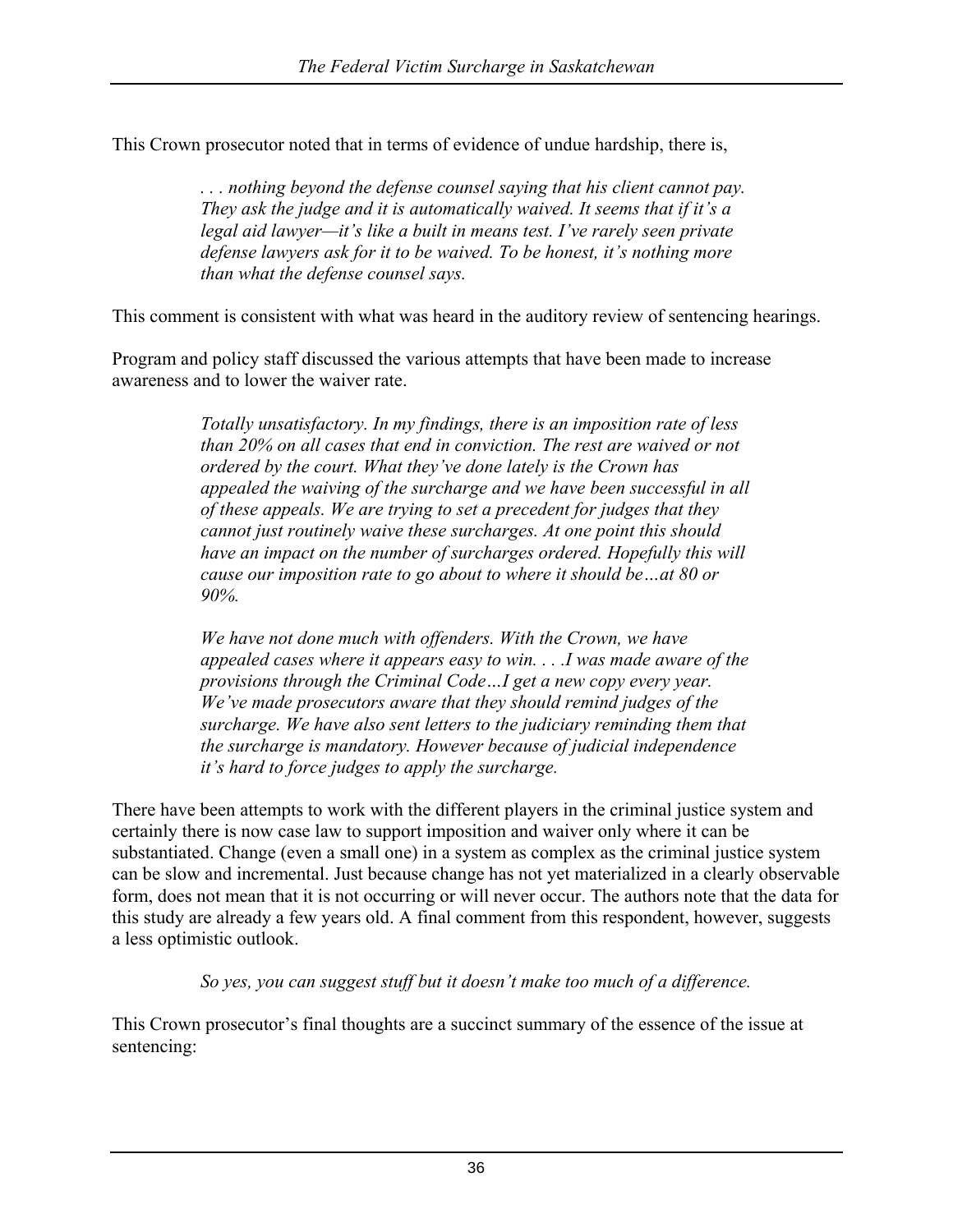This Crown prosecutor noted that in terms of evidence of undue hardship, there is,

> *. . . nothing beyond the defense counsel saying that his client cannot pay. They ask the judge and it is automatically waived. It seems that if it's a legal aid lawyer—it's like a built in means test. I've rarely seen private defense lawyers ask for it to be waived. To be honest, it's nothing more than what the defense counsel says.*

This comment is consistent with what was heard in the auditory review of sentencing hearings.

Program and policy staff discussed the various attempts that have been made to increase awareness and to lower the waiver rate.

> *Totally unsatisfactory. In my findings, there is an imposition rate of less than 20% on all cases that end in conviction. The rest are waived or not ordered by the court. What they've done lately is the Crown has appealed the waiving of the surcharge and we have been successful in all of these appeals. We are trying to set a precedent for judges that they cannot just routinely waive these surcharges. At one point this should have an impact on the number of surcharges ordered. Hopefully this will cause our imposition rate to go about to where it should be…at 80 or 90%.*
>
> *We have not done much with offenders. With the Crown, we have appealed cases where it appears easy to win. . . .I was made aware of the provisions through the Criminal Code…I get a new copy every year. We've made prosecutors aware that they should remind judges of the surcharge. We have also sent letters to the judiciary reminding them that the surcharge is mandatory. However because of judicial independence it's hard to force judges to apply the surcharge.*

There have been attempts to work with the different players in the criminal justice system and certainly there is now case law to support imposition and waiver only where it can be substantiated. Change (even a small one) in a system as complex as the criminal justice system can be slow and incremental. Just because change has not yet materialized in a clearly observable form, does not mean that it is not occurring or will never occur. The authors note that the data for this study are already a few years old. A final comment from this respondent, however, suggests a less optimistic outlook.

> *So yes, you can suggest stuff but it doesn't make too much of a difference.*

This Crown prosecutor's final thoughts are a succinct summary of the essence of the issue at sentencing: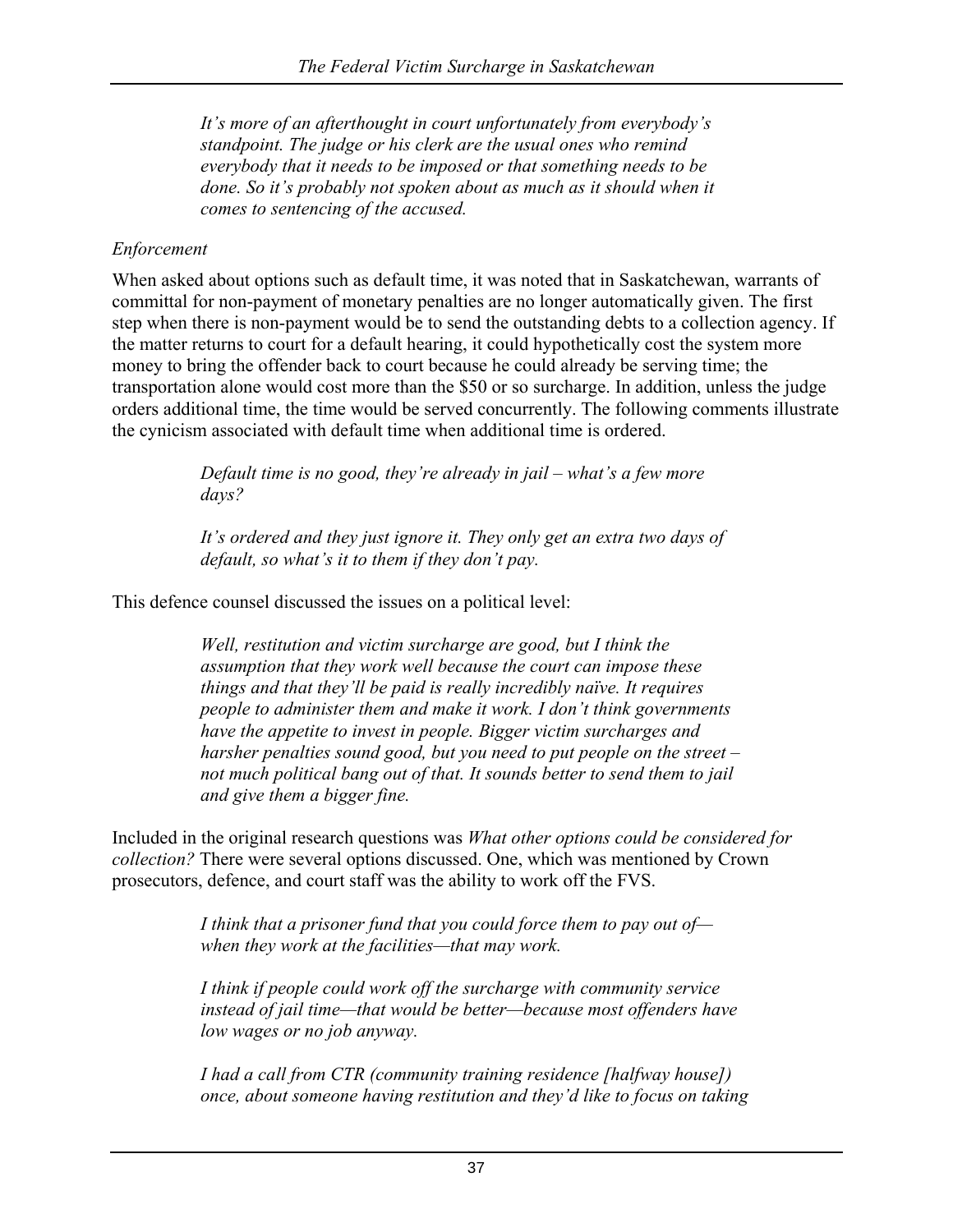*It's more of an afterthought in court unfortunately from everybody's standpoint. The judge or his clerk are the usual ones who remind everybody that it needs to be imposed or that something needs to be done. So it's probably not spoken about as much as it should when it comes to sentencing of the accused.*

*Enforcement*

When asked about options such as default time, it was noted that in Saskatchewan, warrants of committal for non-payment of monetary penalties are no longer automatically given. The first step when there is non-payment would be to send the outstanding debts to a collection agency. If the matter returns to court for a default hearing, it could hypothetically cost the system more money to bring the offender back to court because he could already be serving time; the transportation alone would cost more than the $50 or so surcharge. In addition, unless the judge orders additional time, the time would be served concurrently. The following comments illustrate the cynicism associated with default time when additional time is ordered.

*Default time is no good, they're already in jail – what's a few more days?*

*It's ordered and they just ignore it. They only get an extra two days of default, so what's it to them if they don't pay.*

This defence counsel discussed the issues on a political level:

*Well, restitution and victim surcharge are good, but I think the assumption that they work well because the court can impose these things and that they'll be paid is really incredibly naïve. It requires people to administer them and make it work. I don't think governments have the appetite to invest in people. Bigger victim surcharges and harsher penalties sound good, but you need to put people on the street – not much political bang out of that. It sounds better to send them to jail and give them a bigger fine.*

Included in the original research questions was *What other options could be considered for collection?* There were several options discussed. One, which was mentioned by Crown prosecutors, defence, and court staff was the ability to work off the FVS.

*I think that a prisoner fund that you could force them to pay out of—when they work at the facilities—that may work.*

*I think if people could work off the surcharge with community service instead of jail time—that would be better—because most offenders have low wages or no job anyway.*

*I had a call from CTR (community training residence [halfway house]) once, about someone having restitution and they'd like to focus on taking*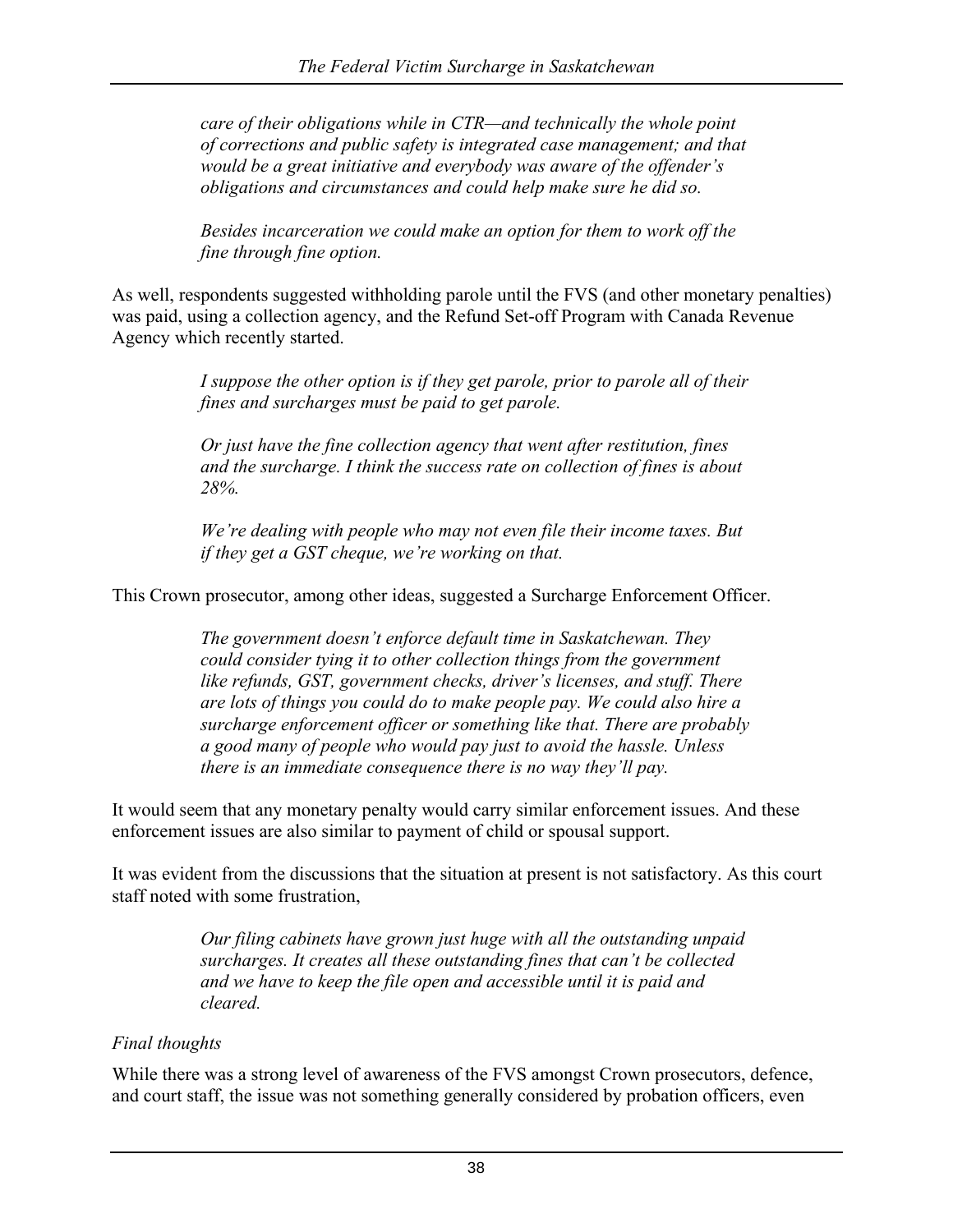*care of their obligations while in CTR—and technically the whole point of corrections and public safety is integrated case management; and that would be a great initiative and everybody was aware of the offender's obligations and circumstances and could help make sure he did so.*

*Besides incarceration we could make an option for them to work off the fine through fine option.*

As well, respondents suggested withholding parole until the FVS (and other monetary penalties) was paid, using a collection agency, and the Refund Set-off Program with Canada Revenue Agency which recently started.

*I suppose the other option is if they get parole, prior to parole all of their fines and surcharges must be paid to get parole.*

*Or just have the fine collection agency that went after restitution, fines and the surcharge. I think the success rate on collection of fines is about 28%.*

*We're dealing with people who may not even file their income taxes. But if they get a GST cheque, we're working on that.*

This Crown prosecutor, among other ideas, suggested a Surcharge Enforcement Officer.

*The government doesn't enforce default time in Saskatchewan. They could consider tying it to other collection things from the government like refunds, GST, government checks, driver's licenses, and stuff. There are lots of things you could do to make people pay. We could also hire a surcharge enforcement officer or something like that. There are probably a good many of people who would pay just to avoid the hassle. Unless there is an immediate consequence there is no way they'll pay.*

It would seem that any monetary penalty would carry similar enforcement issues. And these enforcement issues are also similar to payment of child or spousal support.

It was evident from the discussions that the situation at present is not satisfactory. As this court staff noted with some frustration,

*Our filing cabinets have grown just huge with all the outstanding unpaid surcharges. It creates all these outstanding fines that can't be collected and we have to keep the file open and accessible until it is paid and cleared.*

*Final thoughts*

While there was a strong level of awareness of the FVS amongst Crown prosecutors, defence, and court staff, the issue was not something generally considered by probation officers, even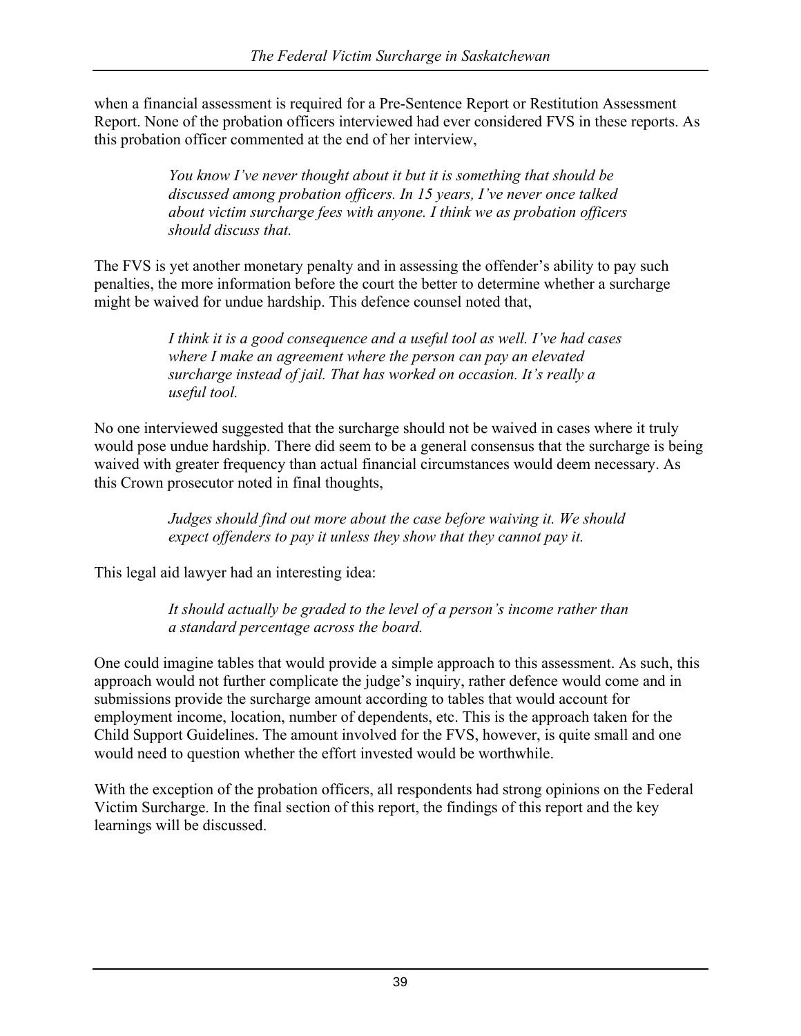when a financial assessment is required for a Pre-Sentence Report or Restitution Assessment Report. None of the probation officers interviewed had ever considered FVS in these reports. As this probation officer commented at the end of her interview,

> *You know I've never thought about it but it is something that should be discussed among probation officers. In 15 years, I've never once talked about victim surcharge fees with anyone. I think we as probation officers should discuss that.*

The FVS is yet another monetary penalty and in assessing the offender's ability to pay such penalties, the more information before the court the better to determine whether a surcharge might be waived for undue hardship. This defence counsel noted that,

> *I think it is a good consequence and a useful tool as well. I've had cases where I make an agreement where the person can pay an elevated surcharge instead of jail. That has worked on occasion. It's really a useful tool.*

No one interviewed suggested that the surcharge should not be waived in cases where it truly would pose undue hardship. There did seem to be a general consensus that the surcharge is being waived with greater frequency than actual financial circumstances would deem necessary. As this Crown prosecutor noted in final thoughts,

> *Judges should find out more about the case before waiving it. We should expect offenders to pay it unless they show that they cannot pay it.*

This legal aid lawyer had an interesting idea:

> *It should actually be graded to the level of a person's income rather than a standard percentage across the board.*

One could imagine tables that would provide a simple approach to this assessment. As such, this approach would not further complicate the judge's inquiry, rather defence would come and in submissions provide the surcharge amount according to tables that would account for employment income, location, number of dependents, etc. This is the approach taken for the Child Support Guidelines. The amount involved for the FVS, however, is quite small and one would need to question whether the effort invested would be worthwhile.

With the exception of the probation officers, all respondents had strong opinions on the Federal Victim Surcharge. In the final section of this report, the findings of this report and the key learnings will be discussed.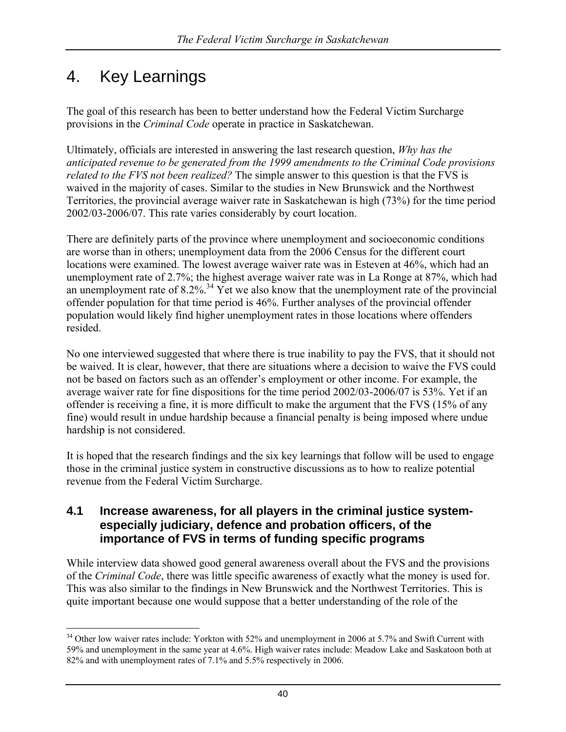# 4. Key Learnings

The goal of this research has been to better understand how the Federal Victim Surcharge provisions in the *Criminal Code* operate in practice in Saskatchewan.

Ultimately, officials are interested in answering the last research question, *Why has the anticipated revenue to be generated from the 1999 amendments to the Criminal Code provisions related to the FVS not been realized?* The simple answer to this question is that the FVS is waived in the majority of cases. Similar to the studies in New Brunswick and the Northwest Territories, the provincial average waiver rate in Saskatchewan is high (73%) for the time period 2002/03-2006/07. This rate varies considerably by court location.

There are definitely parts of the province where unemployment and socioeconomic conditions are worse than in others; unemployment data from the 2006 Census for the different court locations were examined. The lowest average waiver rate was in Esteven at 46%, which had an unemployment rate of 2.7%; the highest average waiver rate was in La Ronge at 87%, which had an unemployment rate of 8.2%.[34] Yet we also know that the unemployment rate of the provincial offender population for that time period is 46%. Further analyses of the provincial offender population would likely find higher unemployment rates in those locations where offenders resided.

No one interviewed suggested that where there is true inability to pay the FVS, that it should not be waived. It is clear, however, that there are situations where a decision to waive the FVS could not be based on factors such as an offender's employment or other income. For example, the average waiver rate for fine dispositions for the time period 2002/03-2006/07 is 53%. Yet if an offender is receiving a fine, it is more difficult to make the argument that the FVS (15% of any fine) would result in undue hardship because a financial penalty is being imposed where undue hardship is not considered.

It is hoped that the research findings and the six key learnings that follow will be used to engage those in the criminal justice system in constructive discussions as to how to realize potential revenue from the Federal Victim Surcharge.

## 4.1 Increase awareness, for all players in the criminal justice system-especially judiciary, defence and probation officers, of the importance of FVS in terms of funding specific programs

While interview data showed good general awareness overall about the FVS and the provisions of the *Criminal Code*, there was little specific awareness of exactly what the money is used for. This was also similar to the findings in New Brunswick and the Northwest Territories. This is quite important because one would suppose that a better understanding of the role of the

[34] Other low waiver rates include: Yorkton with 52% and unemployment in 2006 at 5.7% and Swift Current with 59% and unemployment in the same year at 4.6%. High waiver rates include: Meadow Lake and Saskatoon both at 82% and with unemployment rates of 7.1% and 5.5% respectively in 2006.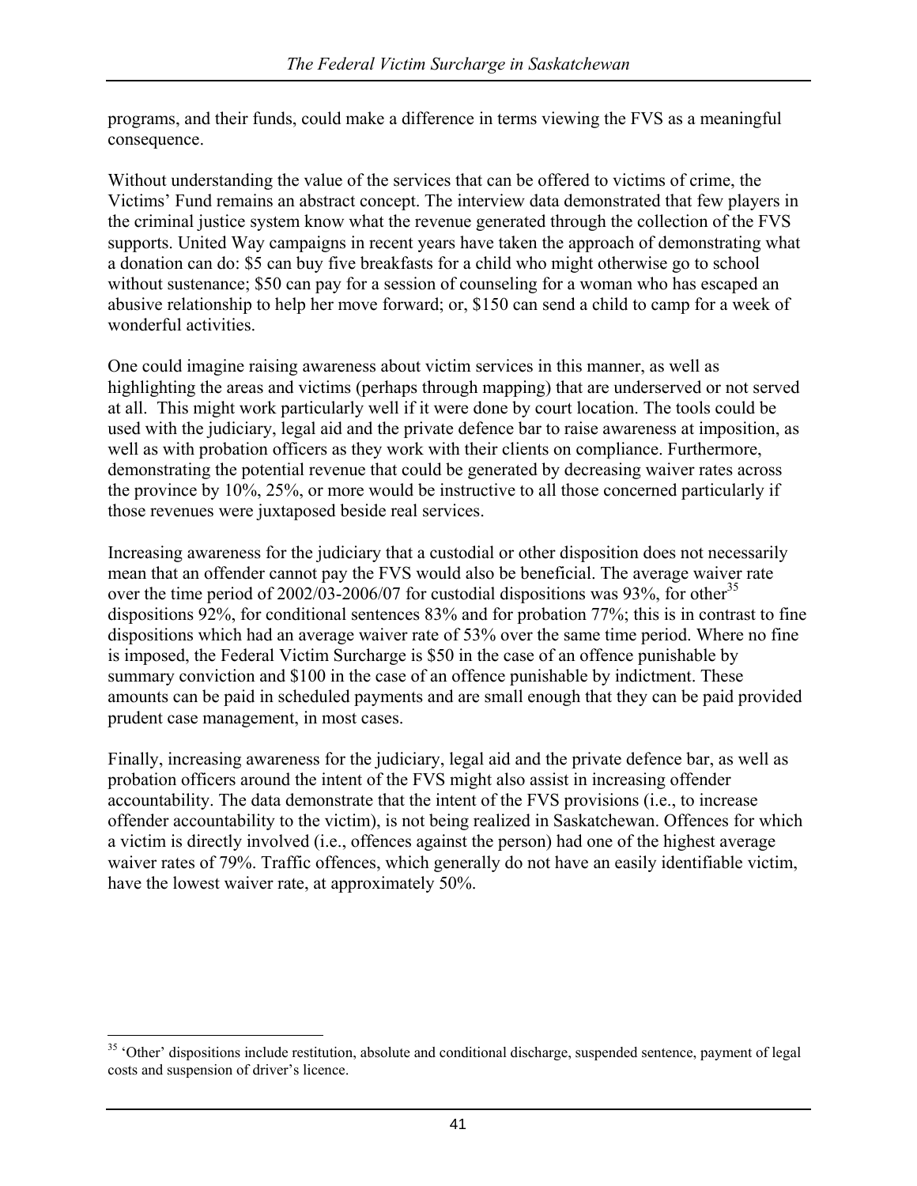programs, and their funds, could make a difference in terms viewing the FVS as a meaningful consequence.

Without understanding the value of the services that can be offered to victims of crime, the Victims' Fund remains an abstract concept. The interview data demonstrated that few players in the criminal justice system know what the revenue generated through the collection of the FVS supports. United Way campaigns in recent years have taken the approach of demonstrating what a donation can do: $5 can buy five breakfasts for a child who might otherwise go to school without sustenance; $50 can pay for a session of counseling for a woman who has escaped an abusive relationship to help her move forward; or, $150 can send a child to camp for a week of wonderful activities.

One could imagine raising awareness about victim services in this manner, as well as highlighting the areas and victims (perhaps through mapping) that are underserved or not served at all. This might work particularly well if it were done by court location. The tools could be used with the judiciary, legal aid and the private defence bar to raise awareness at imposition, as well as with probation officers as they work with their clients on compliance. Furthermore, demonstrating the potential revenue that could be generated by decreasing waiver rates across the province by 10%, 25%, or more would be instructive to all those concerned particularly if those revenues were juxtaposed beside real services.

Increasing awareness for the judiciary that a custodial or other disposition does not necessarily mean that an offender cannot pay the FVS would also be beneficial. The average waiver rate over the time period of 2002/03-2006/07 for custodial dispositions was 93%, for other[35] dispositions 92%, for conditional sentences 83% and for probation 77%; this is in contrast to fine dispositions which had an average waiver rate of 53% over the same time period. Where no fine is imposed, the Federal Victim Surcharge is $50 in the case of an offence punishable by summary conviction and $100 in the case of an offence punishable by indictment. These amounts can be paid in scheduled payments and are small enough that they can be paid provided prudent case management, in most cases.

Finally, increasing awareness for the judiciary, legal aid and the private defence bar, as well as probation officers around the intent of the FVS might also assist in increasing offender accountability. The data demonstrate that the intent of the FVS provisions (i.e., to increase offender accountability to the victim), is not being realized in Saskatchewan. Offences for which a victim is directly involved (i.e., offences against the person) had one of the highest average waiver rates of 79%. Traffic offences, which generally do not have an easily identifiable victim, have the lowest waiver rate, at approximately 50%.

---

[35] 'Other' dispositions include restitution, absolute and conditional discharge, suspended sentence, payment of legal costs and suspension of driver's licence.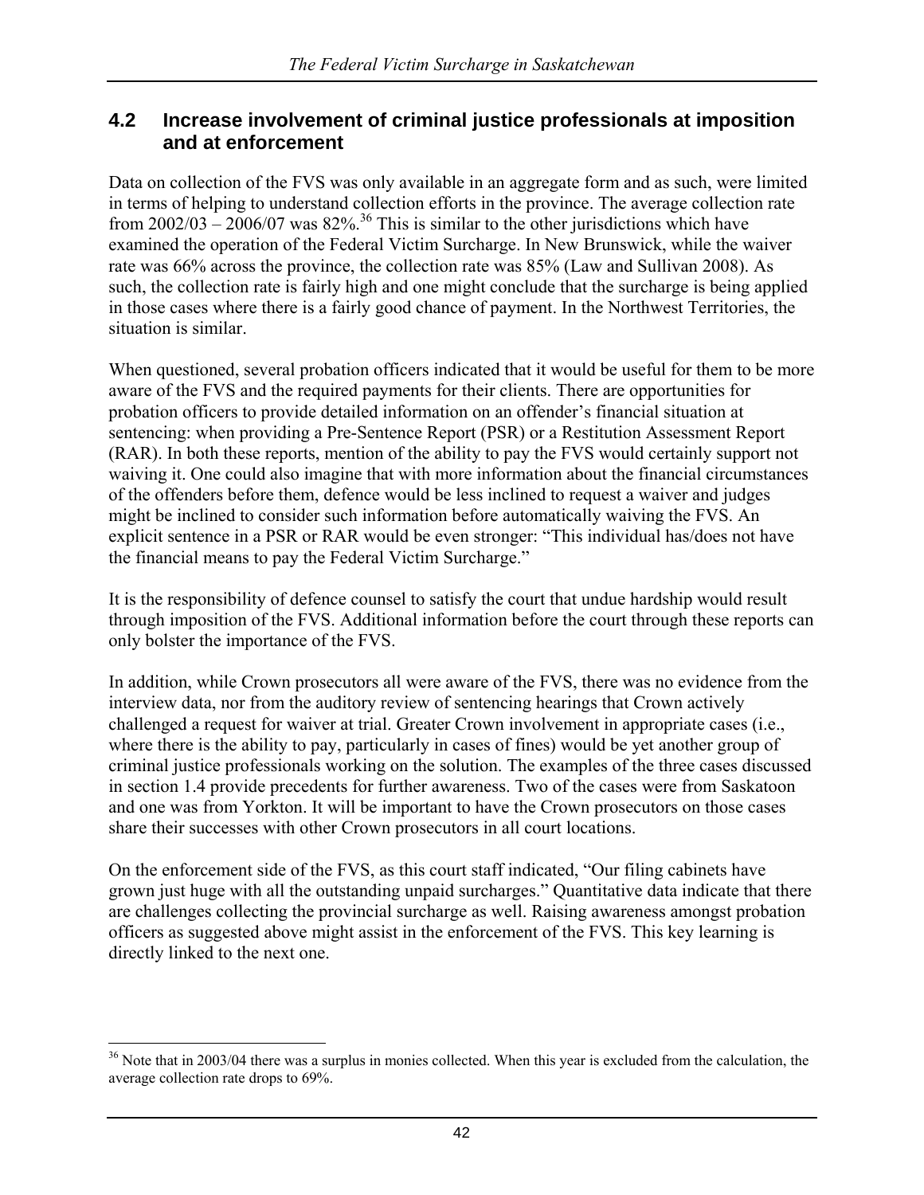## 4.2 Increase involvement of criminal justice professionals at imposition and at enforcement

Data on collection of the FVS was only available in an aggregate form and as such, were limited in terms of helping to understand collection efforts in the province. The average collection rate from 2002/03 – 2006/07 was 82%.[36] This is similar to the other jurisdictions which have examined the operation of the Federal Victim Surcharge. In New Brunswick, while the waiver rate was 66% across the province, the collection rate was 85% (Law and Sullivan 2008). As such, the collection rate is fairly high and one might conclude that the surcharge is being applied in those cases where there is a fairly good chance of payment. In the Northwest Territories, the situation is similar.

When questioned, several probation officers indicated that it would be useful for them to be more aware of the FVS and the required payments for their clients. There are opportunities for probation officers to provide detailed information on an offender's financial situation at sentencing: when providing a Pre-Sentence Report (PSR) or a Restitution Assessment Report (RAR). In both these reports, mention of the ability to pay the FVS would certainly support not waiving it. One could also imagine that with more information about the financial circumstances of the offenders before them, defence would be less inclined to request a waiver and judges might be inclined to consider such information before automatically waiving the FVS. An explicit sentence in a PSR or RAR would be even stronger: "This individual has/does not have the financial means to pay the Federal Victim Surcharge."

It is the responsibility of defence counsel to satisfy the court that undue hardship would result through imposition of the FVS. Additional information before the court through these reports can only bolster the importance of the FVS.

In addition, while Crown prosecutors all were aware of the FVS, there was no evidence from the interview data, nor from the auditory review of sentencing hearings that Crown actively challenged a request for waiver at trial. Greater Crown involvement in appropriate cases (i.e., where there is the ability to pay, particularly in cases of fines) would be yet another group of criminal justice professionals working on the solution. The examples of the three cases discussed in section 1.4 provide precedents for further awareness. Two of the cases were from Saskatoon and one was from Yorkton. It will be important to have the Crown prosecutors on those cases share their successes with other Crown prosecutors in all court locations.

On the enforcement side of the FVS, as this court staff indicated, "Our filing cabinets have grown just huge with all the outstanding unpaid surcharges." Quantitative data indicate that there are challenges collecting the provincial surcharge as well. Raising awareness amongst probation officers as suggested above might assist in the enforcement of the FVS. This key learning is directly linked to the next one.

[36] Note that in 2003/04 there was a surplus in monies collected. When this year is excluded from the calculation, the average collection rate drops to 69%.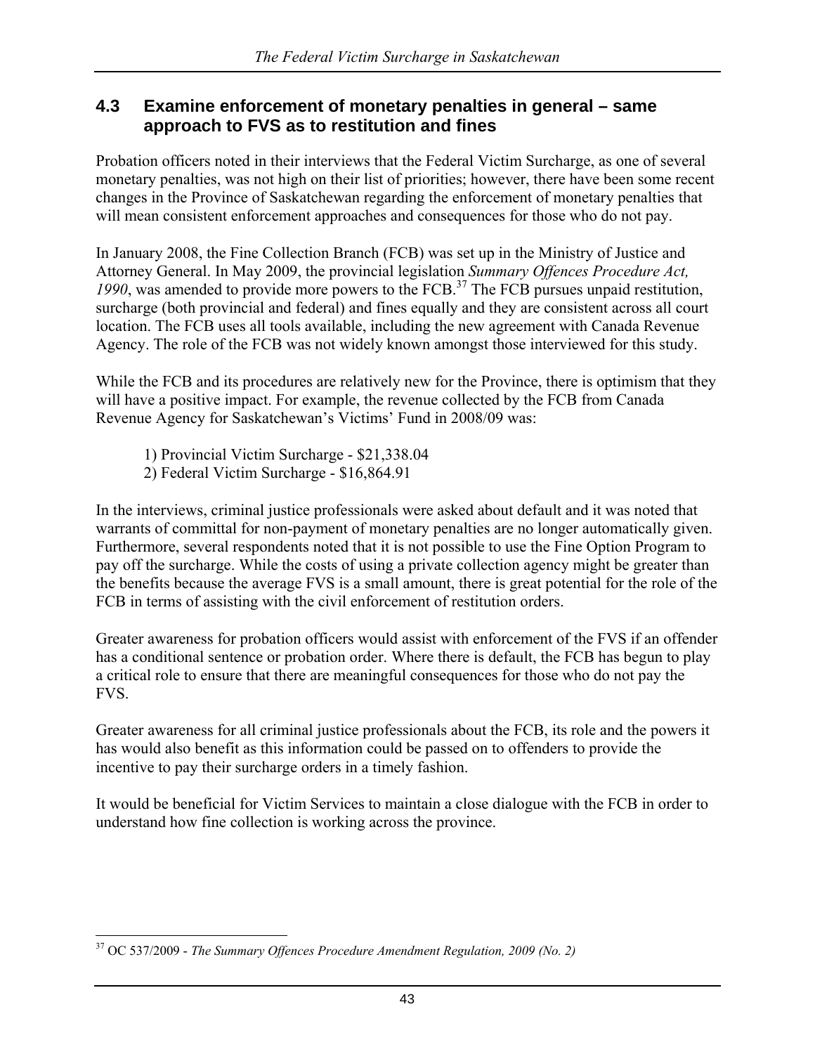### 4.3 Examine enforcement of monetary penalties in general – same approach to FVS as to restitution and fines

Probation officers noted in their interviews that the Federal Victim Surcharge, as one of several monetary penalties, was not high on their list of priorities; however, there have been some recent changes in the Province of Saskatchewan regarding the enforcement of monetary penalties that will mean consistent enforcement approaches and consequences for those who do not pay.

In January 2008, the Fine Collection Branch (FCB) was set up in the Ministry of Justice and Attorney General. In May 2009, the provincial legislation *Summary Offences Procedure Act, 1990*, was amended to provide more powers to the FCB.[37] The FCB pursues unpaid restitution, surcharge (both provincial and federal) and fines equally and they are consistent across all court location. The FCB uses all tools available, including the new agreement with Canada Revenue Agency. The role of the FCB was not widely known amongst those interviewed for this study.

While the FCB and its procedures are relatively new for the Province, there is optimism that they will have a positive impact. For example, the revenue collected by the FCB from Canada Revenue Agency for Saskatchewan's Victims' Fund in 2008/09 was:

1) Provincial Victim Surcharge - $21,338.04
2) Federal Victim Surcharge - $16,864.91

In the interviews, criminal justice professionals were asked about default and it was noted that warrants of committal for non-payment of monetary penalties are no longer automatically given. Furthermore, several respondents noted that it is not possible to use the Fine Option Program to pay off the surcharge. While the costs of using a private collection agency might be greater than the benefits because the average FVS is a small amount, there is great potential for the role of the FCB in terms of assisting with the civil enforcement of restitution orders.

Greater awareness for probation officers would assist with enforcement of the FVS if an offender has a conditional sentence or probation order. Where there is default, the FCB has begun to play a critical role to ensure that there are meaningful consequences for those who do not pay the FVS.

Greater awareness for all criminal justice professionals about the FCB, its role and the powers it has would also benefit as this information could be passed on to offenders to provide the incentive to pay their surcharge orders in a timely fashion.

It would be beneficial for Victim Services to maintain a close dialogue with the FCB in order to understand how fine collection is working across the province.

---

[37] OC 537/2009 - *The Summary Offences Procedure Amendment Regulation, 2009 (No. 2)*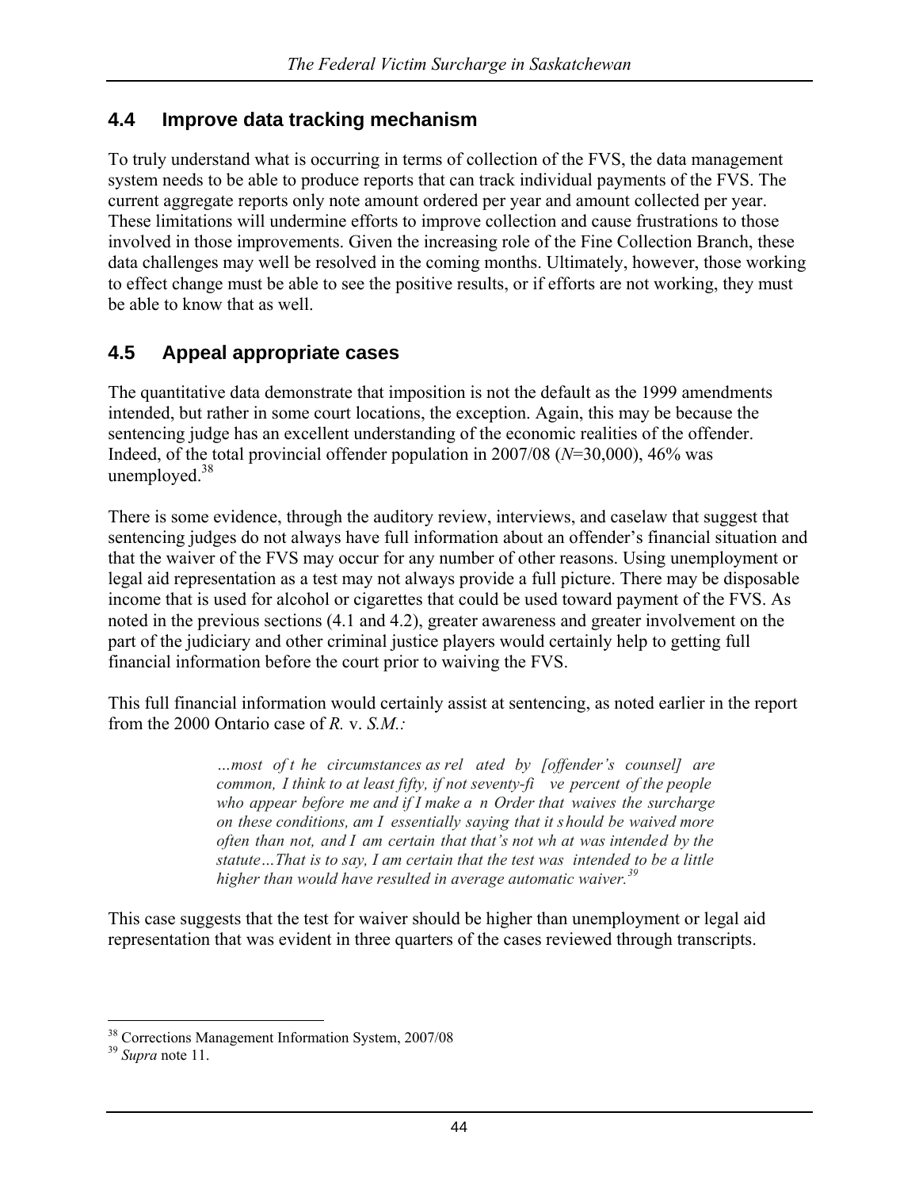## 4.4 Improve data tracking mechanism

To truly understand what is occurring in terms of collection of the FVS, the data management system needs to be able to produce reports that can track individual payments of the FVS. The current aggregate reports only note amount ordered per year and amount collected per year. These limitations will undermine efforts to improve collection and cause frustrations to those involved in those improvements. Given the increasing role of the Fine Collection Branch, these data challenges may well be resolved in the coming months. Ultimately, however, those working to effect change must be able to see the positive results, or if efforts are not working, they must be able to know that as well.

## 4.5 Appeal appropriate cases

The quantitative data demonstrate that imposition is not the default as the 1999 amendments intended, but rather in some court locations, the exception. Again, this may be because the sentencing judge has an excellent understanding of the economic realities of the offender. Indeed, of the total provincial offender population in 2007/08 (*N*=30,000), 46% was unemployed.[38]

There is some evidence, through the auditory review, interviews, and caselaw that suggest that sentencing judges do not always have full information about an offender's financial situation and that the waiver of the FVS may occur for any number of other reasons. Using unemployment or legal aid representation as a test may not always provide a full picture. There may be disposable income that is used for alcohol or cigarettes that could be used toward payment of the FVS. As noted in the previous sections (4.1 and 4.2), greater awareness and greater involvement on the part of the judiciary and other criminal justice players would certainly help to getting full financial information before the court prior to waiving the FVS.

This full financial information would certainly assist at sentencing, as noted earlier in the report from the 2000 Ontario case of *R.* v. *S.M.:*

> *…most of the circumstances as related by [offender's counsel] are common, I think to at least fifty, if not seventy-five percent of the people who appear before me and if I make an Order that waives the surcharge on these conditions, am I essentially saying that it should be waived more often than not, and I am certain that that's not what was intended by the statute…That is to say, I am certain that the test was intended to be a little higher than would have resulted in average automatic waiver.*[39]

This case suggests that the test for waiver should be higher than unemployment or legal aid representation that was evident in three quarters of the cases reviewed through transcripts.

[38] Corrections Management Information System, 2007/08

[39] *Supra* note 11.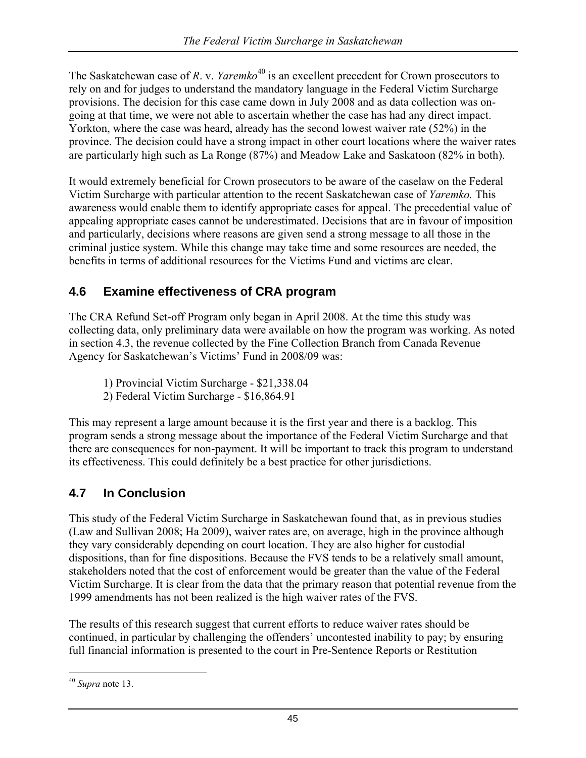The Saskatchewan case of *R*. v. *Yaremko*[40] is an excellent precedent for Crown prosecutors to rely on and for judges to understand the mandatory language in the Federal Victim Surcharge provisions. The decision for this case came down in July 2008 and as data collection was on-going at that time, we were not able to ascertain whether the case has had any direct impact. Yorkton, where the case was heard, already has the second lowest waiver rate (52%) in the province. The decision could have a strong impact in other court locations where the waiver rates are particularly high such as La Ronge (87%) and Meadow Lake and Saskatoon (82% in both).

It would extremely beneficial for Crown prosecutors to be aware of the caselaw on the Federal Victim Surcharge with particular attention to the recent Saskatchewan case of *Yaremko.* This awareness would enable them to identify appropriate cases for appeal. The precedential value of appealing appropriate cases cannot be underestimated. Decisions that are in favour of imposition and particularly, decisions where reasons are given send a strong message to all those in the criminal justice system. While this change may take time and some resources are needed, the benefits in terms of additional resources for the Victims Fund and victims are clear.

## 4.6 Examine effectiveness of CRA program

The CRA Refund Set-off Program only began in April 2008. At the time this study was collecting data, only preliminary data were available on how the program was working. As noted in section 4.3, the revenue collected by the Fine Collection Branch from Canada Revenue Agency for Saskatchewan's Victims' Fund in 2008/09 was:

1) Provincial Victim Surcharge - $21,338.04
2) Federal Victim Surcharge - $16,864.91

This may represent a large amount because it is the first year and there is a backlog. This program sends a strong message about the importance of the Federal Victim Surcharge and that there are consequences for non-payment. It will be important to track this program to understand its effectiveness. This could definitely be a best practice for other jurisdictions.

## 4.7 In Conclusion

This study of the Federal Victim Surcharge in Saskatchewan found that, as in previous studies (Law and Sullivan 2008; Ha 2009), waiver rates are, on average, high in the province although they vary considerably depending on court location. They are also higher for custodial dispositions, than for fine dispositions. Because the FVS tends to be a relatively small amount, stakeholders noted that the cost of enforcement would be greater than the value of the Federal Victim Surcharge. It is clear from the data that the primary reason that potential revenue from the 1999 amendments has not been realized is the high waiver rates of the FVS.

The results of this research suggest that current efforts to reduce waiver rates should be continued, in particular by challenging the offenders' uncontested inability to pay; by ensuring full financial information is presented to the court in Pre-Sentence Reports or Restitution

[40] *Supra* note 13.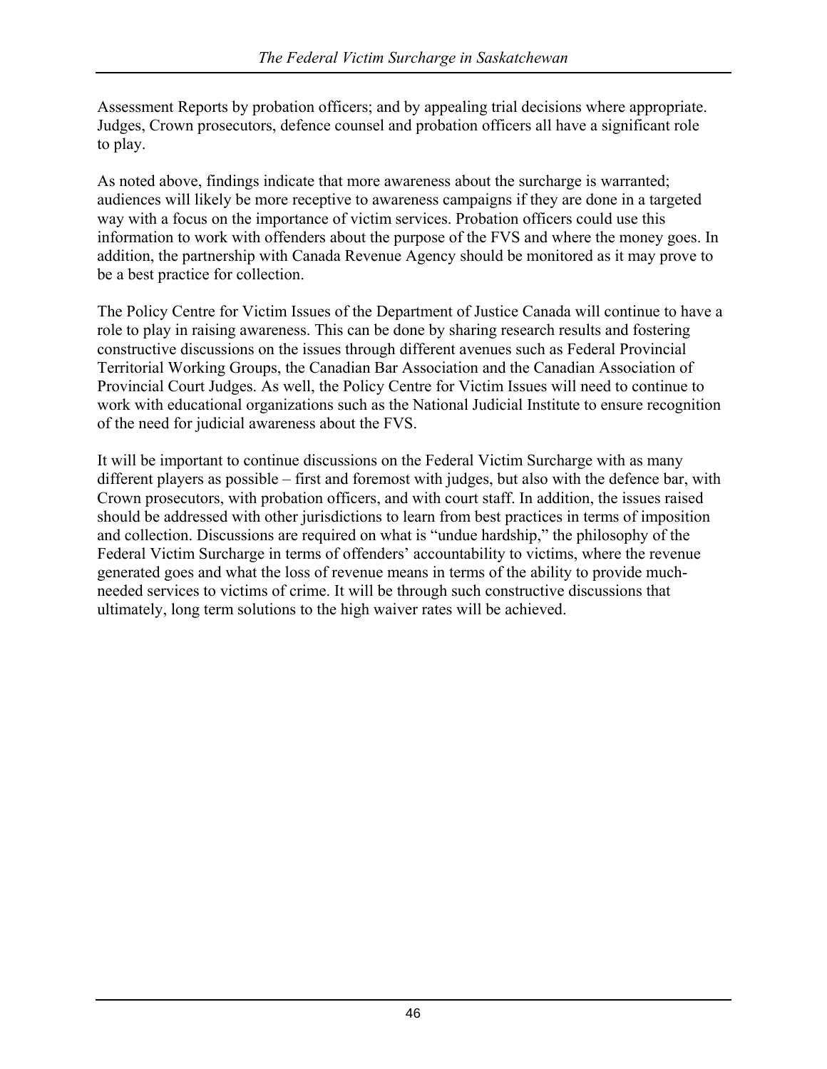Assessment Reports by probation officers; and by appealing trial decisions where appropriate. Judges, Crown prosecutors, defence counsel and probation officers all have a significant role to play.

As noted above, findings indicate that more awareness about the surcharge is warranted; audiences will likely be more receptive to awareness campaigns if they are done in a targeted way with a focus on the importance of victim services. Probation officers could use this information to work with offenders about the purpose of the FVS and where the money goes. In addition, the partnership with Canada Revenue Agency should be monitored as it may prove to be a best practice for collection.

The Policy Centre for Victim Issues of the Department of Justice Canada will continue to have a role to play in raising awareness. This can be done by sharing research results and fostering constructive discussions on the issues through different avenues such as Federal Provincial Territorial Working Groups, the Canadian Bar Association and the Canadian Association of Provincial Court Judges. As well, the Policy Centre for Victim Issues will need to continue to work with educational organizations such as the National Judicial Institute to ensure recognition of the need for judicial awareness about the FVS.

It will be important to continue discussions on the Federal Victim Surcharge with as many different players as possible – first and foremost with judges, but also with the defence bar, with Crown prosecutors, with probation officers, and with court staff. In addition, the issues raised should be addressed with other jurisdictions to learn from best practices in terms of imposition and collection. Discussions are required on what is "undue hardship," the philosophy of the Federal Victim Surcharge in terms of offenders' accountability to victims, where the revenue generated goes and what the loss of revenue means in terms of the ability to provide much-needed services to victims of crime. It will be through such constructive discussions that ultimately, long term solutions to the high waiver rates will be achieved.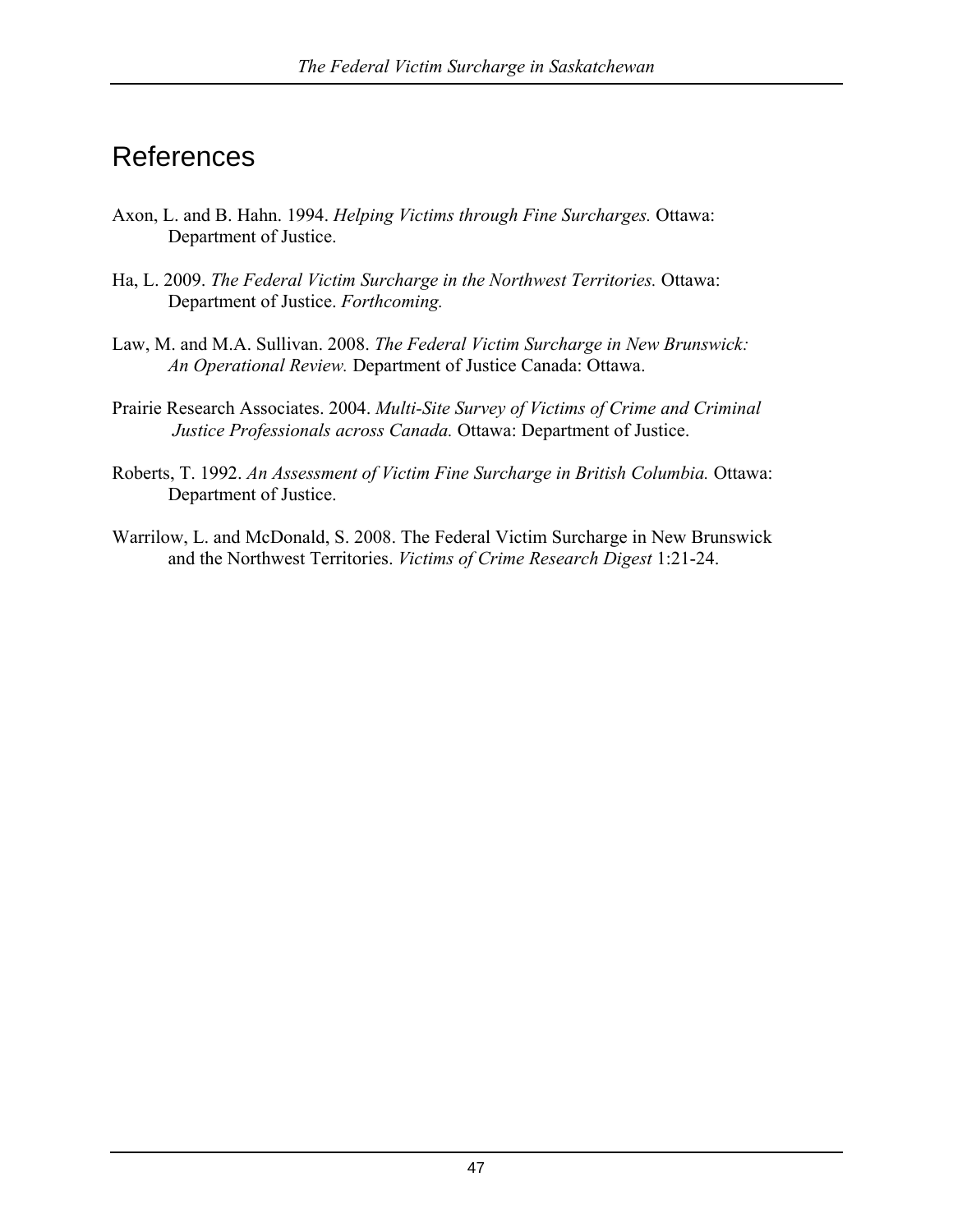# References

Axon, L. and B. Hahn. 1994. *Helping Victims through Fine Surcharges.* Ottawa: Department of Justice.

Ha, L. 2009. *The Federal Victim Surcharge in the Northwest Territories.* Ottawa: Department of Justice. *Forthcoming.*

Law, M. and M.A. Sullivan. 2008. *The Federal Victim Surcharge in New Brunswick: An Operational Review.* Department of Justice Canada: Ottawa.

Prairie Research Associates. 2004. *Multi-Site Survey of Victims of Crime and Criminal Justice Professionals across Canada.* Ottawa: Department of Justice.

Roberts, T. 1992. *An Assessment of Victim Fine Surcharge in British Columbia.* Ottawa: Department of Justice.

Warrilow, L. and McDonald, S. 2008. The Federal Victim Surcharge in New Brunswick and the Northwest Territories. *Victims of Crime Research Digest* 1:21-24.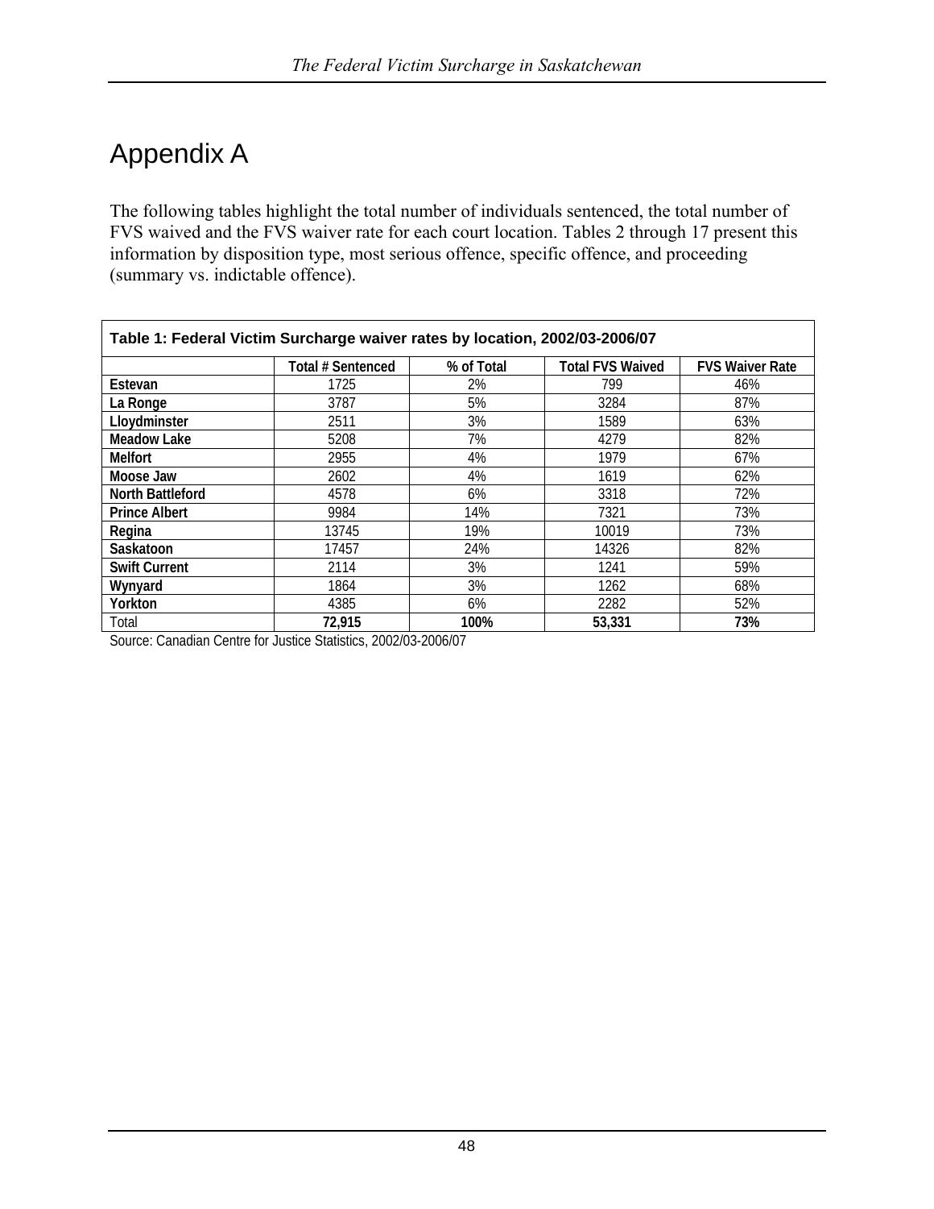# Appendix A

The following tables highlight the total number of individuals sentenced, the total number of FVS waived and the FVS waiver rate for each court location. Tables 2 through 17 present this information by disposition type, most serious offence, specific offence, and proceeding (summary vs. indictable offence).

**Table 1: Federal Victim Surcharge waiver rates by location, 2002/03-2006/07**

| | Total # Sentenced | % of Total | Total FVS Waived | FVS Waiver Rate |
|---|---|---|---|---|
| **Estevan** | 1725 | 2% | 799 | 46% |
| **La Ronge** | 3787 | 5% | 3284 | 87% |
| **Lloydminster** | 2511 | 3% | 1589 | 63% |
| **Meadow Lake** | 5208 | 7% | 4279 | 82% |
| **Melfort** | 2955 | 4% | 1979 | 67% |
| **Moose Jaw** | 2602 | 4% | 1619 | 62% |
| **North Battleford** | 4578 | 6% | 3318 | 72% |
| **Prince Albert** | 9984 | 14% | 7321 | 73% |
| **Regina** | 13745 | 19% | 10019 | 73% |
| **Saskatoon** | 17457 | 24% | 14326 | 82% |
| **Swift Current** | 2114 | 3% | 1241 | 59% |
| **Wynyard** | 1864 | 3% | 1262 | 68% |
| **Yorkton** | 4385 | 6% | 2282 | 52% |
| Total | **72,915** | **100%** | **53,331** | **73%** |

Source: Canadian Centre for Justice Statistics, 2002/03-2006/07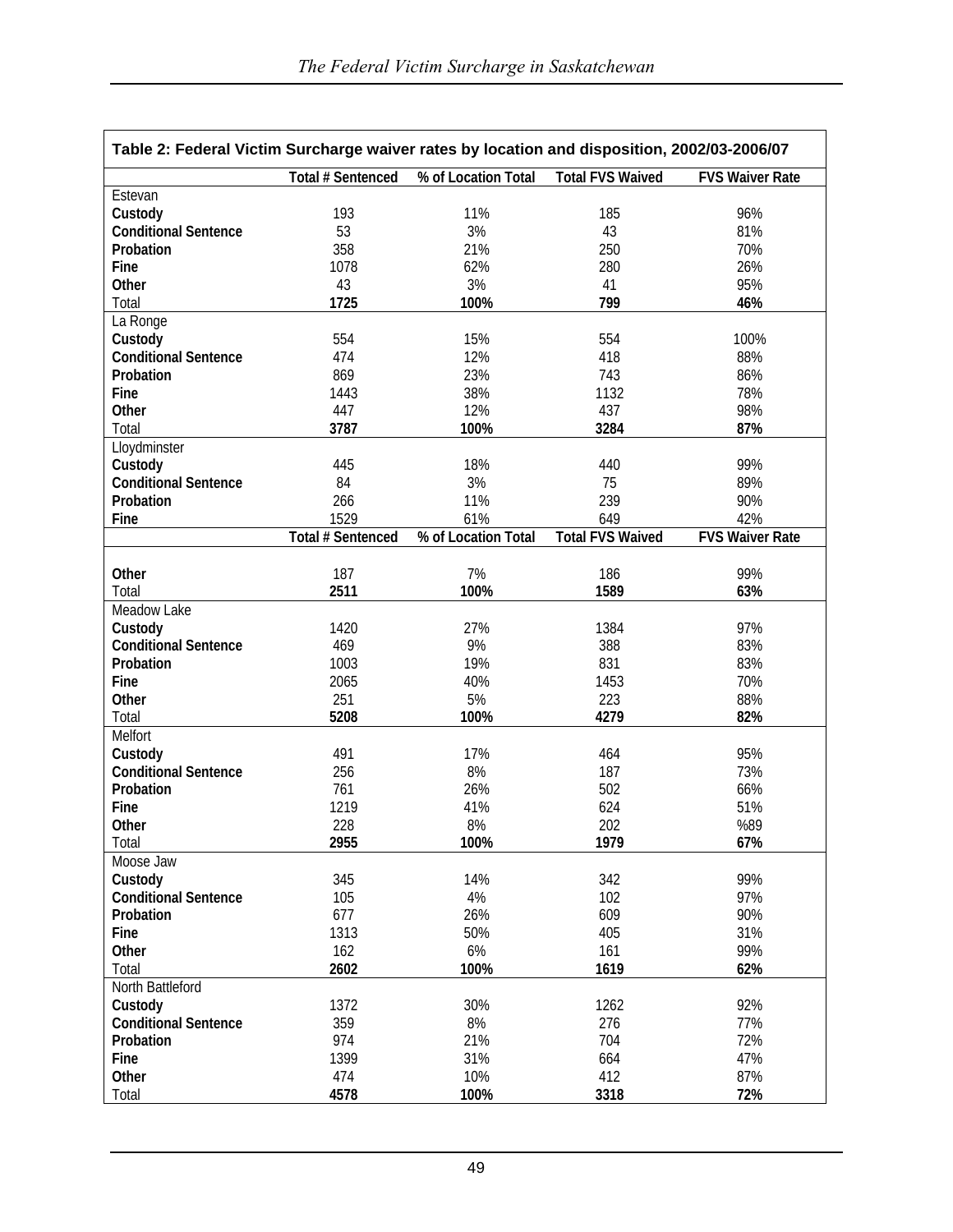**Table 2: Federal Victim Surcharge waiver rates by location and disposition, 2002/03-2006/07**

| | Total # Sentenced | % of Location Total | Total FVS Waived | FVS Waiver Rate |
|---|---|---|---|---|
| Estevan | | | | |
| **Custody** | 193 | 11% | 185 | 96% |
| **Conditional Sentence** | 53 | 3% | 43 | 81% |
| **Probation** | 358 | 21% | 250 | 70% |
| **Fine** | 1078 | 62% | 280 | 26% |
| **Other** | 43 | 3% | 41 | 95% |
| Total | **1725** | **100%** | **799** | **46%** |
| La Ronge | | | | |
| **Custody** | 554 | 15% | 554 | 100% |
| **Conditional Sentence** | 474 | 12% | 418 | 88% |
| **Probation** | 869 | 23% | 743 | 86% |
| **Fine** | 1443 | 38% | 1132 | 78% |
| **Other** | 447 | 12% | 437 | 98% |
| Total | **3787** | **100%** | **3284** | **87%** |
| Lloydminster | | | | |
| **Custody** | 445 | 18% | 440 | 99% |
| **Conditional Sentence** | 84 | 3% | 75 | 89% |
| **Probation** | 266 | 11% | 239 | 90% |
| **Fine** | 1529 | 61% | 649 | 42% |
| **Other** | 187 | 7% | 186 | 99% |
| Total | **2511** | **100%** | **1589** | **63%** |
| Meadow Lake | | | | |
| **Custody** | 1420 | 27% | 1384 | 97% |
| **Conditional Sentence** | 469 | 9% | 388 | 83% |
| **Probation** | 1003 | 19% | 831 | 83% |
| **Fine** | 2065 | 40% | 1453 | 70% |
| **Other** | 251 | 5% | 223 | 88% |
| Total | **5208** | **100%** | **4279** | **82%** |
| Melfort | | | | |
| **Custody** | 491 | 17% | 464 | 95% |
| **Conditional Sentence** | 256 | 8% | 187 | 73% |
| **Probation** | 761 | 26% | 502 | 66% |
| **Fine** | 1219 | 41% | 624 | 51% |
| **Other** | 228 | 8% | 202 | %89 |
| Total | **2955** | **100%** | **1979** | **67%** |
| Moose Jaw | | | | |
| **Custody** | 345 | 14% | 342 | 99% |
| **Conditional Sentence** | 105 | 4% | 102 | 97% |
| **Probation** | 677 | 26% | 609 | 90% |
| **Fine** | 1313 | 50% | 405 | 31% |
| **Other** | 162 | 6% | 161 | 99% |
| Total | **2602** | **100%** | **1619** | **62%** |
| North Battleford | | | | |
| **Custody** | 1372 | 30% | 1262 | 92% |
| **Conditional Sentence** | 359 | 8% | 276 | 77% |
| **Probation** | 974 | 21% | 704 | 72% |
| **Fine** | 1399 | 31% | 664 | 47% |
| **Other** | 474 | 10% | 412 | 87% |
| Total | **4578** | **100%** | **3318** | **72%** |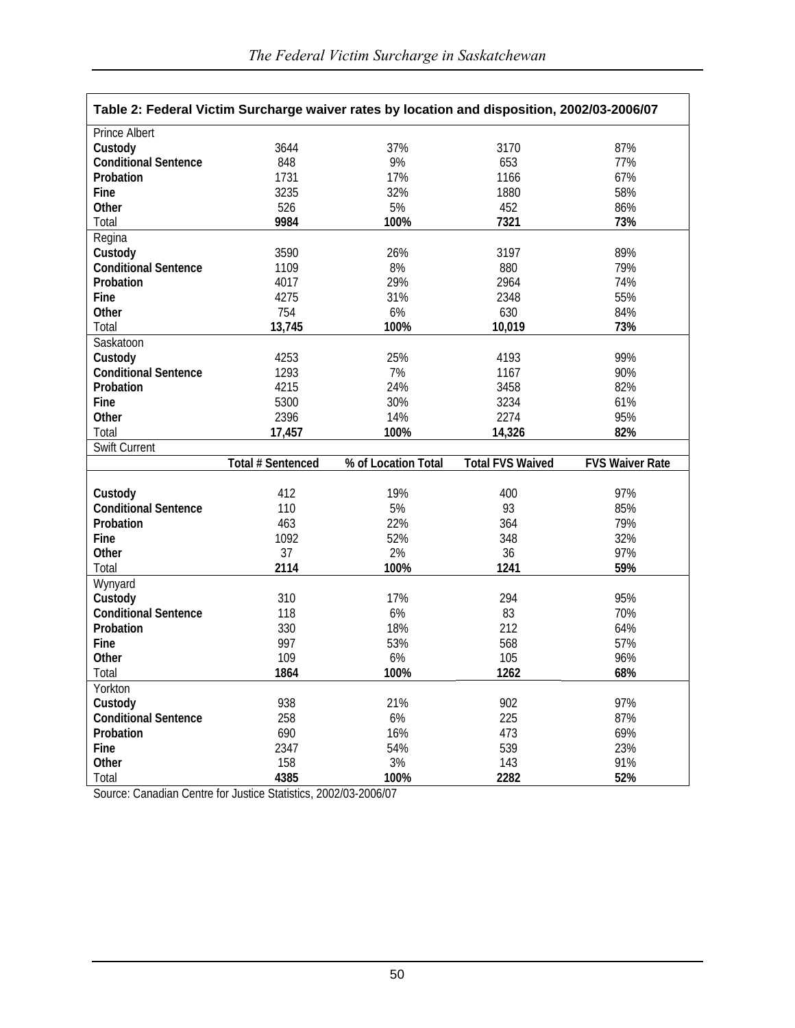**Table 2: Federal Victim Surcharge waiver rates by location and disposition, 2002/03-2006/07**

| | Total # Sentenced | % of Location Total | Total FVS Waived | FVS Waiver Rate |
|---|---|---|---|---|
| Prince Albert | | | | |
| **Custody** | 3644 | 37% | 3170 | 87% |
| **Conditional Sentence** | 848 | 9% | 653 | 77% |
| **Probation** | 1731 | 17% | 1166 | 67% |
| **Fine** | 3235 | 32% | 1880 | 58% |
| **Other** | 526 | 5% | 452 | 86% |
| Total | **9984** | **100%** | **7321** | **73%** |
| Regina | | | | |
| **Custody** | 3590 | 26% | 3197 | 89% |
| **Conditional Sentence** | 1109 | 8% | 880 | 79% |
| **Probation** | 4017 | 29% | 2964 | 74% |
| **Fine** | 4275 | 31% | 2348 | 55% |
| **Other** | 754 | 6% | 630 | 84% |
| Total | **13,745** | **100%** | **10,019** | **73%** |
| Saskatoon | | | | |
| **Custody** | 4253 | 25% | 4193 | 99% |
| **Conditional Sentence** | 1293 | 7% | 1167 | 90% |
| **Probation** | 4215 | 24% | 3458 | 82% |
| **Fine** | 5300 | 30% | 3234 | 61% |
| **Other** | 2396 | 14% | 2274 | 95% |
| Total | **17,457** | **100%** | **14,326** | **82%** |
| Swift Current | | | | |
| **Custody** | 412 | 19% | 400 | 97% |
| **Conditional Sentence** | 110 | 5% | 93 | 85% |
| **Probation** | 463 | 22% | 364 | 79% |
| **Fine** | 1092 | 52% | 348 | 32% |
| **Other** | 37 | 2% | 36 | 97% |
| Total | **2114** | **100%** | **1241** | **59%** |
| Wynyard | | | | |
| **Custody** | 310 | 17% | 294 | 95% |
| **Conditional Sentence** | 118 | 6% | 83 | 70% |
| **Probation** | 330 | 18% | 212 | 64% |
| **Fine** | 997 | 53% | 568 | 57% |
| **Other** | 109 | 6% | 105 | 96% |
| Total | **1864** | **100%** | **1262** | **68%** |
| Yorkton | | | | |
| **Custody** | 938 | 21% | 902 | 97% |
| **Conditional Sentence** | 258 | 6% | 225 | 87% |
| **Probation** | 690 | 16% | 473 | 69% |
| **Fine** | 2347 | 54% | 539 | 23% |
| **Other** | 158 | 3% | 143 | 91% |
| Total | **4385** | **100%** | **2282** | **52%** |

Source: Canadian Centre for Justice Statistics, 2002/03-2006/07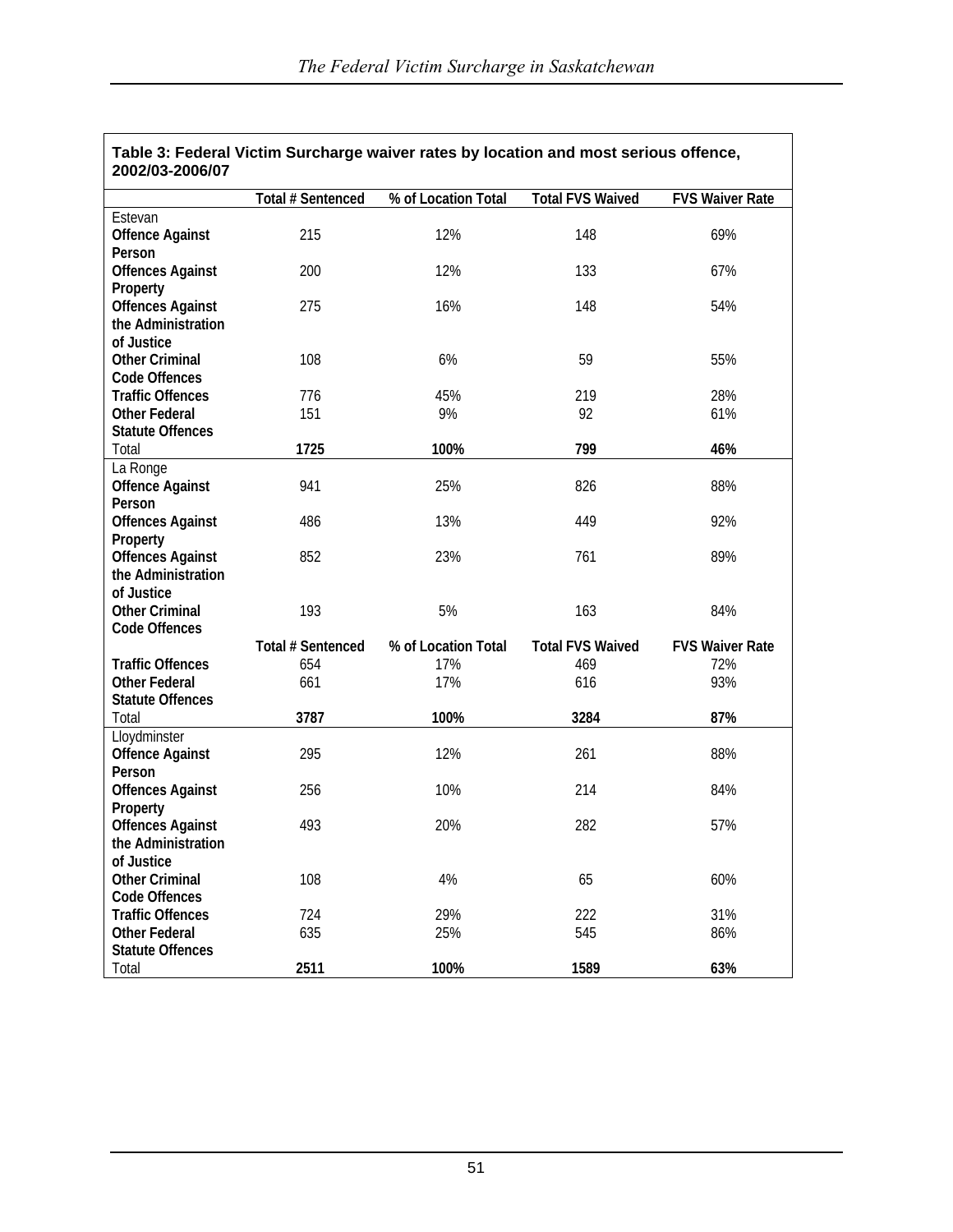**Table 3: Federal Victim Surcharge waiver rates by location and most serious offence, 2002/03-2006/07**

| | Total # Sentenced | % of Location Total | Total FVS Waived | FVS Waiver Rate |
|---|---|---|---|---|
| Estevan | | | | |
| **Offence Against Person** | 215 | 12% | 148 | 69% |
| **Offences Against Property** | 200 | 12% | 133 | 67% |
| **Offences Against the Administration of Justice** | 275 | 16% | 148 | 54% |
| **Other Criminal Code Offences** | 108 | 6% | 59 | 55% |
| **Traffic Offences** | 776 | 45% | 219 | 28% |
| **Other Federal Statute Offences** | 151 | 9% | 92 | 61% |
| Total | **1725** | **100%** | **799** | **46%** |
| La Ronge | | | | |
| **Offence Against Person** | 941 | 25% | 826 | 88% |
| **Offences Against Property** | 486 | 13% | 449 | 92% |
| **Offences Against the Administration of Justice** | 852 | 23% | 761 | 89% |
| **Other Criminal Code Offences** | 193 | 5% | 163 | 84% |
| **Traffic Offences** | 654 | 17% | 469 | 72% |
| **Other Federal Statute Offences** | 661 | 17% | 616 | 93% |
| Total | **3787** | **100%** | **3284** | **87%** |
| Lloydminster | | | | |
| **Offence Against Person** | 295 | 12% | 261 | 88% |
| **Offences Against Property** | 256 | 10% | 214 | 84% |
| **Offences Against the Administration of Justice** | 493 | 20% | 282 | 57% |
| **Other Criminal Code Offences** | 108 | 4% | 65 | 60% |
| **Traffic Offences** | 724 | 29% | 222 | 31% |
| **Other Federal Statute Offences** | 635 | 25% | 545 | 86% |
| Total | **2511** | **100%** | **1589** | **63%** |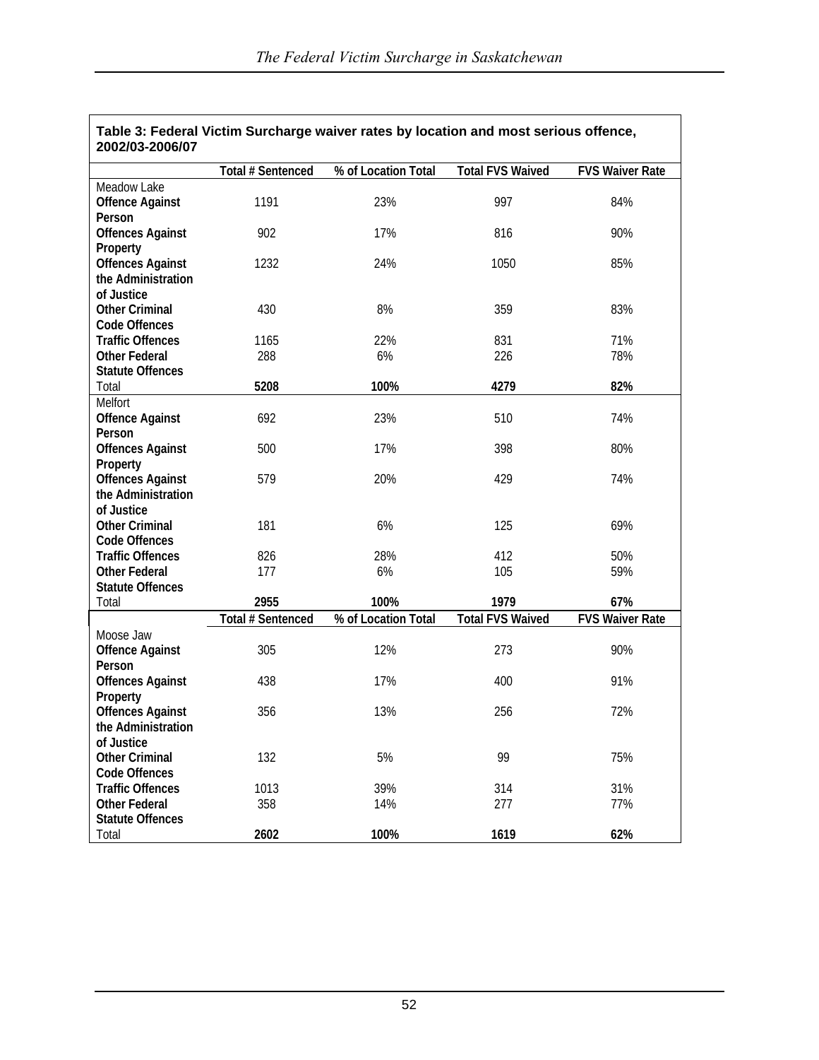**Table 3: Federal Victim Surcharge waiver rates by location and most serious offence, 2002/03-2006/07**

| | Total # Sentenced | % of Location Total | Total FVS Waived | FVS Waiver Rate |
|---|---|---|---|---|
| Meadow Lake | | | | |
| **Offence Against Person** | 1191 | 23% | 997 | 84% |
| **Offences Against Property** | 902 | 17% | 816 | 90% |
| **Offences Against the Administration of Justice** | 1232 | 24% | 1050 | 85% |
| **Other Criminal Code Offences** | 430 | 8% | 359 | 83% |
| **Traffic Offences** | 1165 | 22% | 831 | 71% |
| **Other Federal Statute Offences** | 288 | 6% | 226 | 78% |
| Total | **5208** | **100%** | **4279** | **82%** |
| Melfort | | | | |
| **Offence Against Person** | 692 | 23% | 510 | 74% |
| **Offences Against Property** | 500 | 17% | 398 | 80% |
| **Offences Against the Administration of Justice** | 579 | 20% | 429 | 74% |
| **Other Criminal Code Offences** | 181 | 6% | 125 | 69% |
| **Traffic Offences** | 826 | 28% | 412 | 50% |
| **Other Federal Statute Offences** | 177 | 6% | 105 | 59% |
| Total | **2955** | **100%** | **1979** | **67%** |
| | **Total # Sentenced** | **% of Location Total** | **Total FVS Waived** | **FVS Waiver Rate** |
| Moose Jaw | | | | |
| **Offence Against Person** | 305 | 12% | 273 | 90% |
| **Offences Against Property** | 438 | 17% | 400 | 91% |
| **Offences Against the Administration of Justice** | 356 | 13% | 256 | 72% |
| **Other Criminal Code Offences** | 132 | 5% | 99 | 75% |
| **Traffic Offences** | 1013 | 39% | 314 | 31% |
| **Other Federal Statute Offences** | 358 | 14% | 277 | 77% |
| Total | **2602** | **100%** | **1619** | **62%** |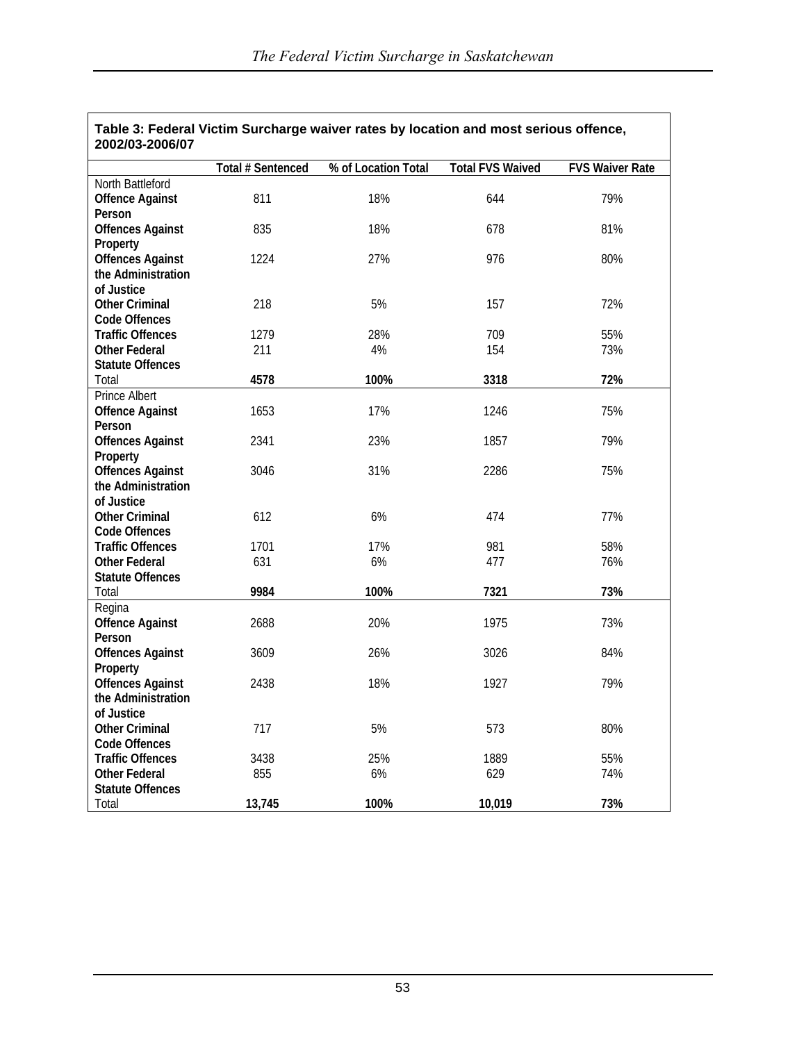**Table 3: Federal Victim Surcharge waiver rates by location and most serious offence, 2002/03-2006/07**

| | Total # Sentenced | % of Location Total | Total FVS Waived | FVS Waiver Rate |
|---|---|---|---|---|
| North Battleford | | | | |
| **Offence Against Person** | 811 | 18% | 644 | 79% |
| **Offences Against Property** | 835 | 18% | 678 | 81% |
| **Offences Against the Administration of Justice** | 1224 | 27% | 976 | 80% |
| **Other Criminal Code Offences** | 218 | 5% | 157 | 72% |
| **Traffic Offences** | 1279 | 28% | 709 | 55% |
| **Other Federal Statute Offences** | 211 | 4% | 154 | 73% |
| Total | **4578** | **100%** | **3318** | **72%** |
| Prince Albert | | | | |
| **Offence Against Person** | 1653 | 17% | 1246 | 75% |
| **Offences Against Property** | 2341 | 23% | 1857 | 79% |
| **Offences Against the Administration of Justice** | 3046 | 31% | 2286 | 75% |
| **Other Criminal Code Offences** | 612 | 6% | 474 | 77% |
| **Traffic Offences** | 1701 | 17% | 981 | 58% |
| **Other Federal Statute Offences** | 631 | 6% | 477 | 76% |
| Total | **9984** | **100%** | **7321** | **73%** |
| Regina | | | | |
| **Offence Against Person** | 2688 | 20% | 1975 | 73% |
| **Offences Against Property** | 3609 | 26% | 3026 | 84% |
| **Offences Against the Administration of Justice** | 2438 | 18% | 1927 | 79% |
| **Other Criminal Code Offences** | 717 | 5% | 573 | 80% |
| **Traffic Offences** | 3438 | 25% | 1889 | 55% |
| **Other Federal Statute Offences** | 855 | 6% | 629 | 74% |
| Total | **13,745** | **100%** | **10,019** | **73%** |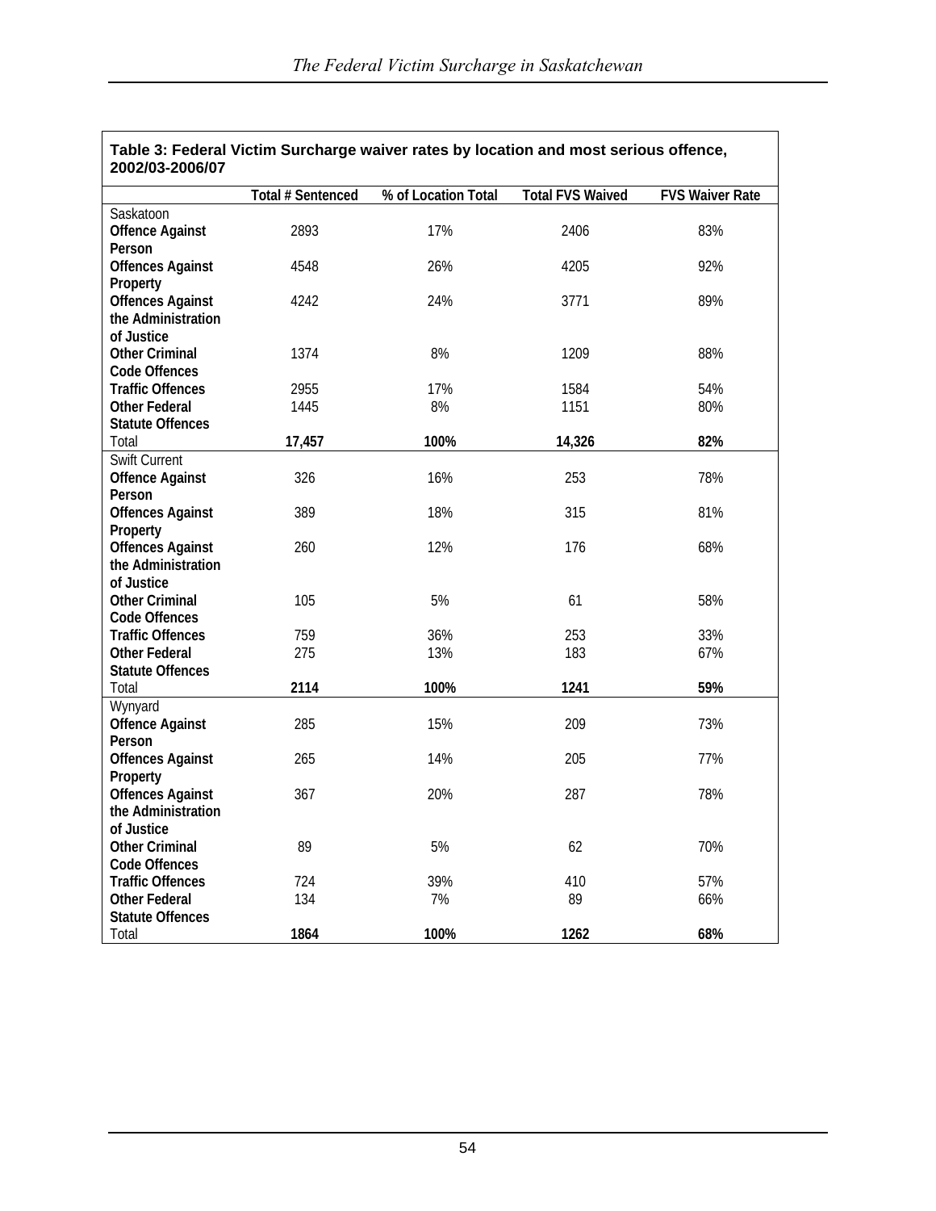**Table 3: Federal Victim Surcharge waiver rates by location and most serious offence, 2002/03-2006/07**

| | Total # Sentenced | % of Location Total | Total FVS Waived | FVS Waiver Rate |
|---|---|---|---|---|
| Saskatoon | | | | |
| **Offence Against Person** | 2893 | 17% | 2406 | 83% |
| **Offences Against Property** | 4548 | 26% | 4205 | 92% |
| **Offences Against the Administration of Justice** | 4242 | 24% | 3771 | 89% |
| **Other Criminal Code Offences** | 1374 | 8% | 1209 | 88% |
| **Traffic Offences** | 2955 | 17% | 1584 | 54% |
| **Other Federal Statute Offences** | 1445 | 8% | 1151 | 80% |
| Total | **17,457** | **100%** | **14,326** | **82%** |
| Swift Current | | | | |
| **Offence Against Person** | 326 | 16% | 253 | 78% |
| **Offences Against Property** | 389 | 18% | 315 | 81% |
| **Offences Against the Administration of Justice** | 260 | 12% | 176 | 68% |
| **Other Criminal Code Offences** | 105 | 5% | 61 | 58% |
| **Traffic Offences** | 759 | 36% | 253 | 33% |
| **Other Federal Statute Offences** | 275 | 13% | 183 | 67% |
| Total | **2114** | **100%** | **1241** | **59%** |
| Wynyard | | | | |
| **Offence Against Person** | 285 | 15% | 209 | 73% |
| **Offences Against Property** | 265 | 14% | 205 | 77% |
| **Offences Against the Administration of Justice** | 367 | 20% | 287 | 78% |
| **Other Criminal Code Offences** | 89 | 5% | 62 | 70% |
| **Traffic Offences** | 724 | 39% | 410 | 57% |
| **Other Federal Statute Offences** | 134 | 7% | 89 | 66% |
| Total | **1864** | **100%** | **1262** | **68%** |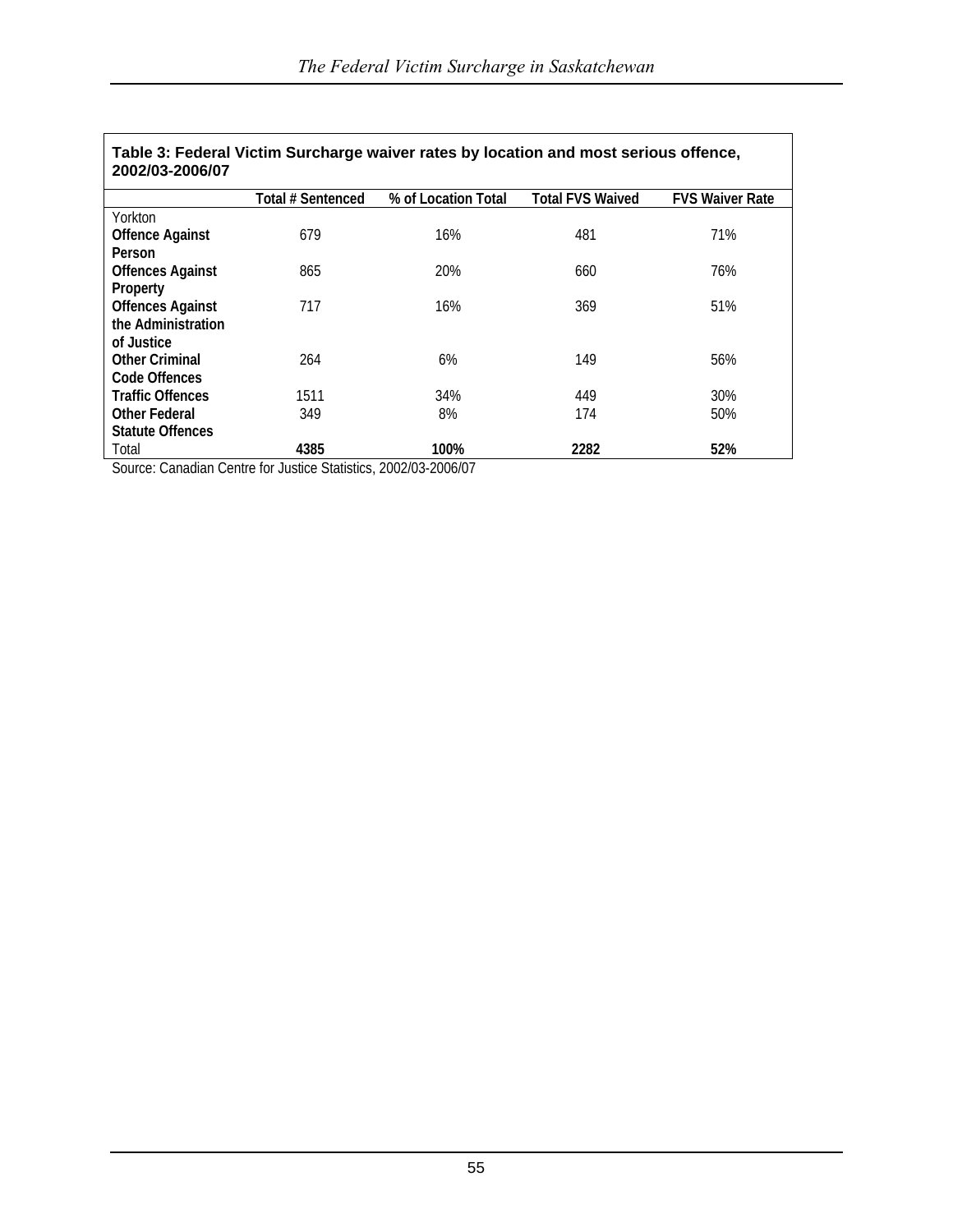**Table 3: Federal Victim Surcharge waiver rates by location and most serious offence, 2002/03-2006/07**

| | Total # Sentenced | % of Location Total | Total FVS Waived | FVS Waiver Rate |
|---|---|---|---|---|
| Yorkton | | | | |
| **Offence Against Person** | 679 | 16% | 481 | 71% |
| **Offences Against Property** | 865 | 20% | 660 | 76% |
| **Offences Against the Administration of Justice** | 717 | 16% | 369 | 51% |
| **Other Criminal Code Offences** | 264 | 6% | 149 | 56% |
| **Traffic Offences** | 1511 | 34% | 449 | 30% |
| **Other Federal Statute Offences** | 349 | 8% | 174 | 50% |
| Total | **4385** | **100%** | **2282** | **52%** |

Source: Canadian Centre for Justice Statistics, 2002/03-2006/07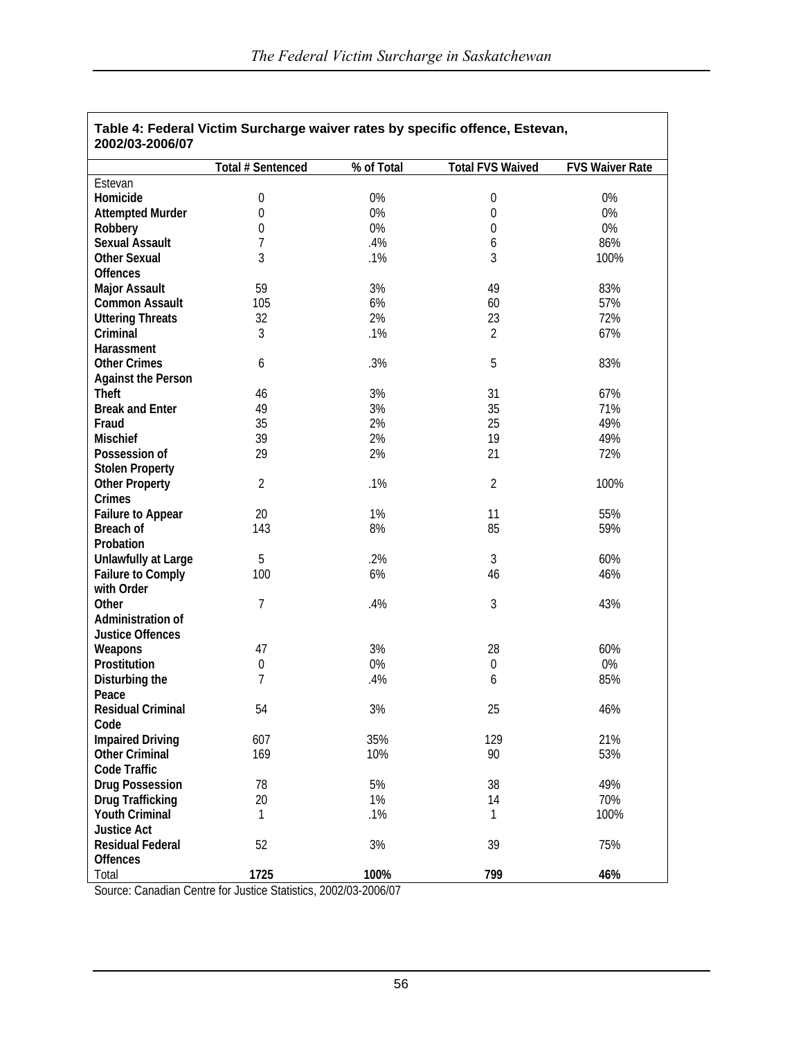**Table 4: Federal Victim Surcharge waiver rates by specific offence, Estevan, 2002/03-2006/07**

| | Total # Sentenced | % of Total | Total FVS Waived | FVS Waiver Rate |
|---|---|---|---|---|
| Estevan | | | | |
| **Homicide** | 0 | 0% | 0 | 0% |
| **Attempted Murder** | 0 | 0% | 0 | 0% |
| **Robbery** | 0 | 0% | 0 | 0% |
| **Sexual Assault** | 7 | .4% | 6 | 86% |
| **Other Sexual Offences** | 3 | .1% | 3 | 100% |
| **Major Assault** | 59 | 3% | 49 | 83% |
| **Common Assault** | 105 | 6% | 60 | 57% |
| **Uttering Threats** | 32 | 2% | 23 | 72% |
| **Criminal Harassment** | 3 | .1% | 2 | 67% |
| **Other Crimes Against the Person** | 6 | .3% | 5 | 83% |
| **Theft** | 46 | 3% | 31 | 67% |
| **Break and Enter** | 49 | 3% | 35 | 71% |
| **Fraud** | 35 | 2% | 25 | 49% |
| **Mischief** | 39 | 2% | 19 | 49% |
| **Possession of Stolen Property** | 29 | 2% | 21 | 72% |
| **Other Property Crimes** | 2 | .1% | 2 | 100% |
| **Failure to Appear** | 20 | 1% | 11 | 55% |
| **Breach of Probation** | 143 | 8% | 85 | 59% |
| **Unlawfully at Large** | 5 | .2% | 3 | 60% |
| **Failure to Comply with Order** | 100 | 6% | 46 | 46% |
| **Other Administration of Justice Offences** | 7 | .4% | 3 | 43% |
| **Weapons** | 47 | 3% | 28 | 60% |
| **Prostitution** | 0 | 0% | 0 | 0% |
| **Disturbing the Peace** | 7 | .4% | 6 | 85% |
| **Residual Criminal Code** | 54 | 3% | 25 | 46% |
| **Impaired Driving** | 607 | 35% | 129 | 21% |
| **Other Criminal Code Traffic** | 169 | 10% | 90 | 53% |
| **Drug Possession** | 78 | 5% | 38 | 49% |
| **Drug Trafficking** | 20 | 1% | 14 | 70% |
| **Youth Criminal Justice Act** | 1 | .1% | 1 | 100% |
| **Residual Federal Offences** | 52 | 3% | 39 | 75% |
| Total | **1725** | **100%** | **799** | **46%** |

Source: Canadian Centre for Justice Statistics, 2002/03-2006/07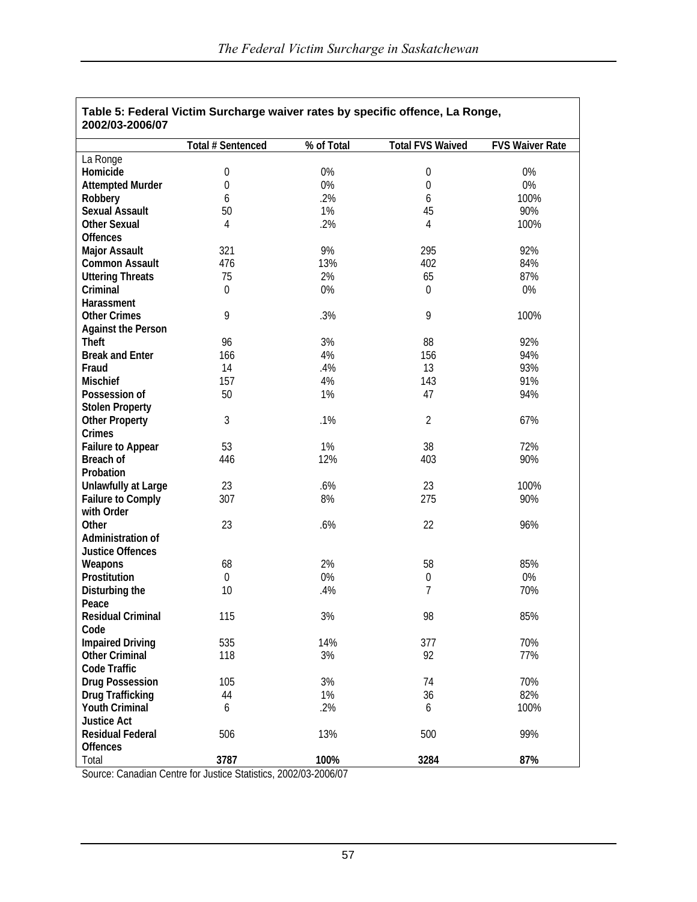**Table 5: Federal Victim Surcharge waiver rates by specific offence, La Ronge, 2002/03-2006/07**

| | Total # Sentenced | % of Total | Total FVS Waived | FVS Waiver Rate |
|---|---|---|---|---|
| La Ronge | | | | |
| **Homicide** | 0 | 0% | 0 | 0% |
| **Attempted Murder** | 0 | 0% | 0 | 0% |
| **Robbery** | 6 | .2% | 6 | 100% |
| **Sexual Assault** | 50 | 1% | 45 | 90% |
| **Other Sexual Offences** | 4 | .2% | 4 | 100% |
| **Major Assault** | 321 | 9% | 295 | 92% |
| **Common Assault** | 476 | 13% | 402 | 84% |
| **Uttering Threats** | 75 | 2% | 65 | 87% |
| **Criminal Harassment** | 0 | 0% | 0 | 0% |
| **Other Crimes Against the Person** | 9 | .3% | 9 | 100% |
| **Theft** | 96 | 3% | 88 | 92% |
| **Break and Enter** | 166 | 4% | 156 | 94% |
| **Fraud** | 14 | .4% | 13 | 93% |
| **Mischief** | 157 | 4% | 143 | 91% |
| **Possession of Stolen Property** | 50 | 1% | 47 | 94% |
| **Other Property Crimes** | 3 | .1% | 2 | 67% |
| **Failure to Appear** | 53 | 1% | 38 | 72% |
| **Breach of Probation** | 446 | 12% | 403 | 90% |
| **Unlawfully at Large** | 23 | .6% | 23 | 100% |
| **Failure to Comply with Order** | 307 | 8% | 275 | 90% |
| **Other Administration of Justice Offences** | 23 | .6% | 22 | 96% |
| **Weapons** | 68 | 2% | 58 | 85% |
| **Prostitution** | 0 | 0% | 0 | 0% |
| **Disturbing the Peace** | 10 | .4% | 7 | 70% |
| **Residual Criminal Code** | 115 | 3% | 98 | 85% |
| **Impaired Driving** | 535 | 14% | 377 | 70% |
| **Other Criminal Code Traffic** | 118 | 3% | 92 | 77% |
| **Drug Possession** | 105 | 3% | 74 | 70% |
| **Drug Trafficking** | 44 | 1% | 36 | 82% |
| **Youth Criminal Justice Act** | 6 | .2% | 6 | 100% |
| **Residual Federal Offences** | 506 | 13% | 500 | 99% |
| Total | **3787** | **100%** | **3284** | **87%** |

Source: Canadian Centre for Justice Statistics, 2002/03-2006/07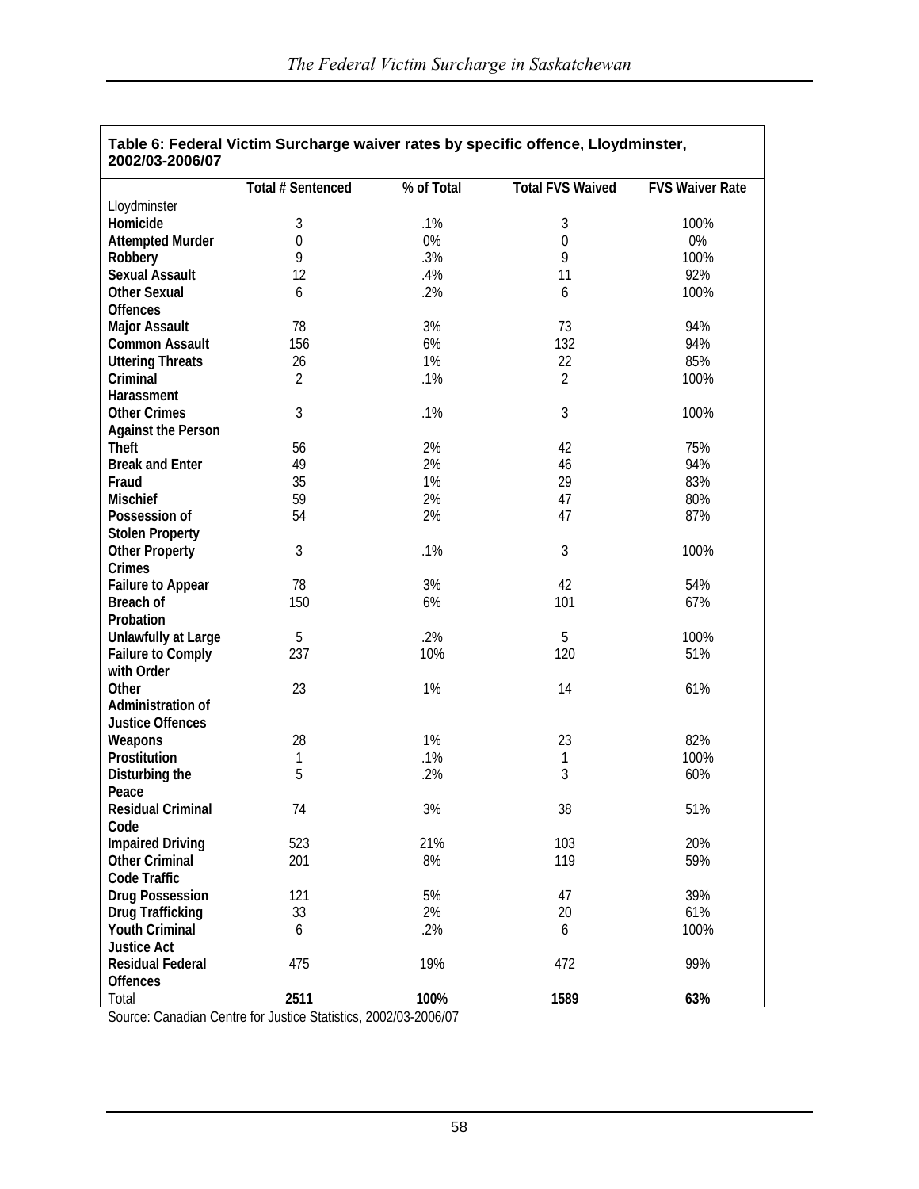**Table 6: Federal Victim Surcharge waiver rates by specific offence, Lloydminster, 2002/03-2006/07**

| | Total # Sentenced | % of Total | Total FVS Waived | FVS Waiver Rate |
|---|---|---|---|---|
| Lloydminster | | | | |
| **Homicide** | 3 | .1% | 3 | 100% |
| **Attempted Murder** | 0 | 0% | 0 | 0% |
| **Robbery** | 9 | .3% | 9 | 100% |
| **Sexual Assault** | 12 | .4% | 11 | 92% |
| **Other Sexual Offences** | 6 | .2% | 6 | 100% |
| **Major Assault** | 78 | 3% | 73 | 94% |
| **Common Assault** | 156 | 6% | 132 | 94% |
| **Uttering Threats** | 26 | 1% | 22 | 85% |
| **Criminal Harassment** | 2 | .1% | 2 | 100% |
| **Other Crimes Against the Person** | 3 | .1% | 3 | 100% |
| **Theft** | 56 | 2% | 42 | 75% |
| **Break and Enter** | 49 | 2% | 46 | 94% |
| **Fraud** | 35 | 1% | 29 | 83% |
| **Mischief** | 59 | 2% | 47 | 80% |
| **Possession of Stolen Property** | 54 | 2% | 47 | 87% |
| **Other Property Crimes** | 3 | .1% | 3 | 100% |
| **Failure to Appear** | 78 | 3% | 42 | 54% |
| **Breach of Probation** | 150 | 6% | 101 | 67% |
| **Unlawfully at Large** | 5 | .2% | 5 | 100% |
| **Failure to Comply with Order** | 237 | 10% | 120 | 51% |
| **Other Administration of Justice Offences** | 23 | 1% | 14 | 61% |
| **Weapons** | 28 | 1% | 23 | 82% |
| **Prostitution** | 1 | .1% | 1 | 100% |
| **Disturbing the Peace** | 5 | .2% | 3 | 60% |
| **Residual Criminal Code** | 74 | 3% | 38 | 51% |
| **Impaired Driving** | 523 | 21% | 103 | 20% |
| **Other Criminal Code Traffic** | 201 | 8% | 119 | 59% |
| **Drug Possession** | 121 | 5% | 47 | 39% |
| **Drug Trafficking** | 33 | 2% | 20 | 61% |
| **Youth Criminal Justice Act** | 6 | .2% | 6 | 100% |
| **Residual Federal Offences** | 475 | 19% | 472 | 99% |
| Total | **2511** | **100%** | **1589** | **63%** |

Source: Canadian Centre for Justice Statistics, 2002/03-2006/07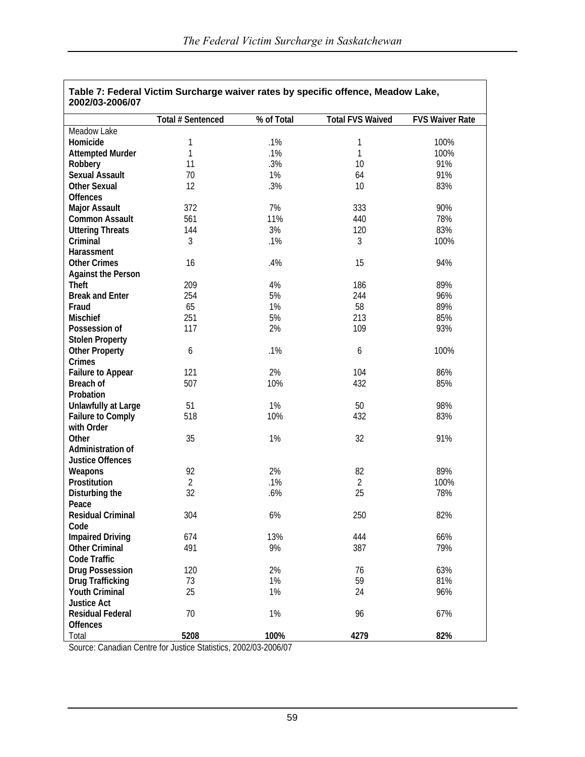**Table 7: Federal Victim Surcharge waiver rates by specific offence, Meadow Lake, 2002/03-2006/07**

| | Total # Sentenced | % of Total | Total FVS Waived | FVS Waiver Rate |
|---|---|---|---|---|
| Meadow Lake | | | | |
| **Homicide** | 1 | .1% | 1 | 100% |
| **Attempted Murder** | 1 | .1% | 1 | 100% |
| **Robbery** | 11 | .3% | 10 | 91% |
| **Sexual Assault** | 70 | 1% | 64 | 91% |
| **Other Sexual Offences** | 12 | .3% | 10 | 83% |
| **Major Assault** | 372 | 7% | 333 | 90% |
| **Common Assault** | 561 | 11% | 440 | 78% |
| **Uttering Threats** | 144 | 3% | 120 | 83% |
| **Criminal Harassment** | 3 | .1% | 3 | 100% |
| **Other Crimes Against the Person** | 16 | .4% | 15 | 94% |
| **Theft** | 209 | 4% | 186 | 89% |
| **Break and Enter** | 254 | 5% | 244 | 96% |
| **Fraud** | 65 | 1% | 58 | 89% |
| **Mischief** | 251 | 5% | 213 | 85% |
| **Possession of Stolen Property** | 117 | 2% | 109 | 93% |
| **Other Property Crimes** | 6 | .1% | 6 | 100% |
| **Failure to Appear** | 121 | 2% | 104 | 86% |
| **Breach of Probation** | 507 | 10% | 432 | 85% |
| **Unlawfully at Large** | 51 | 1% | 50 | 98% |
| **Failure to Comply with Order** | 518 | 10% | 432 | 83% |
| **Other Administration of Justice Offences** | 35 | 1% | 32 | 91% |
| **Weapons** | 92 | 2% | 82 | 89% |
| **Prostitution** | 2 | .1% | 2 | 100% |
| **Disturbing the Peace** | 32 | .6% | 25 | 78% |
| **Residual Criminal Code** | 304 | 6% | 250 | 82% |
| **Impaired Driving** | 674 | 13% | 444 | 66% |
| **Other Criminal Code Traffic** | 491 | 9% | 387 | 79% |
| **Drug Possession** | 120 | 2% | 76 | 63% |
| **Drug Trafficking** | 73 | 1% | 59 | 81% |
| **Youth Criminal Justice Act** | 25 | 1% | 24 | 96% |
| **Residual Federal Offences** | 70 | 1% | 96 | 67% |
| Total | **5208** | **100%** | **4279** | **82%** |

Source: Canadian Centre for Justice Statistics, 2002/03-2006/07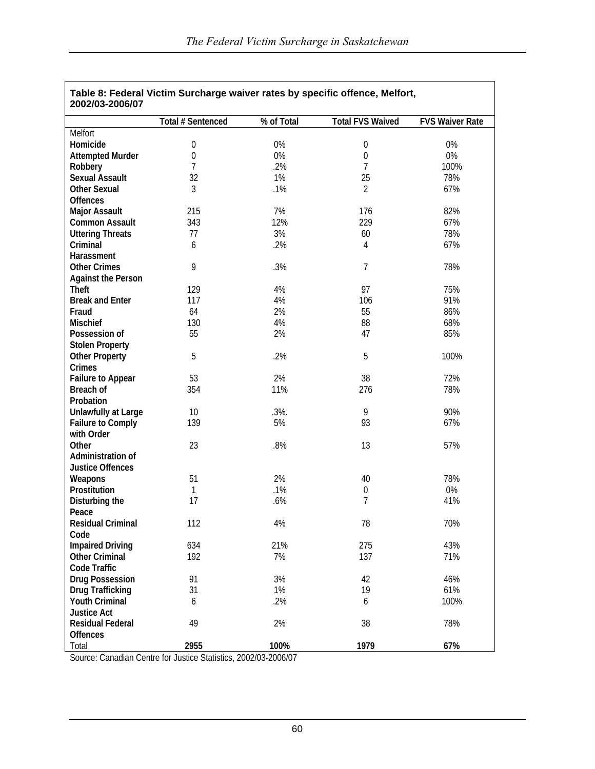**Table 8: Federal Victim Surcharge waiver rates by specific offence, Melfort, 2002/03-2006/07**

| | Total # Sentenced | % of Total | Total FVS Waived | FVS Waiver Rate |
|---|---|---|---|---|
| Melfort | | | | |
| **Homicide** | 0 | 0% | 0 | 0% |
| **Attempted Murder** | 0 | 0% | 0 | 0% |
| **Robbery** | 7 | .2% | 7 | 100% |
| **Sexual Assault** | 32 | 1% | 25 | 78% |
| **Other Sexual Offences** | 3 | .1% | 2 | 67% |
| **Major Assault** | 215 | 7% | 176 | 82% |
| **Common Assault** | 343 | 12% | 229 | 67% |
| **Uttering Threats** | 77 | 3% | 60 | 78% |
| **Criminal Harassment** | 6 | .2% | 4 | 67% |
| **Other Crimes Against the Person** | 9 | .3% | 7 | 78% |
| **Theft** | 129 | 4% | 97 | 75% |
| **Break and Enter** | 117 | 4% | 106 | 91% |
| **Fraud** | 64 | 2% | 55 | 86% |
| **Mischief** | 130 | 4% | 88 | 68% |
| **Possession of Stolen Property** | 55 | 2% | 47 | 85% |
| **Other Property Crimes** | 5 | .2% | 5 | 100% |
| **Failure to Appear** | 53 | 2% | 38 | 72% |
| **Breach of Probation** | 354 | 11% | 276 | 78% |
| **Unlawfully at Large** | 10 | .3%. | 9 | 90% |
| **Failure to Comply with Order** | 139 | 5% | 93 | 67% |
| **Other Administration of Justice Offences** | 23 | .8% | 13 | 57% |
| **Weapons** | 51 | 2% | 40 | 78% |
| **Prostitution** | 1 | .1% | 0 | 0% |
| **Disturbing the Peace** | 17 | .6% | 7 | 41% |
| **Residual Criminal Code** | 112 | 4% | 78 | 70% |
| **Impaired Driving** | 634 | 21% | 275 | 43% |
| **Other Criminal Code Traffic** | 192 | 7% | 137 | 71% |
| **Drug Possession** | 91 | 3% | 42 | 46% |
| **Drug Trafficking** | 31 | 1% | 19 | 61% |
| **Youth Criminal Justice Act** | 6 | .2% | 6 | 100% |
| **Residual Federal Offences** | 49 | 2% | 38 | 78% |
| Total | **2955** | **100%** | **1979** | **67%** |

Source: Canadian Centre for Justice Statistics, 2002/03-2006/07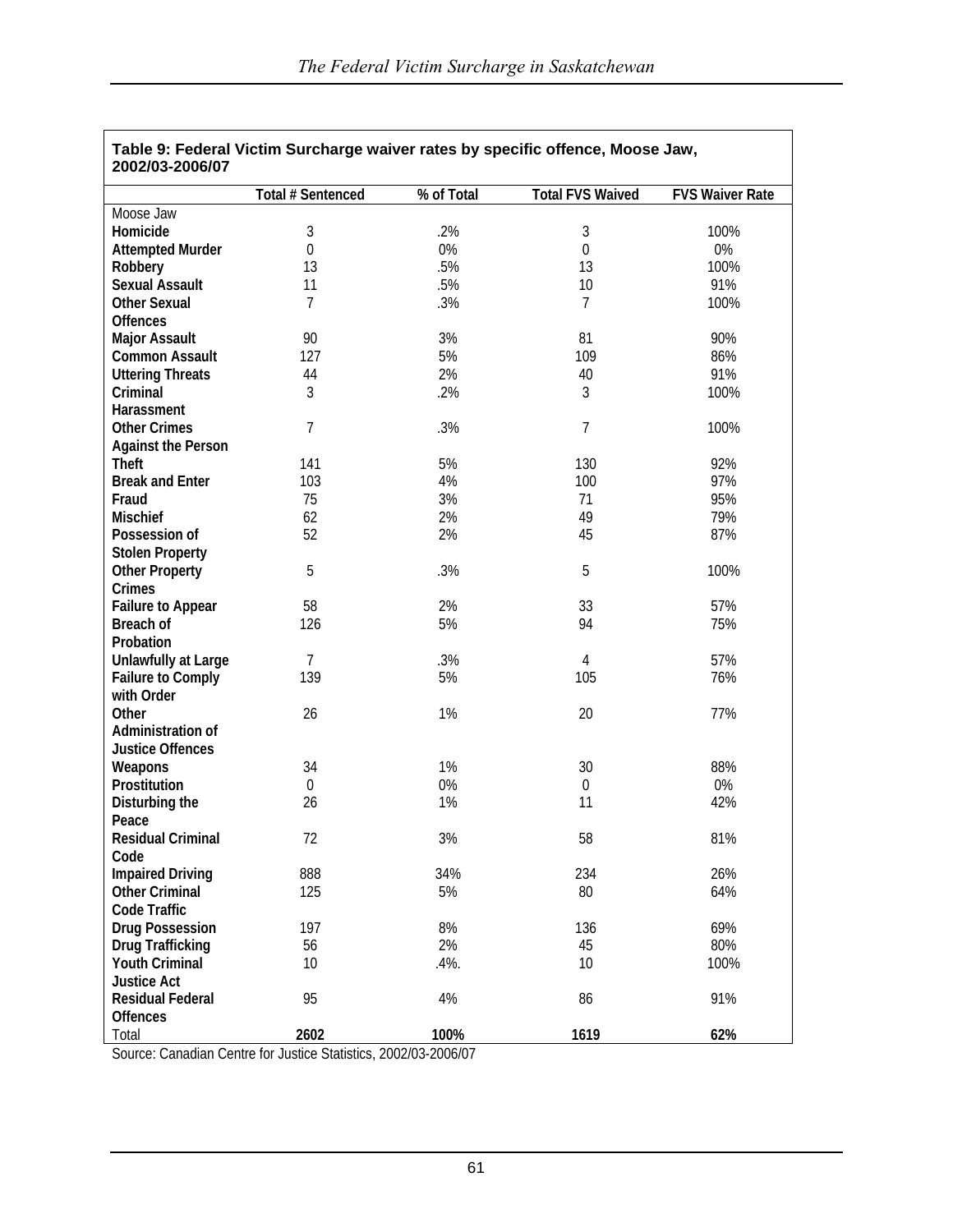**Table 9: Federal Victim Surcharge waiver rates by specific offence, Moose Jaw, 2002/03-2006/07**

| | Total # Sentenced | % of Total | Total FVS Waived | FVS Waiver Rate |
|---|---|---|---|---|
| Moose Jaw | | | | |
| **Homicide** | 3 | .2% | 3 | 100% |
| **Attempted Murder** | 0 | 0% | 0 | 0% |
| **Robbery** | 13 | .5% | 13 | 100% |
| **Sexual Assault** | 11 | .5% | 10 | 91% |
| **Other Sexual Offences** | 7 | .3% | 7 | 100% |
| **Major Assault** | 90 | 3% | 81 | 90% |
| **Common Assault** | 127 | 5% | 109 | 86% |
| **Uttering Threats** | 44 | 2% | 40 | 91% |
| **Criminal Harassment** | 3 | .2% | 3 | 100% |
| **Other Crimes Against the Person** | 7 | .3% | 7 | 100% |
| **Theft** | 141 | 5% | 130 | 92% |
| **Break and Enter** | 103 | 4% | 100 | 97% |
| **Fraud** | 75 | 3% | 71 | 95% |
| **Mischief** | 62 | 2% | 49 | 79% |
| **Possession of Stolen Property** | 52 | 2% | 45 | 87% |
| **Other Property Crimes** | 5 | .3% | 5 | 100% |
| **Failure to Appear** | 58 | 2% | 33 | 57% |
| **Breach of Probation** | 126 | 5% | 94 | 75% |
| **Unlawfully at Large** | 7 | .3% | 4 | 57% |
| **Failure to Comply with Order** | 139 | 5% | 105 | 76% |
| **Other Administration of Justice Offences** | 26 | 1% | 20 | 77% |
| **Weapons** | 34 | 1% | 30 | 88% |
| **Prostitution** | 0 | 0% | 0 | 0% |
| **Disturbing the Peace** | 26 | 1% | 11 | 42% |
| **Residual Criminal Code** | 72 | 3% | 58 | 81% |
| **Impaired Driving** | 888 | 34% | 234 | 26% |
| **Other Criminal Code Traffic** | 125 | 5% | 80 | 64% |
| **Drug Possession** | 197 | 8% | 136 | 69% |
| **Drug Trafficking** | 56 | 2% | 45 | 80% |
| **Youth Criminal Justice Act** | 10 | .4%. | 10 | 100% |
| **Residual Federal Offences** | 95 | 4% | 86 | 91% |
| Total | **2602** | **100%** | **1619** | **62%** |

Source: Canadian Centre for Justice Statistics, 2002/03-2006/07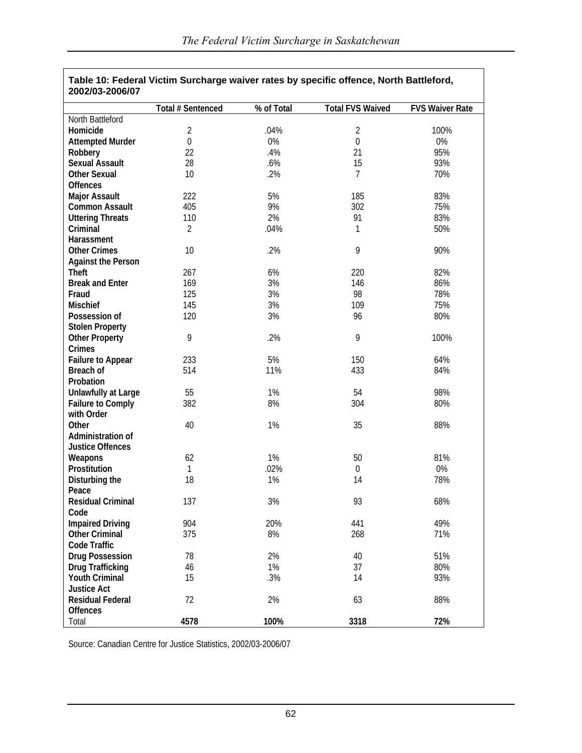**Table 10: Federal Victim Surcharge waiver rates by specific offence, North Battleford, 2002/03-2006/07**

| | Total # Sentenced | % of Total | Total FVS Waived | FVS Waiver Rate |
|---|---|---|---|---|
| North Battleford | | | | |
| **Homicide** | 2 | .04% | 2 | 100% |
| **Attempted Murder** | 0 | 0% | 0 | 0% |
| **Robbery** | 22 | .4% | 21 | 95% |
| **Sexual Assault** | 28 | .6% | 15 | 93% |
| **Other Sexual Offences** | 10 | .2% | 7 | 70% |
| **Major Assault** | 222 | 5% | 185 | 83% |
| **Common Assault** | 405 | 9% | 302 | 75% |
| **Uttering Threats** | 110 | 2% | 91 | 83% |
| **Criminal Harassment** | 2 | .04% | 1 | 50% |
| **Other Crimes Against the Person** | 10 | .2% | 9 | 90% |
| **Theft** | 267 | 6% | 220 | 82% |
| **Break and Enter** | 169 | 3% | 146 | 86% |
| **Fraud** | 125 | 3% | 98 | 78% |
| **Mischief** | 145 | 3% | 109 | 75% |
| **Possession of Stolen Property** | 120 | 3% | 96 | 80% |
| **Other Property Crimes** | 9 | .2% | 9 | 100% |
| **Failure to Appear** | 233 | 5% | 150 | 64% |
| **Breach of Probation** | 514 | 11% | 433 | 84% |
| **Unlawfully at Large** | 55 | 1% | 54 | 98% |
| **Failure to Comply with Order** | 382 | 8% | 304 | 80% |
| **Other Administration of Justice Offences** | 40 | 1% | 35 | 88% |
| **Weapons** | 62 | 1% | 50 | 81% |
| **Prostitution** | 1 | .02% | 0 | 0% |
| **Disturbing the Peace** | 18 | 1% | 14 | 78% |
| **Residual Criminal Code** | 137 | 3% | 93 | 68% |
| **Impaired Driving** | 904 | 20% | 441 | 49% |
| **Other Criminal Code Traffic** | 375 | 8% | 268 | 71% |
| **Drug Possession** | 78 | 2% | 40 | 51% |
| **Drug Trafficking** | 46 | 1% | 37 | 80% |
| **Youth Criminal Justice Act** | 15 | .3% | 14 | 93% |
| **Residual Federal Offences** | 72 | 2% | 63 | 88% |
| Total | **4578** | **100%** | **3318** | **72%** |

Source: Canadian Centre for Justice Statistics, 2002/03-2006/07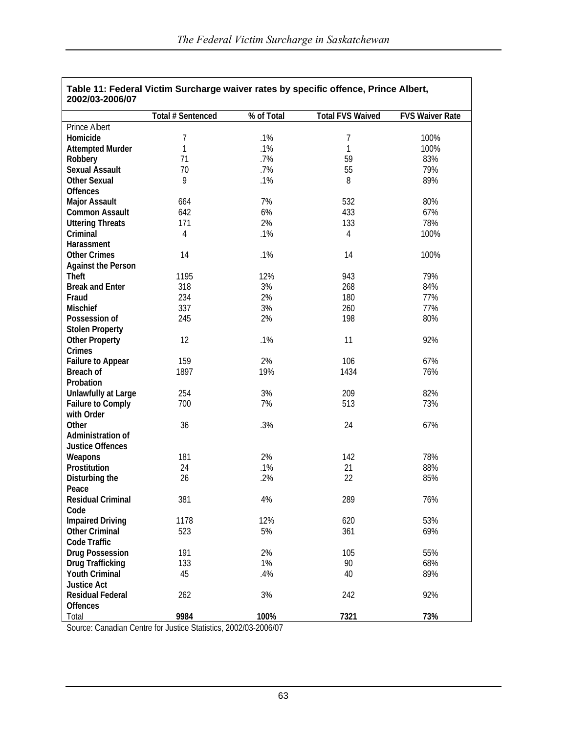**Table 11: Federal Victim Surcharge waiver rates by specific offence, Prince Albert, 2002/03-2006/07**

| | Total # Sentenced | % of Total | Total FVS Waived | FVS Waiver Rate |
|---|---|---|---|---|
| Prince Albert | | | | |
| **Homicide** | 7 | .1% | 7 | 100% |
| **Attempted Murder** | 1 | .1% | 1 | 100% |
| **Robbery** | 71 | .7% | 59 | 83% |
| **Sexual Assault** | 70 | .7% | 55 | 79% |
| **Other Sexual Offences** | 9 | .1% | 8 | 89% |
| **Major Assault** | 664 | 7% | 532 | 80% |
| **Common Assault** | 642 | 6% | 433 | 67% |
| **Uttering Threats** | 171 | 2% | 133 | 78% |
| **Criminal Harassment** | 4 | .1% | 4 | 100% |
| **Other Crimes Against the Person** | 14 | .1% | 14 | 100% |
| **Theft** | 1195 | 12% | 943 | 79% |
| **Break and Enter** | 318 | 3% | 268 | 84% |
| **Fraud** | 234 | 2% | 180 | 77% |
| **Mischief** | 337 | 3% | 260 | 77% |
| **Possession of Stolen Property** | 245 | 2% | 198 | 80% |
| **Other Property Crimes** | 12 | .1% | 11 | 92% |
| **Failure to Appear** | 159 | 2% | 106 | 67% |
| **Breach of Probation** | 1897 | 19% | 1434 | 76% |
| **Unlawfully at Large** | 254 | 3% | 209 | 82% |
| **Failure to Comply with Order** | 700 | 7% | 513 | 73% |
| **Other Administration of Justice Offences** | 36 | .3% | 24 | 67% |
| **Weapons** | 181 | 2% | 142 | 78% |
| **Prostitution** | 24 | .1% | 21 | 88% |
| **Disturbing the Peace** | 26 | .2% | 22 | 85% |
| **Residual Criminal Code** | 381 | 4% | 289 | 76% |
| **Impaired Driving** | 1178 | 12% | 620 | 53% |
| **Other Criminal Code Traffic** | 523 | 5% | 361 | 69% |
| **Drug Possession** | 191 | 2% | 105 | 55% |
| **Drug Trafficking** | 133 | 1% | 90 | 68% |
| **Youth Criminal Justice Act** | 45 | .4% | 40 | 89% |
| **Residual Federal Offences** | 262 | 3% | 242 | 92% |
| Total | **9984** | **100%** | **7321** | **73%** |

Source: Canadian Centre for Justice Statistics, 2002/03-2006/07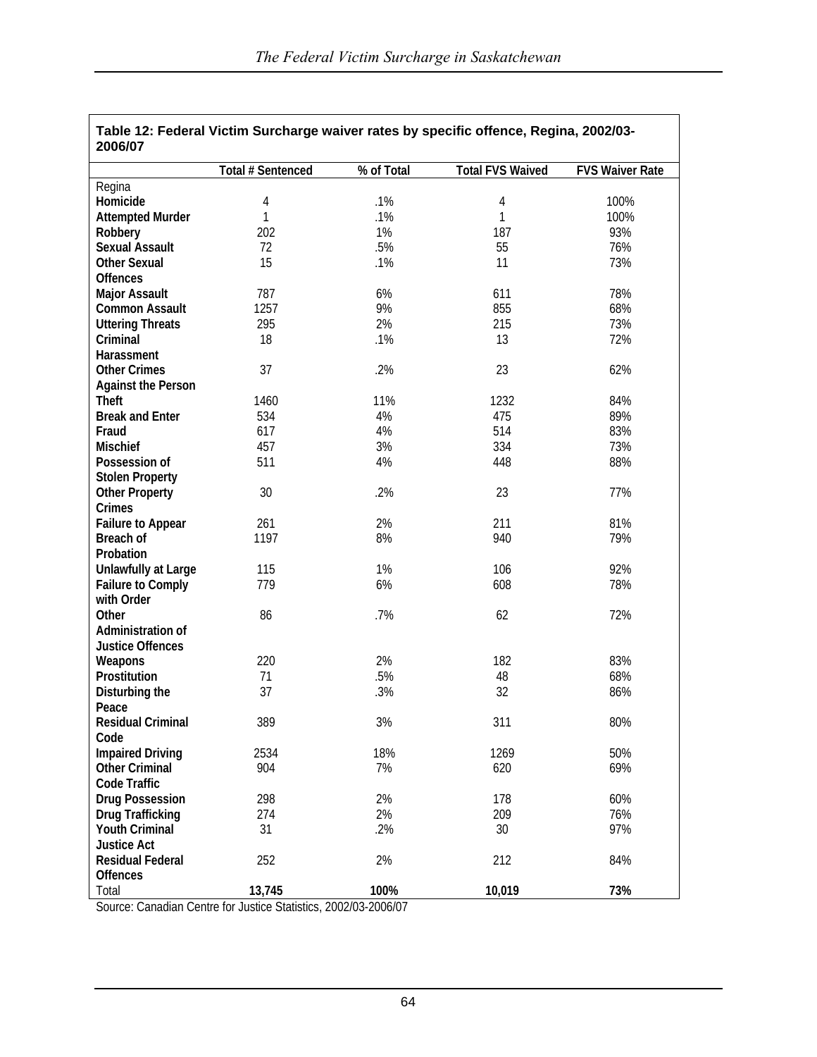**Table 12: Federal Victim Surcharge waiver rates by specific offence, Regina, 2002/03-2006/07**

| | Total # Sentenced | % of Total | Total FVS Waived | FVS Waiver Rate |
|---|---|---|---|---|
| Regina | | | | |
| **Homicide** | 4 | .1% | 4 | 100% |
| **Attempted Murder** | 1 | .1% | 1 | 100% |
| **Robbery** | 202 | 1% | 187 | 93% |
| **Sexual Assault** | 72 | .5% | 55 | 76% |
| **Other Sexual Offences** | 15 | .1% | 11 | 73% |
| **Major Assault** | 787 | 6% | 611 | 78% |
| **Common Assault** | 1257 | 9% | 855 | 68% |
| **Uttering Threats** | 295 | 2% | 215 | 73% |
| **Criminal Harassment** | 18 | .1% | 13 | 72% |
| **Other Crimes Against the Person** | 37 | .2% | 23 | 62% |
| **Theft** | 1460 | 11% | 1232 | 84% |
| **Break and Enter** | 534 | 4% | 475 | 89% |
| **Fraud** | 617 | 4% | 514 | 83% |
| **Mischief** | 457 | 3% | 334 | 73% |
| **Possession of Stolen Property** | 511 | 4% | 448 | 88% |
| **Other Property Crimes** | 30 | .2% | 23 | 77% |
| **Failure to Appear** | 261 | 2% | 211 | 81% |
| **Breach of Probation** | 1197 | 8% | 940 | 79% |
| **Unlawfully at Large** | 115 | 1% | 106 | 92% |
| **Failure to Comply with Order** | 779 | 6% | 608 | 78% |
| **Other Administration of Justice Offences** | 86 | .7% | 62 | 72% |
| **Weapons** | 220 | 2% | 182 | 83% |
| **Prostitution** | 71 | .5% | 48 | 68% |
| **Disturbing the Peace** | 37 | .3% | 32 | 86% |
| **Residual Criminal Code** | 389 | 3% | 311 | 80% |
| **Impaired Driving** | 2534 | 18% | 1269 | 50% |
| **Other Criminal Code Traffic** | 904 | 7% | 620 | 69% |
| **Drug Possession** | 298 | 2% | 178 | 60% |
| **Drug Trafficking** | 274 | 2% | 209 | 76% |
| **Youth Criminal Justice Act** | 31 | .2% | 30 | 97% |
| **Residual Federal Offences** | 252 | 2% | 212 | 84% |
| Total | **13,745** | **100%** | **10,019** | **73%** |

Source: Canadian Centre for Justice Statistics, 2002/03-2006/07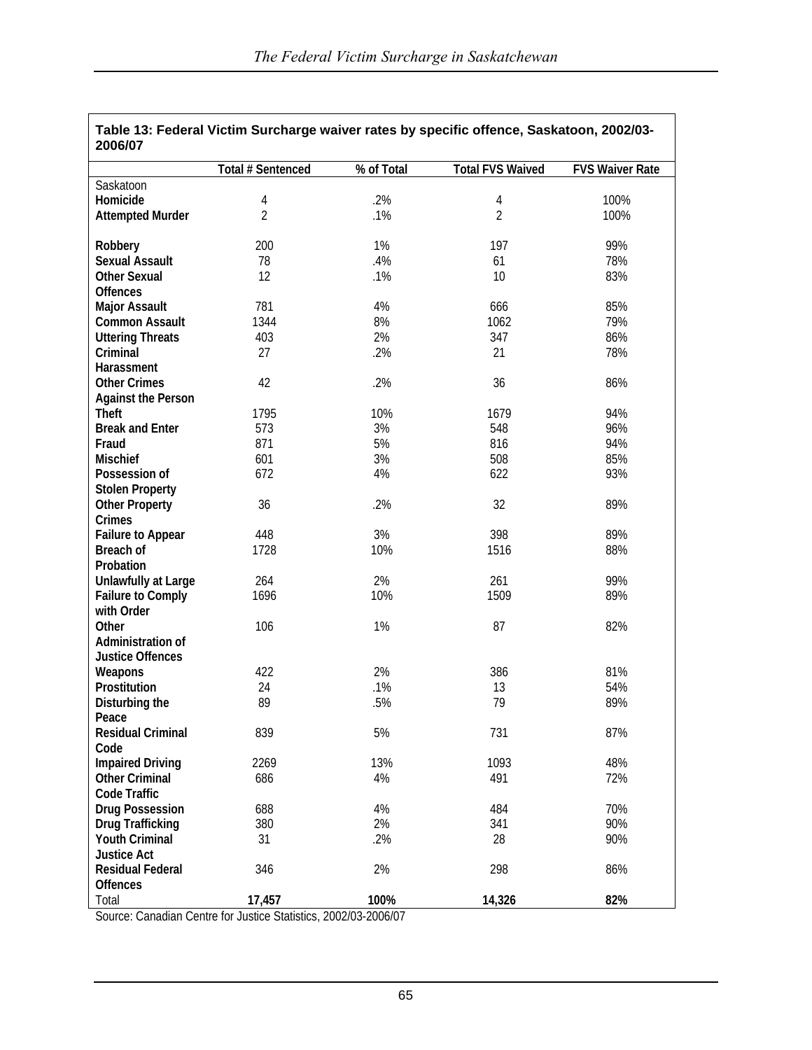**Table 13: Federal Victim Surcharge waiver rates by specific offence, Saskatoon, 2002/03-2006/07**

| | Total # Sentenced | % of Total | Total FVS Waived | FVS Waiver Rate |
|---|---|---|---|---|
| Saskatoon | | | | |
| **Homicide** | 4 | .2% | 4 | 100% |
| **Attempted Murder** | 2 | .1% | 2 | 100% |
| | | | | |
| **Robbery** | 200 | 1% | 197 | 99% |
| **Sexual Assault** | 78 | .4% | 61 | 78% |
| **Other Sexual Offences** | 12 | .1% | 10 | 83% |
| **Major Assault** | 781 | 4% | 666 | 85% |
| **Common Assault** | 1344 | 8% | 1062 | 79% |
| **Uttering Threats** | 403 | 2% | 347 | 86% |
| **Criminal Harassment** | 27 | .2% | 21 | 78% |
| **Other Crimes Against the Person** | 42 | .2% | 36 | 86% |
| **Theft** | 1795 | 10% | 1679 | 94% |
| **Break and Enter** | 573 | 3% | 548 | 96% |
| **Fraud** | 871 | 5% | 816 | 94% |
| **Mischief** | 601 | 3% | 508 | 85% |
| **Possession of Stolen Property** | 672 | 4% | 622 | 93% |
| **Other Property Crimes** | 36 | .2% | 32 | 89% |
| **Failure to Appear** | 448 | 3% | 398 | 89% |
| **Breach of Probation** | 1728 | 10% | 1516 | 88% |
| **Unlawfully at Large** | 264 | 2% | 261 | 99% |
| **Failure to Comply with Order** | 1696 | 10% | 1509 | 89% |
| **Other Administration of Justice Offences** | 106 | 1% | 87 | 82% |
| **Weapons** | 422 | 2% | 386 | 81% |
| **Prostitution** | 24 | .1% | 13 | 54% |
| **Disturbing the Peace** | 89 | .5% | 79 | 89% |
| **Residual Criminal Code** | 839 | 5% | 731 | 87% |
| **Impaired Driving** | 2269 | 13% | 1093 | 48% |
| **Other Criminal Code Traffic** | 686 | 4% | 491 | 72% |
| **Drug Possession** | 688 | 4% | 484 | 70% |
| **Drug Trafficking** | 380 | 2% | 341 | 90% |
| **Youth Criminal Justice Act** | 31 | .2% | 28 | 90% |
| **Residual Federal Offences** | 346 | 2% | 298 | 86% |
| Total | **17,457** | **100%** | **14,326** | **82%** |

Source: Canadian Centre for Justice Statistics, 2002/03-2006/07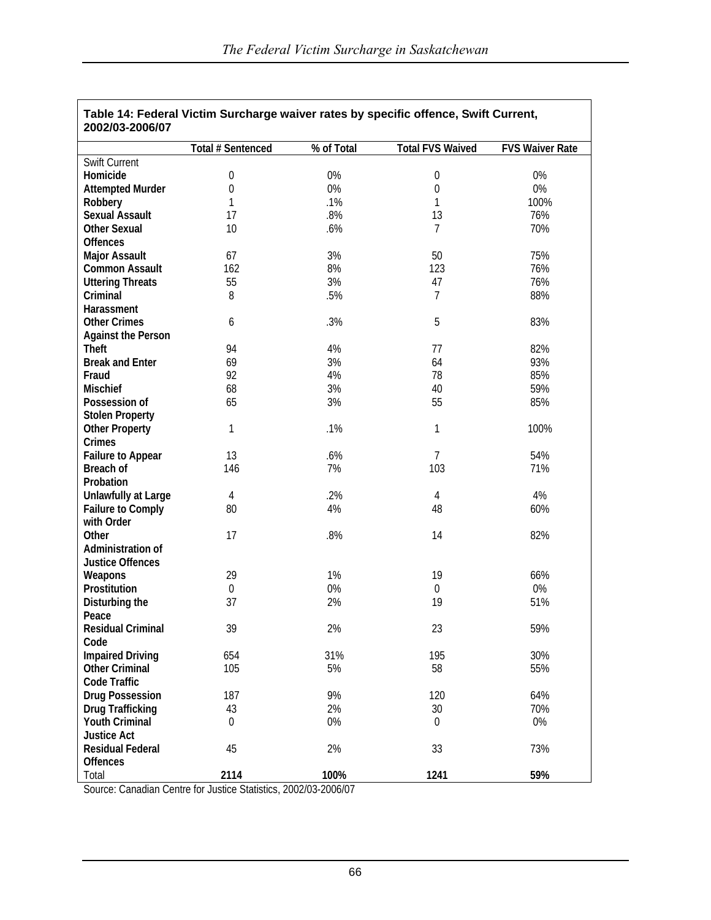**Table 14: Federal Victim Surcharge waiver rates by specific offence, Swift Current, 2002/03-2006/07**

| | Total # Sentenced | % of Total | Total FVS Waived | FVS Waiver Rate |
|---|---|---|---|---|
| Swift Current | | | | |
| **Homicide** | 0 | 0% | 0 | 0% |
| **Attempted Murder** | 0 | 0% | 0 | 0% |
| **Robbery** | 1 | .1% | 1 | 100% |
| **Sexual Assault** | 17 | .8% | 13 | 76% |
| **Other Sexual Offences** | 10 | .6% | 7 | 70% |
| **Major Assault** | 67 | 3% | 50 | 75% |
| **Common Assault** | 162 | 8% | 123 | 76% |
| **Uttering Threats** | 55 | 3% | 47 | 76% |
| **Criminal Harassment** | 8 | .5% | 7 | 88% |
| **Other Crimes Against the Person** | 6 | .3% | 5 | 83% |
| **Theft** | 94 | 4% | 77 | 82% |
| **Break and Enter** | 69 | 3% | 64 | 93% |
| **Fraud** | 92 | 4% | 78 | 85% |
| **Mischief** | 68 | 3% | 40 | 59% |
| **Possession of Stolen Property** | 65 | 3% | 55 | 85% |
| **Other Property Crimes** | 1 | .1% | 1 | 100% |
| **Failure to Appear** | 13 | .6% | 7 | 54% |
| **Breach of Probation** | 146 | 7% | 103 | 71% |
| **Unlawfully at Large** | 4 | .2% | 4 | 4% |
| **Failure to Comply with Order** | 80 | 4% | 48 | 60% |
| **Other Administration of Justice Offences** | 17 | .8% | 14 | 82% |
| **Weapons** | 29 | 1% | 19 | 66% |
| **Prostitution** | 0 | 0% | 0 | 0% |
| **Disturbing the Peace** | 37 | 2% | 19 | 51% |
| **Residual Criminal Code** | 39 | 2% | 23 | 59% |
| **Impaired Driving** | 654 | 31% | 195 | 30% |
| **Other Criminal Code Traffic** | 105 | 5% | 58 | 55% |
| **Drug Possession** | 187 | 9% | 120 | 64% |
| **Drug Trafficking** | 43 | 2% | 30 | 70% |
| **Youth Criminal Justice Act** | 0 | 0% | 0 | 0% |
| **Residual Federal Offences** | 45 | 2% | 33 | 73% |
| Total | **2114** | **100%** | **1241** | **59%** |

Source: Canadian Centre for Justice Statistics, 2002/03-2006/07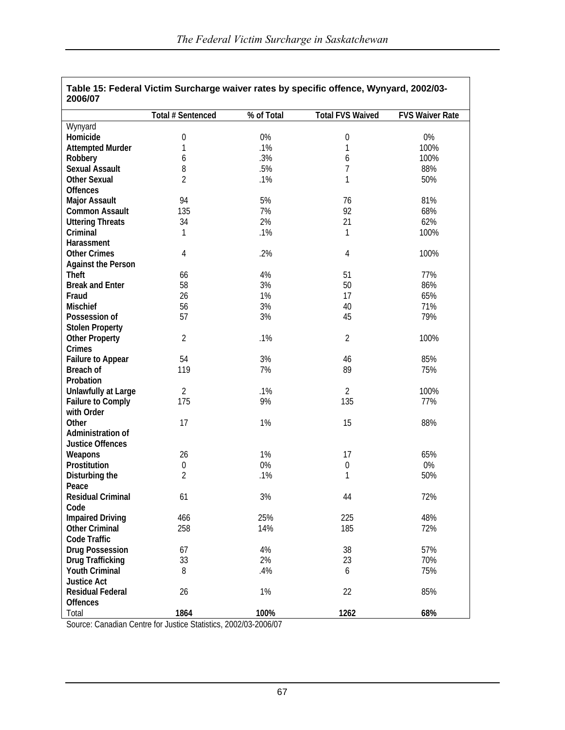**Table 15: Federal Victim Surcharge waiver rates by specific offence, Wynyard, 2002/03-2006/07**

| | Total # Sentenced | % of Total | Total FVS Waived | FVS Waiver Rate |
|---|---|---|---|---|
| Wynyard | | | | |
| **Homicide** | 0 | 0% | 0 | 0% |
| **Attempted Murder** | 1 | .1% | 1 | 100% |
| **Robbery** | 6 | .3% | 6 | 100% |
| **Sexual Assault** | 8 | .5% | 7 | 88% |
| **Other Sexual Offences** | 2 | .1% | 1 | 50% |
| **Major Assault** | 94 | 5% | 76 | 81% |
| **Common Assault** | 135 | 7% | 92 | 68% |
| **Uttering Threats** | 34 | 2% | 21 | 62% |
| **Criminal Harassment** | 1 | .1% | 1 | 100% |
| **Other Crimes Against the Person** | 4 | .2% | 4 | 100% |
| **Theft** | 66 | 4% | 51 | 77% |
| **Break and Enter** | 58 | 3% | 50 | 86% |
| **Fraud** | 26 | 1% | 17 | 65% |
| **Mischief** | 56 | 3% | 40 | 71% |
| **Possession of Stolen Property** | 57 | 3% | 45 | 79% |
| **Other Property Crimes** | 2 | .1% | 2 | 100% |
| **Failure to Appear** | 54 | 3% | 46 | 85% |
| **Breach of Probation** | 119 | 7% | 89 | 75% |
| **Unlawfully at Large** | 2 | .1% | 2 | 100% |
| **Failure to Comply with Order** | 175 | 9% | 135 | 77% |
| **Other Administration of Justice Offences** | 17 | 1% | 15 | 88% |
| **Weapons** | 26 | 1% | 17 | 65% |
| **Prostitution** | 0 | 0% | 0 | 0% |
| **Disturbing the Peace** | 2 | .1% | 1 | 50% |
| **Residual Criminal Code** | 61 | 3% | 44 | 72% |
| **Impaired Driving** | 466 | 25% | 225 | 48% |
| **Other Criminal Code Traffic** | 258 | 14% | 185 | 72% |
| **Drug Possession** | 67 | 4% | 38 | 57% |
| **Drug Trafficking** | 33 | 2% | 23 | 70% |
| **Youth Criminal Justice Act** | 8 | .4% | 6 | 75% |
| **Residual Federal Offences** | 26 | 1% | 22 | 85% |
| Total | **1864** | **100%** | **1262** | **68%** |

Source: Canadian Centre for Justice Statistics, 2002/03-2006/07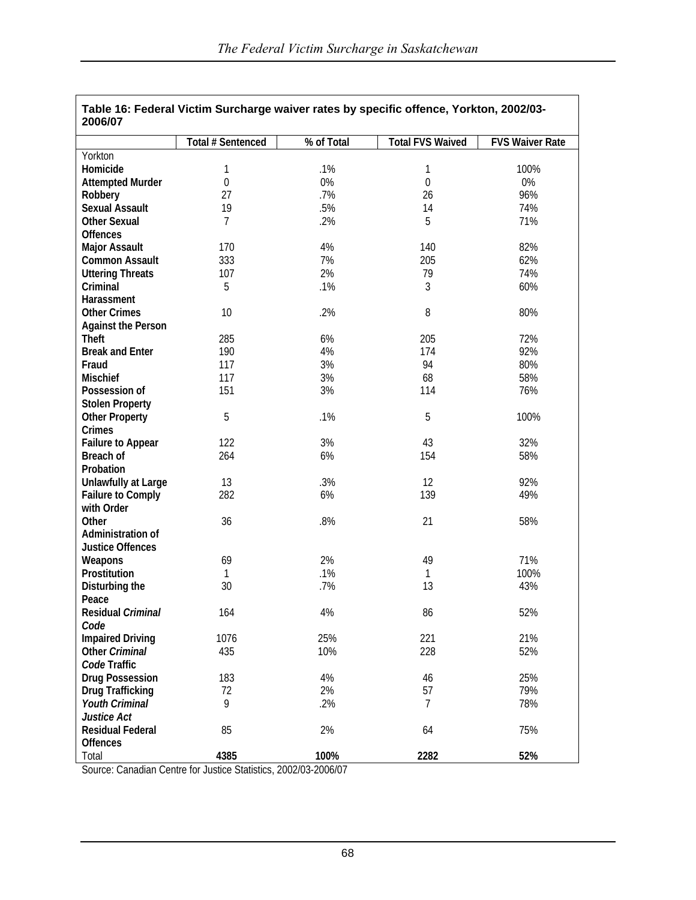**Table 16: Federal Victim Surcharge waiver rates by specific offence, Yorkton, 2002/03-2006/07**

| | Total # Sentenced | % of Total | Total FVS Waived | FVS Waiver Rate |
|---|---|---|---|---|
| Yorkton | | | | |
| **Homicide** | 1 | .1% | 1 | 100% |
| **Attempted Murder** | 0 | 0% | 0 | 0% |
| **Robbery** | 27 | .7% | 26 | 96% |
| **Sexual Assault** | 19 | .5% | 14 | 74% |
| **Other Sexual Offences** | 7 | .2% | 5 | 71% |
| **Major Assault** | 170 | 4% | 140 | 82% |
| **Common Assault** | 333 | 7% | 205 | 62% |
| **Uttering Threats** | 107 | 2% | 79 | 74% |
| **Criminal Harassment** | 5 | .1% | 3 | 60% |
| **Other Crimes Against the Person** | 10 | .2% | 8 | 80% |
| **Theft** | 285 | 6% | 205 | 72% |
| **Break and Enter** | 190 | 4% | 174 | 92% |
| **Fraud** | 117 | 3% | 94 | 80% |
| **Mischief** | 117 | 3% | 68 | 58% |
| **Possession of Stolen Property** | 151 | 3% | 114 | 76% |
| **Other Property Crimes** | 5 | .1% | 5 | 100% |
| **Failure to Appear** | 122 | 3% | 43 | 32% |
| **Breach of Probation** | 264 | 6% | 154 | 58% |
| **Unlawfully at Large** | 13 | .3% | 12 | 92% |
| **Failure to Comply with Order** | 282 | 6% | 139 | 49% |
| **Other Administration of Justice Offences** | 36 | .8% | 21 | 58% |
| **Weapons** | 69 | 2% | 49 | 71% |
| **Prostitution** | 1 | .1% | 1 | 100% |
| **Disturbing the Peace** | 30 | .7% | 13 | 43% |
| **Residual *Criminal Code*** | 164 | 4% | 86 | 52% |
| **Impaired Driving** | 1076 | 25% | 221 | 21% |
| **Other *Criminal Code* Traffic** | 435 | 10% | 228 | 52% |
| **Drug Possession** | 183 | 4% | 46 | 25% |
| **Drug Trafficking** | 72 | 2% | 57 | 79% |
| ***Youth Criminal Justice Act*** | 9 | .2% | 7 | 78% |
| **Residual Federal Offences** | 85 | 2% | 64 | 75% |
| Total | **4385** | **100%** | **2282** | **52%** |

Source: Canadian Centre for Justice Statistics, 2002/03-2006/07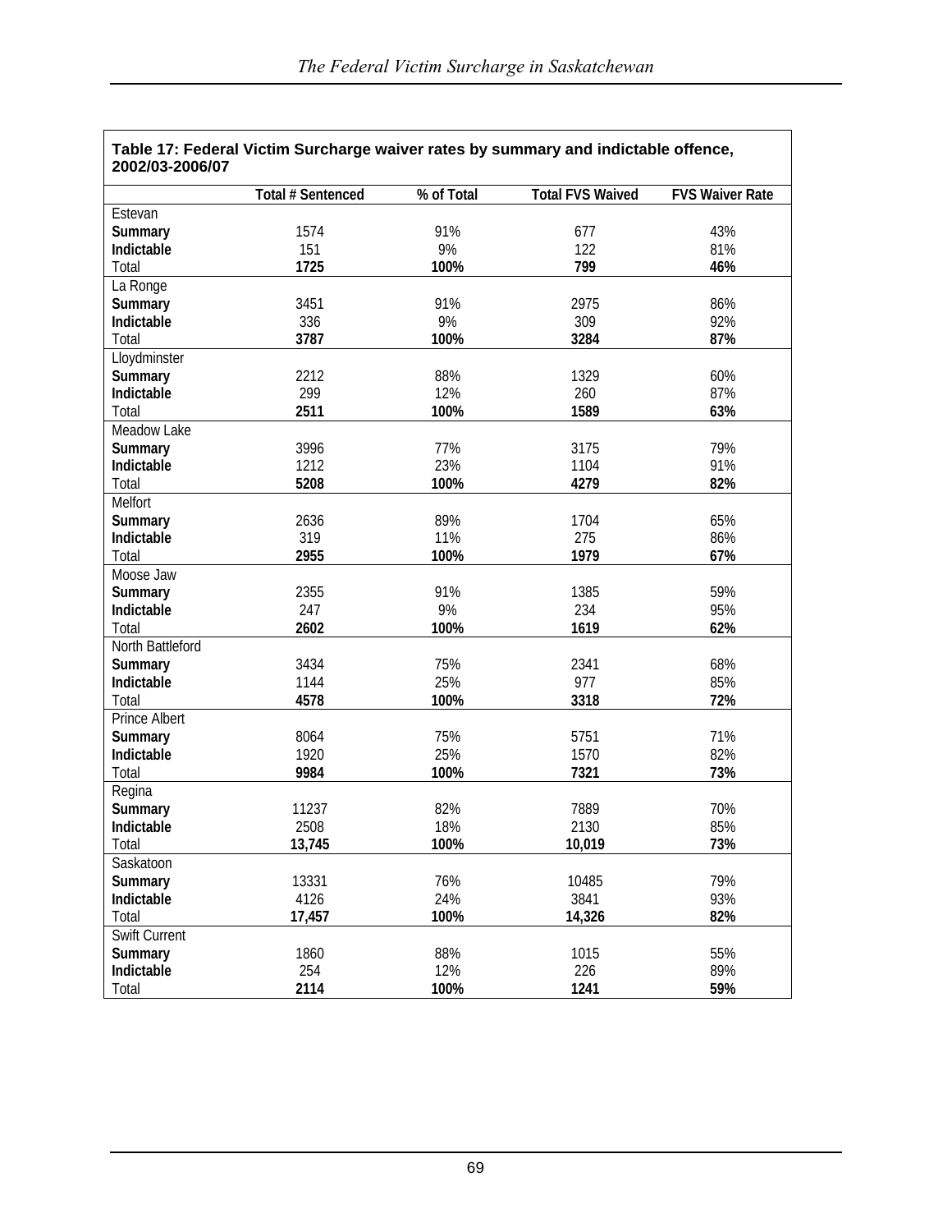**Table 17: Federal Victim Surcharge waiver rates by summary and indictable offence, 2002/03-2006/07**

| | Total # Sentenced | % of Total | Total FVS Waived | FVS Waiver Rate |
|---|---|---|---|---|
| Estevan | | | | |
| **Summary** | 1574 | 91% | 677 | 43% |
| **Indictable** | 151 | 9% | 122 | 81% |
| Total | **1725** | **100%** | **799** | **46%** |
| La Ronge | | | | |
| **Summary** | 3451 | 91% | 2975 | 86% |
| **Indictable** | 336 | 9% | 309 | 92% |
| Total | **3787** | **100%** | **3284** | **87%** |
| Lloydminster | | | | |
| **Summary** | 2212 | 88% | 1329 | 60% |
| **Indictable** | 299 | 12% | 260 | 87% |
| Total | **2511** | **100%** | **1589** | **63%** |
| Meadow Lake | | | | |
| **Summary** | 3996 | 77% | 3175 | 79% |
| **Indictable** | 1212 | 23% | 1104 | 91% |
| Total | **5208** | **100%** | **4279** | **82%** |
| Melfort | | | | |
| **Summary** | 2636 | 89% | 1704 | 65% |
| **Indictable** | 319 | 11% | 275 | 86% |
| Total | **2955** | **100%** | **1979** | **67%** |
| Moose Jaw | | | | |
| **Summary** | 2355 | 91% | 1385 | 59% |
| **Indictable** | 247 | 9% | 234 | 95% |
| Total | **2602** | **100%** | **1619** | **62%** |
| North Battleford | | | | |
| **Summary** | 3434 | 75% | 2341 | 68% |
| **Indictable** | 1144 | 25% | 977 | 85% |
| Total | **4578** | **100%** | **3318** | **72%** |
| Prince Albert | | | | |
| **Summary** | 8064 | 75% | 5751 | 71% |
| **Indictable** | 1920 | 25% | 1570 | 82% |
| Total | **9984** | **100%** | **7321** | **73%** |
| Regina | | | | |
| **Summary** | 11237 | 82% | 7889 | 70% |
| **Indictable** | 2508 | 18% | 2130 | 85% |
| Total | **13,745** | **100%** | **10,019** | **73%** |
| Saskatoon | | | | |
| **Summary** | 13331 | 76% | 10485 | 79% |
| **Indictable** | 4126 | 24% | 3841 | 93% |
| Total | **17,457** | **100%** | **14,326** | **82%** |
| Swift Current | | | | |
| **Summary** | 1860 | 88% | 1015 | 55% |
| **Indictable** | 254 | 12% | 226 | 89% |
| Total | **2114** | **100%** | **1241** | **59%** |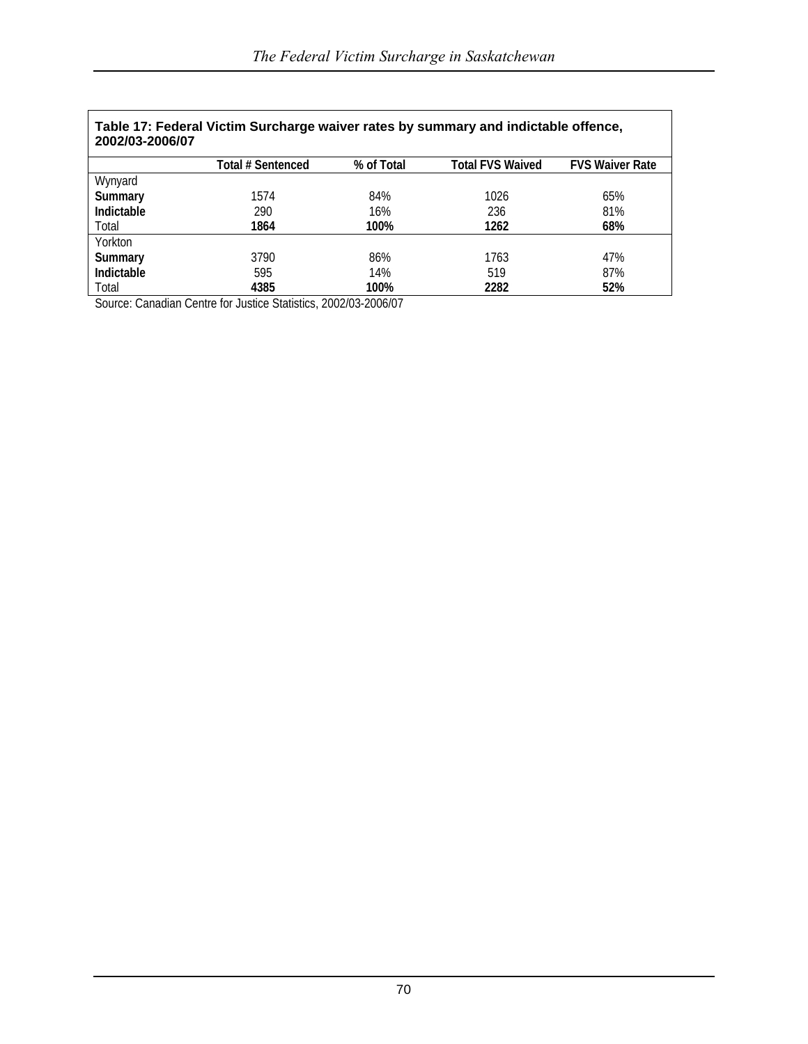**Table 17: Federal Victim Surcharge waiver rates by summary and indictable offence, 2002/03-2006/07**

| | Total # Sentenced | % of Total | Total FVS Waived | FVS Waiver Rate |
|---|---|---|---|---|
| Wynyard | | | | |
| **Summary** | 1574 | 84% | 1026 | 65% |
| **Indictable** | 290 | 16% | 236 | 81% |
| Total | **1864** | **100%** | **1262** | **68%** |
| Yorkton | | | | |
| **Summary** | 3790 | 86% | 1763 | 47% |
| **Indictable** | 595 | 14% | 519 | 87% |
| Total | **4385** | **100%** | **2282** | **52%** |

Source: Canadian Centre for Justice Statistics, 2002/03-2006/07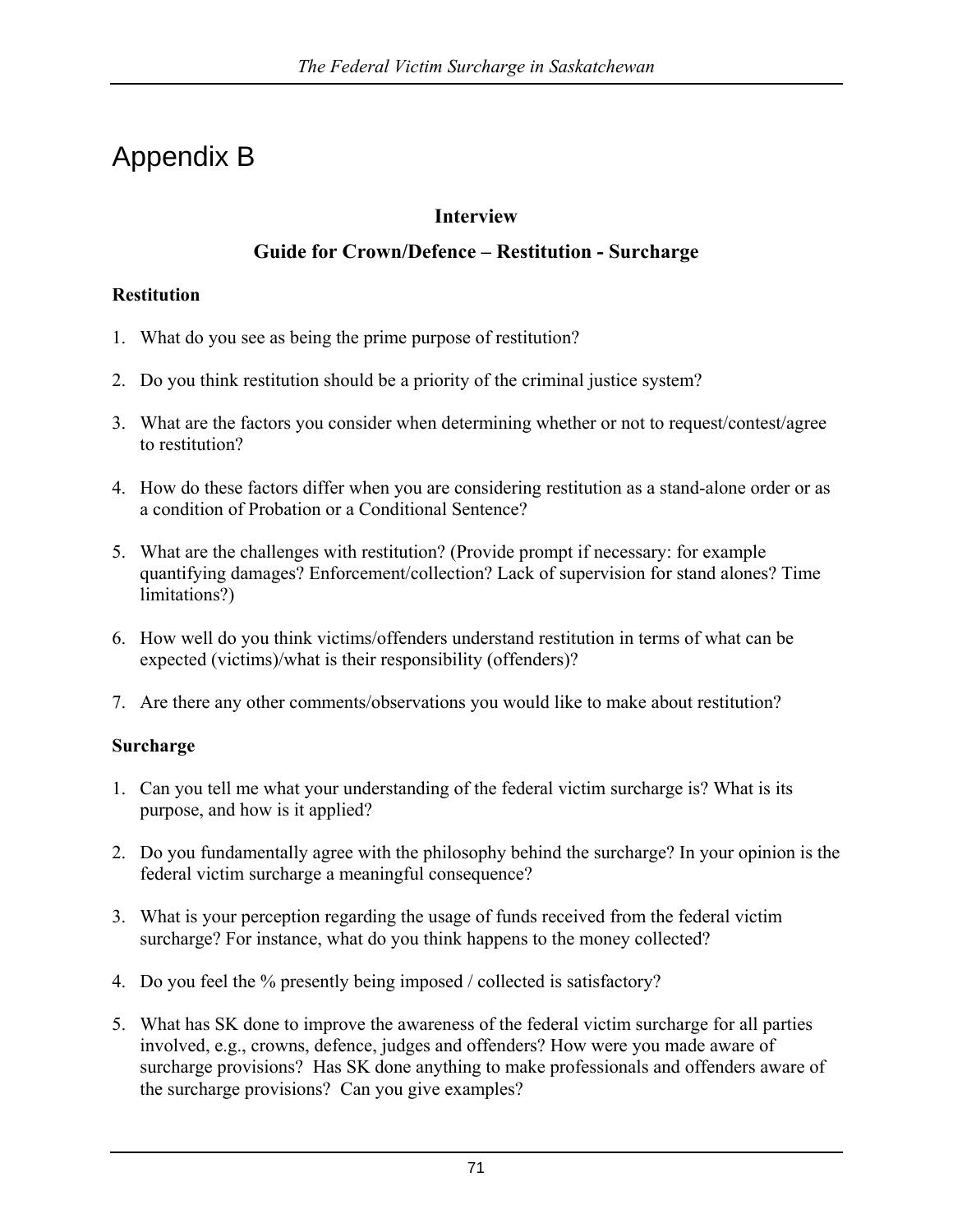# Appendix B

## Interview

## Guide for Crown/Defence – Restitution - Surcharge

**Restitution**

1. What do you see as being the prime purpose of restitution?

2. Do you think restitution should be a priority of the criminal justice system?

3. What are the factors you consider when determining whether or not to request/contest/agree to restitution?

4. How do these factors differ when you are considering restitution as a stand-alone order or as a condition of Probation or a Conditional Sentence?

5. What are the challenges with restitution? (Provide prompt if necessary: for example quantifying damages? Enforcement/collection? Lack of supervision for stand alones? Time limitations?)

6. How well do you think victims/offenders understand restitution in terms of what can be expected (victims)/what is their responsibility (offenders)?

7. Are there any other comments/observations you would like to make about restitution?

**Surcharge**

1. Can you tell me what your understanding of the federal victim surcharge is? What is its purpose, and how is it applied?

2. Do you fundamentally agree with the philosophy behind the surcharge? In your opinion is the federal victim surcharge a meaningful consequence?

3. What is your perception regarding the usage of funds received from the federal victim surcharge? For instance, what do you think happens to the money collected?

4. Do you feel the % presently being imposed / collected is satisfactory?

5. What has SK done to improve the awareness of the federal victim surcharge for all parties involved, e.g., crowns, defence, judges and offenders? How were you made aware of surcharge provisions? Has SK done anything to make professionals and offenders aware of the surcharge provisions? Can you give examples?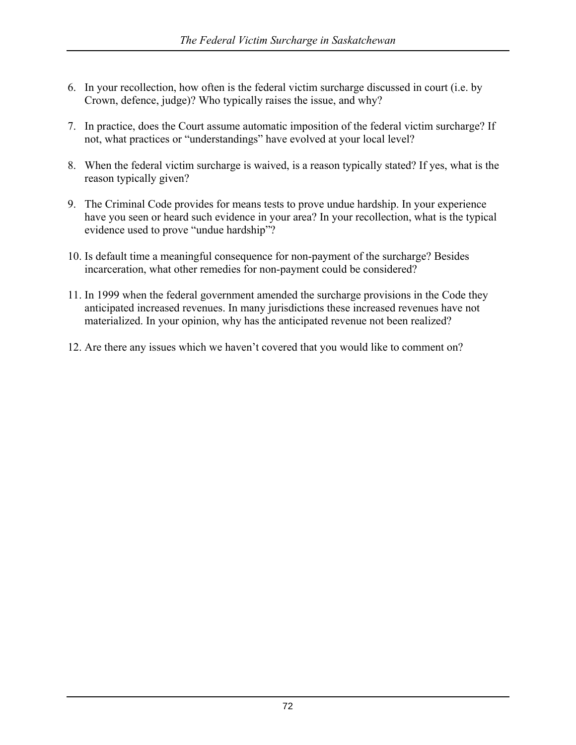6. In your recollection, how often is the federal victim surcharge discussed in court (i.e. by Crown, defence, judge)? Who typically raises the issue, and why?

7. In practice, does the Court assume automatic imposition of the federal victim surcharge? If not, what practices or "understandings" have evolved at your local level?

8. When the federal victim surcharge is waived, is a reason typically stated? If yes, what is the reason typically given?

9. The Criminal Code provides for means tests to prove undue hardship. In your experience have you seen or heard such evidence in your area? In your recollection, what is the typical evidence used to prove "undue hardship"?

10. Is default time a meaningful consequence for non-payment of the surcharge? Besides incarceration, what other remedies for non-payment could be considered?

11. In 1999 when the federal government amended the surcharge provisions in the Code they anticipated increased revenues. In many jurisdictions these increased revenues have not materialized. In your opinion, why has the anticipated revenue not been realized?

12. Are there any issues which we haven't covered that you would like to comment on?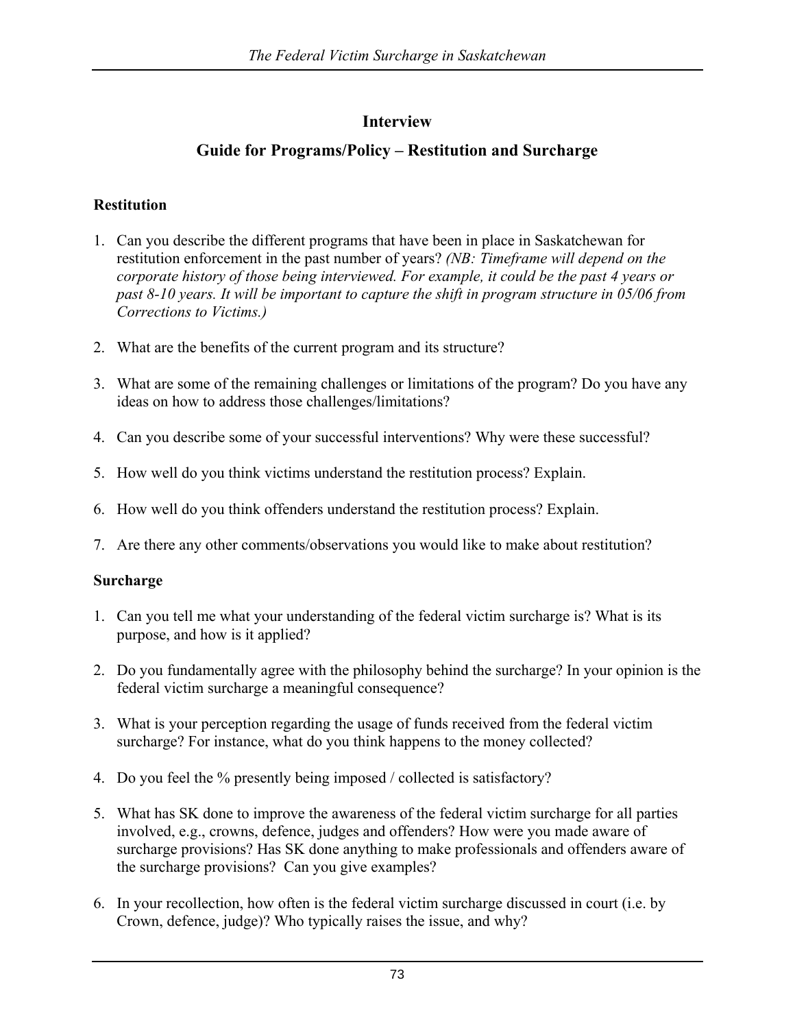## Interview

## Guide for Programs/Policy – Restitution and Surcharge

### Restitution

1. Can you describe the different programs that have been in place in Saskatchewan for restitution enforcement in the past number of years? *(NB: Timeframe will depend on the corporate history of those being interviewed. For example, it could be the past 4 years or past 8-10 years. It will be important to capture the shift in program structure in 05/06 from Corrections to Victims.)*

2. What are the benefits of the current program and its structure?

3. What are some of the remaining challenges or limitations of the program? Do you have any ideas on how to address those challenges/limitations?

4. Can you describe some of your successful interventions? Why were these successful?

5. How well do you think victims understand the restitution process? Explain.

6. How well do you think offenders understand the restitution process? Explain.

7. Are there any other comments/observations you would like to make about restitution?

### Surcharge

1. Can you tell me what your understanding of the federal victim surcharge is? What is its purpose, and how is it applied?

2. Do you fundamentally agree with the philosophy behind the surcharge? In your opinion is the federal victim surcharge a meaningful consequence?

3. What is your perception regarding the usage of funds received from the federal victim surcharge? For instance, what do you think happens to the money collected?

4. Do you feel the % presently being imposed / collected is satisfactory?

5. What has SK done to improve the awareness of the federal victim surcharge for all parties involved, e.g., crowns, defence, judges and offenders? How were you made aware of surcharge provisions? Has SK done anything to make professionals and offenders aware of the surcharge provisions? Can you give examples?

6. In your recollection, how often is the federal victim surcharge discussed in court (i.e. by Crown, defence, judge)? Who typically raises the issue, and why?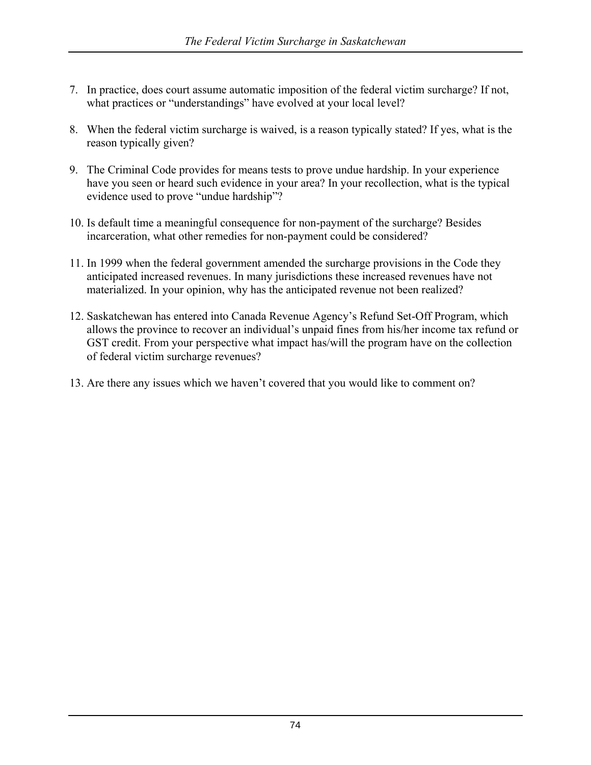7. In practice, does court assume automatic imposition of the federal victim surcharge? If not, what practices or "understandings" have evolved at your local level?

8. When the federal victim surcharge is waived, is a reason typically stated? If yes, what is the reason typically given?

9. The Criminal Code provides for means tests to prove undue hardship. In your experience have you seen or heard such evidence in your area? In your recollection, what is the typical evidence used to prove "undue hardship"?

10. Is default time a meaningful consequence for non-payment of the surcharge? Besides incarceration, what other remedies for non-payment could be considered?

11. In 1999 when the federal government amended the surcharge provisions in the Code they anticipated increased revenues. In many jurisdictions these increased revenues have not materialized. In your opinion, why has the anticipated revenue not been realized?

12. Saskatchewan has entered into Canada Revenue Agency's Refund Set-Off Program, which allows the province to recover an individual's unpaid fines from his/her income tax refund or GST credit. From your perspective what impact has/will the program have on the collection of federal victim surcharge revenues?

13. Are there any issues which we haven't covered that you would like to comment on?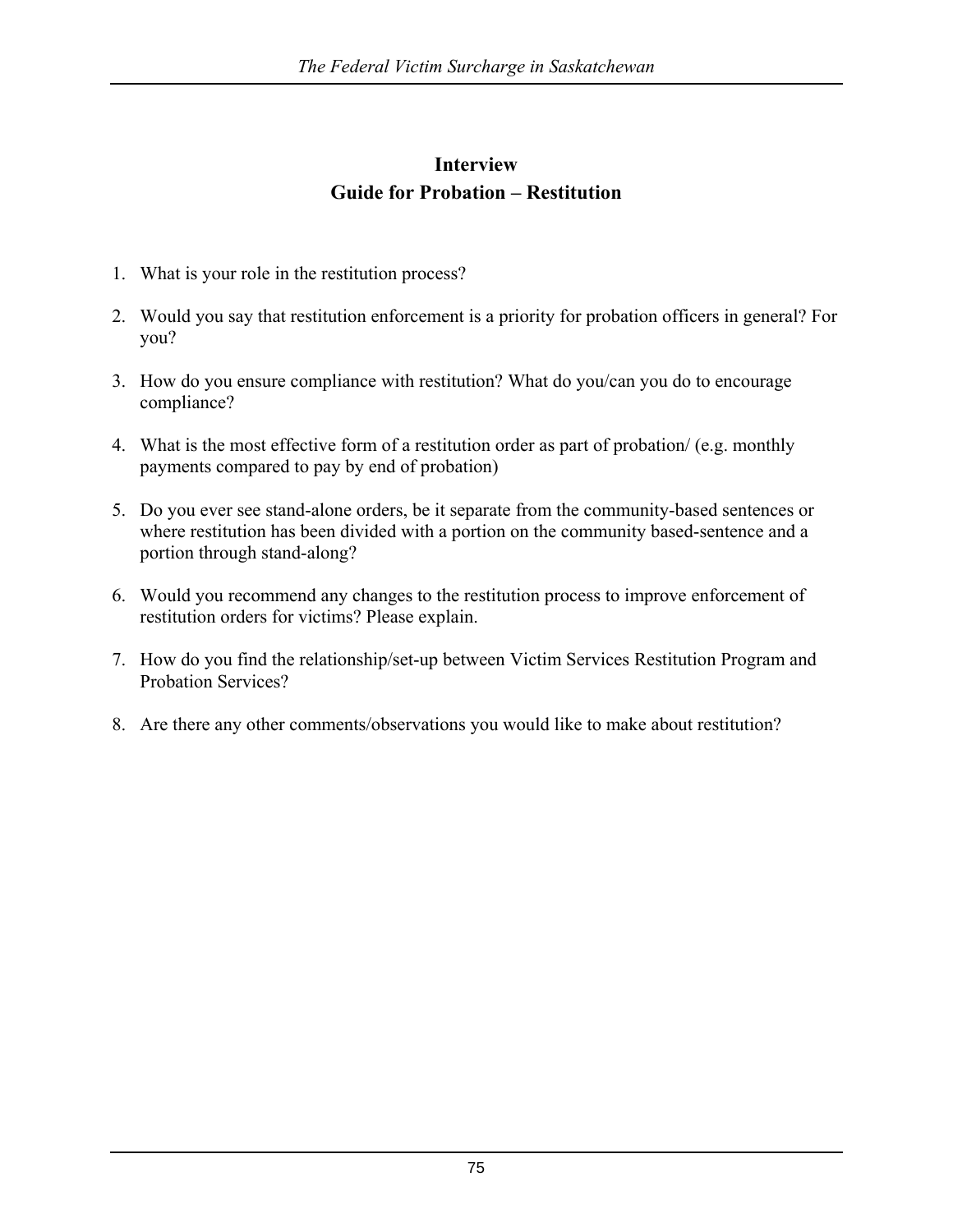# Interview
## Guide for Probation – Restitution

1. What is your role in the restitution process?
2. Would you say that restitution enforcement is a priority for probation officers in general? For you?
3. How do you ensure compliance with restitution? What do you/can you do to encourage compliance?
4. What is the most effective form of a restitution order as part of probation/ (e.g. monthly payments compared to pay by end of probation)
5. Do you ever see stand-alone orders, be it separate from the community-based sentences or where restitution has been divided with a portion on the community based-sentence and a portion through stand-along?
6. Would you recommend any changes to the restitution process to improve enforcement of restitution orders for victims? Please explain.
7. How do you find the relationship/set-up between Victim Services Restitution Program and Probation Services?
8. Are there any other comments/observations you would like to make about restitution?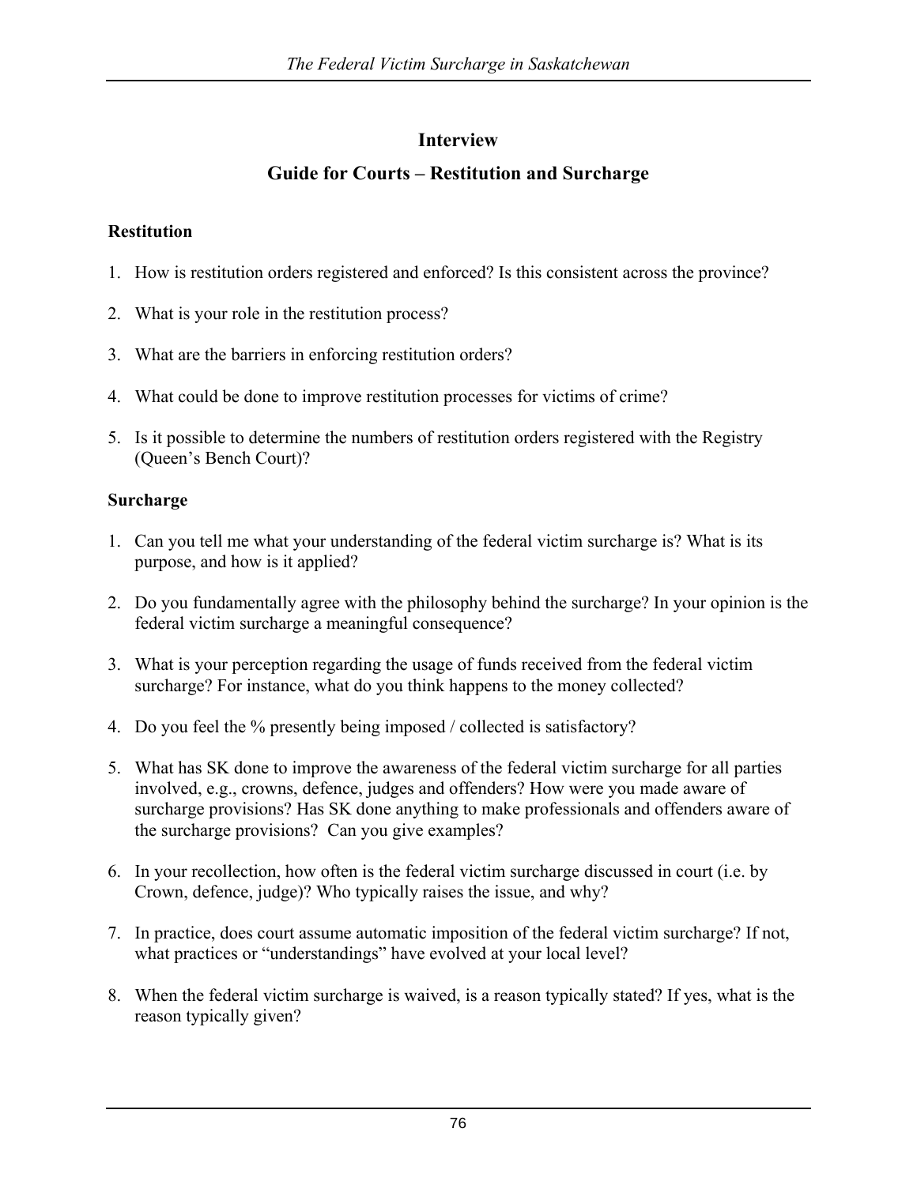## Interview

## Guide for Courts – Restitution and Surcharge

**Restitution**

1. How is restitution orders registered and enforced? Is this consistent across the province?

2. What is your role in the restitution process?

3. What are the barriers in enforcing restitution orders?

4. What could be done to improve restitution processes for victims of crime?

5. Is it possible to determine the numbers of restitution orders registered with the Registry (Queen's Bench Court)?

**Surcharge**

1. Can you tell me what your understanding of the federal victim surcharge is? What is its purpose, and how is it applied?

2. Do you fundamentally agree with the philosophy behind the surcharge? In your opinion is the federal victim surcharge a meaningful consequence?

3. What is your perception regarding the usage of funds received from the federal victim surcharge? For instance, what do you think happens to the money collected?

4. Do you feel the % presently being imposed / collected is satisfactory?

5. What has SK done to improve the awareness of the federal victim surcharge for all parties involved, e.g., crowns, defence, judges and offenders? How were you made aware of surcharge provisions? Has SK done anything to make professionals and offenders aware of the surcharge provisions? Can you give examples?

6. In your recollection, how often is the federal victim surcharge discussed in court (i.e. by Crown, defence, judge)? Who typically raises the issue, and why?

7. In practice, does court assume automatic imposition of the federal victim surcharge? If not, what practices or "understandings" have evolved at your local level?

8. When the federal victim surcharge is waived, is a reason typically stated? If yes, what is the reason typically given?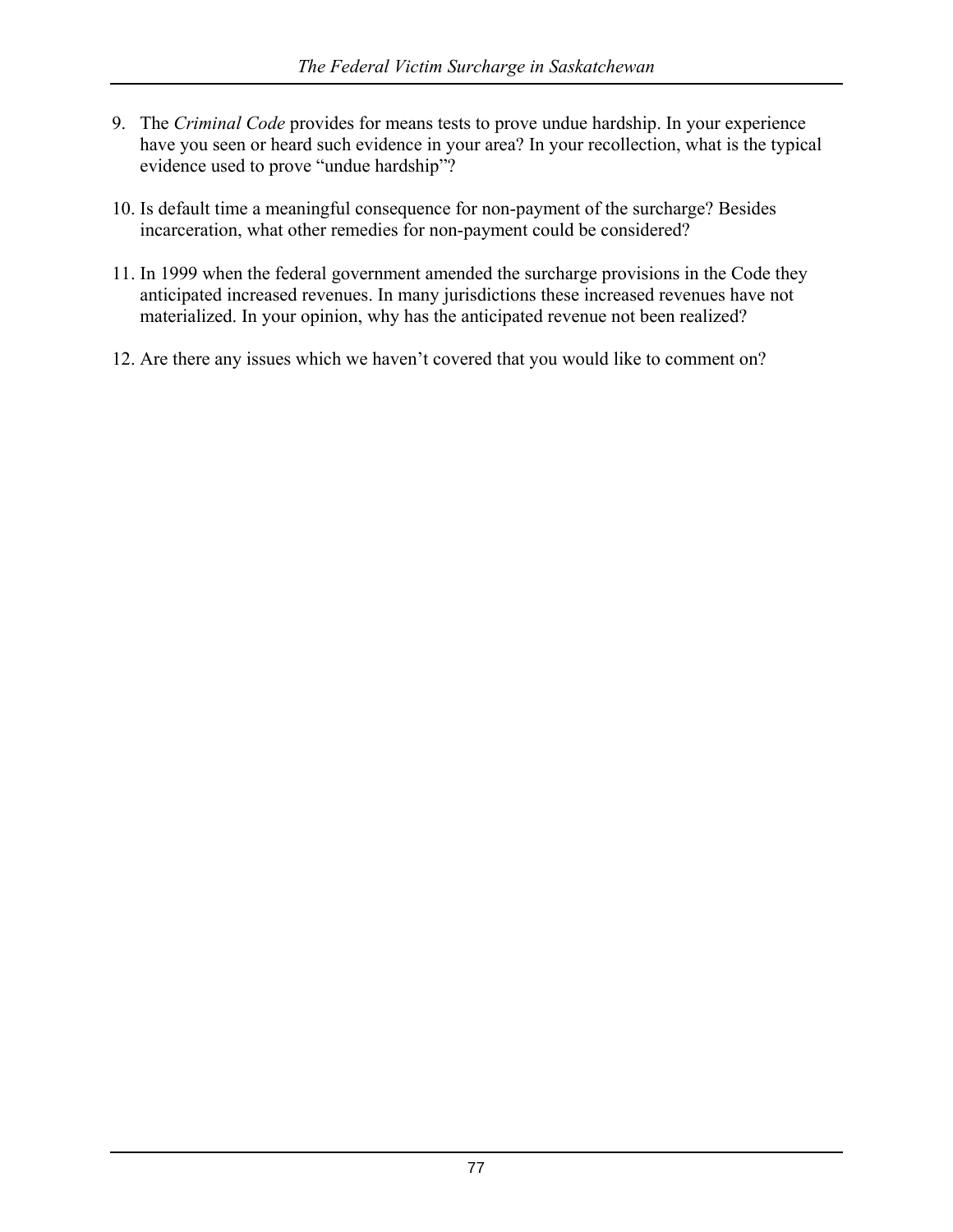9. The *Criminal Code* provides for means tests to prove undue hardship. In your experience have you seen or heard such evidence in your area? In your recollection, what is the typical evidence used to prove "undue hardship"?

10. Is default time a meaningful consequence for non-payment of the surcharge? Besides incarceration, what other remedies for non-payment could be considered?

11. In 1999 when the federal government amended the surcharge provisions in the Code they anticipated increased revenues. In many jurisdictions these increased revenues have not materialized. In your opinion, why has the anticipated revenue not been realized?

12. Are there any issues which we haven't covered that you would like to comment on?